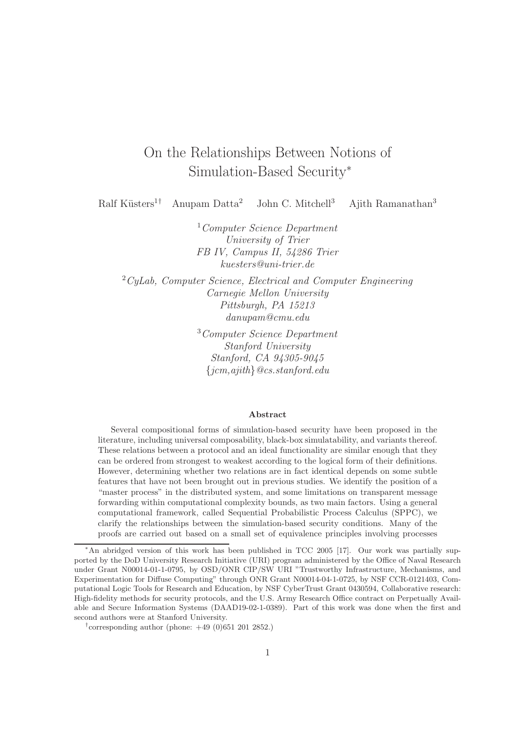# On the Relationships Between Notions of Simulation-Based Security*

Ralf Küsters[1†] Anupam Datta[2] John C. Mitchell[3] Ajith Ramanathan[3]

[1] *Computer Science Department*
*University of Trier*
*FB IV, Campus II, 54286 Trier*
*kuesters@uni-trier.de*

[2] *CyLab, Computer Science, Electrical and Computer Engineering*
*Carnegie Mellon University*
*Pittsburgh, PA 15213*
*danupam@cmu.edu*

[3] *Computer Science Department*
*Stanford University*
*Stanford, CA 94305-9045*
*{jcm,ajith}@cs.stanford.edu*

**Abstract**

Several compositional forms of simulation-based security have been proposed in the literature, including universal composability, black-box simulatability, and variants thereof. These relations between a protocol and an ideal functionality are similar enough that they can be ordered from strongest to weakest according to the logical form of their definitions. However, determining whether two relations are in fact identical depends on some subtle features that have not been brought out in previous studies. We identify the position of a "master process" in the distributed system, and some limitations on transparent message forwarding within computational complexity bounds, as two main factors. Using a general computational framework, called Sequential Probabilistic Process Calculus (SPPC), we clarify the relationships between the simulation-based security conditions. Many of the proofs are carried out based on a small set of equivalence principles involving processes

---

*An abridged version of this work has been published in TCC 2005 [17]. Our work was partially supported by the DoD University Research Initiative (URI) program administered by the Office of Naval Research under Grant N00014-01-1-0795, by OSD/ONR CIP/SW URI "Trustworthy Infrastructure, Mechanisms, and Experimentation for Diffuse Computing" through ONR Grant N00014-04-1-0725, by NSF CCR-0121403, Computational Logic Tools for Research and Education, by NSF CyberTrust Grant 0430594, Collaborative research: High-fidelity methods for security protocols, and the U.S. Army Research Office contract on Perpetually Available and Secure Information Systems (DAAD19-02-1-0389). Part of this work was done when the first and second authors were at Stanford University.

†corresponding author (phone: +49 (0)651 201 2852.)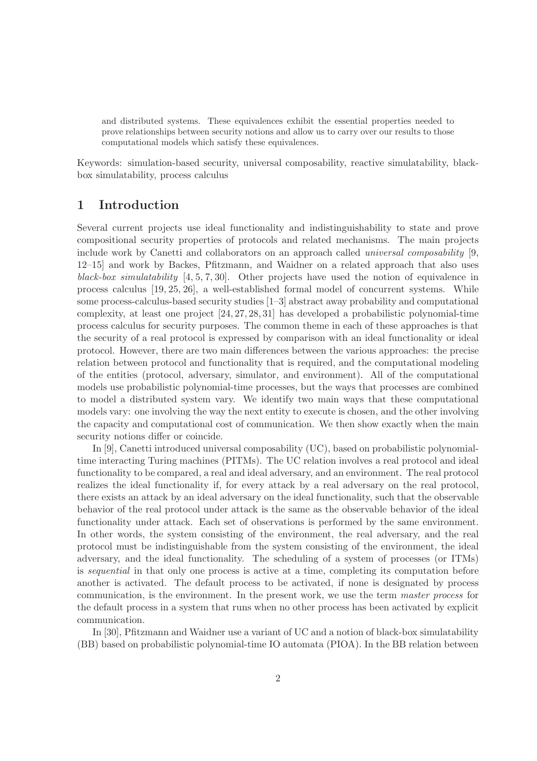and distributed systems. These equivalences exhibit the essential properties needed to prove relationships between security notions and allow us to carry over our results to those computational models which satisfy these equivalences.

Keywords: simulation-based security, universal composability, reactive simulatability, black-box simulatability, process calculus

# 1 Introduction

Several current projects use ideal functionality and indistinguishability to state and prove compositional security properties of protocols and related mechanisms. The main projects include work by Canetti and collaborators on an approach called *universal composability* [9, 12–15] and work by Backes, Pfitzmann, and Waidner on a related approach that also uses *black-box simulatability* [4, 5, 7, 30]. Other projects have used the notion of equivalence in process calculus [19, 25, 26], a well-established formal model of concurrent systems. While some process-calculus-based security studies [1–3] abstract away probability and computational complexity, at least one project [24, 27, 28, 31] has developed a probabilistic polynomial-time process calculus for security purposes. The common theme in each of these approaches is that the security of a real protocol is expressed by comparison with an ideal functionality or ideal protocol. However, there are two main differences between the various approaches: the precise relation between protocol and functionality that is required, and the computational modeling of the entities (protocol, adversary, simulator, and environment). All of the computational models use probabilistic polynomial-time processes, but the ways that processes are combined to model a distributed system vary. We identify two main ways that these computational models vary: one involving the way the next entity to execute is chosen, and the other involving the capacity and computational cost of communication. We then show exactly when the main security notions differ or coincide.

In [9], Canetti introduced universal composability (UC), based on probabilistic polynomial-time interacting Turing machines (PITMs). The UC relation involves a real protocol and ideal functionality to be compared, a real and ideal adversary, and an environment. The real protocol realizes the ideal functionality if, for every attack by a real adversary on the real protocol, there exists an attack by an ideal adversary on the ideal functionality, such that the observable behavior of the real protocol under attack is the same as the observable behavior of the ideal functionality under attack. Each set of observations is performed by the same environment. In other words, the system consisting of the environment, the real adversary, and the real protocol must be indistinguishable from the system consisting of the environment, the ideal adversary, and the ideal functionality. The scheduling of a system of processes (or ITMs) is *sequential* in that only one process is active at a time, completing its computation before another is activated. The default process to be activated, if none is designated by process communication, is the environment. In the present work, we use the term *master process* for the default process in a system that runs when no other process has been activated by explicit communication.

In [30], Pfitzmann and Waidner use a variant of UC and a notion of black-box simulatability (BB) based on probabilistic polynomial-time IO automata (PIOA). In the BB relation between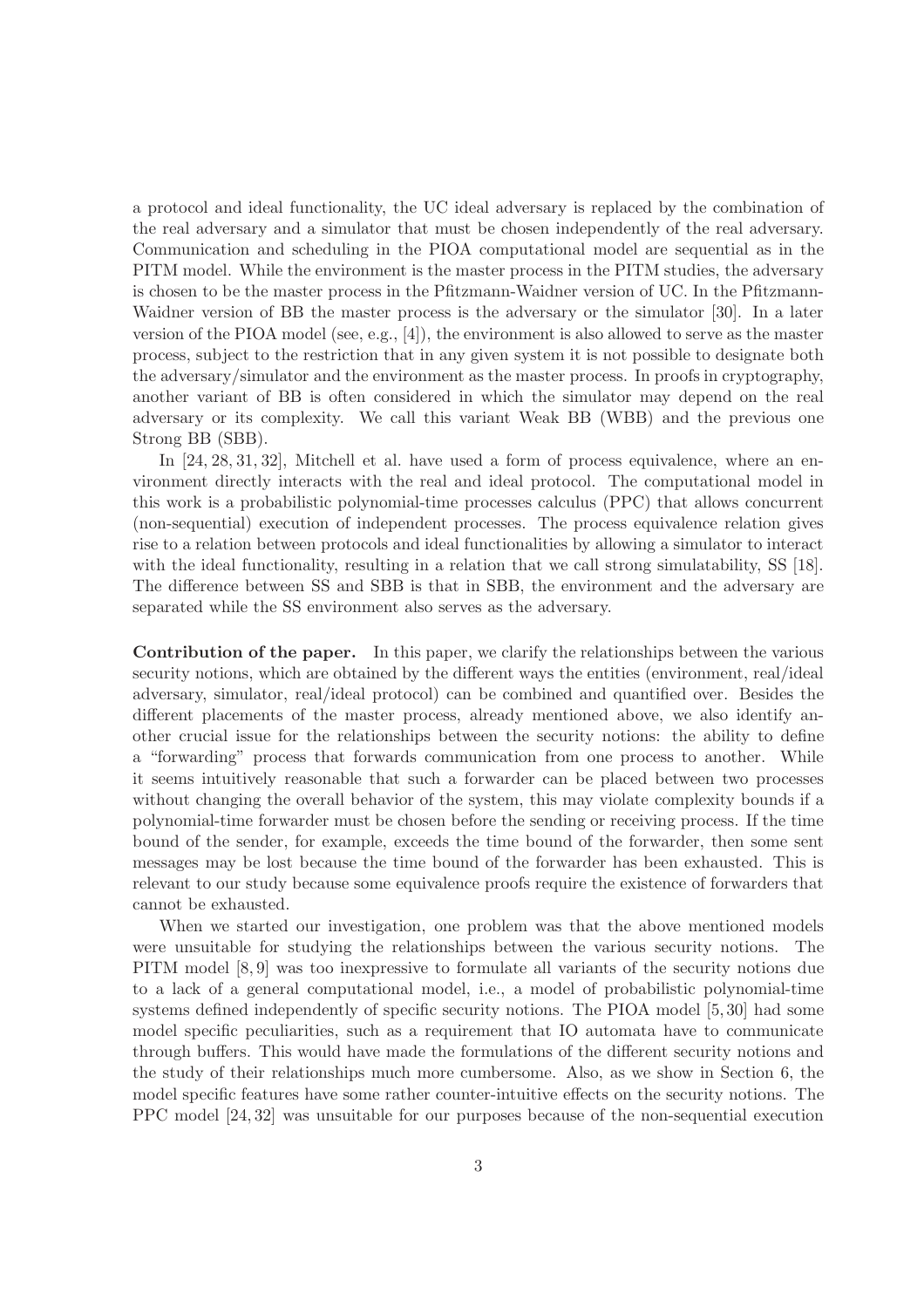a protocol and ideal functionality, the UC ideal adversary is replaced by the combination of the real adversary and a simulator that must be chosen independently of the real adversary. Communication and scheduling in the PIOA computational model are sequential as in the PITM model. While the environment is the master process in the PITM studies, the adversary is chosen to be the master process in the Pfitzmann-Waidner version of UC. In the Pfitzmann-Waidner version of BB the master process is the adversary or the simulator [30]. In a later version of the PIOA model (see, e.g., [4]), the environment is also allowed to serve as the master process, subject to the restriction that in any given system it is not possible to designate both the adversary/simulator and the environment as the master process. In proofs in cryptography, another variant of BB is often considered in which the simulator may depend on the real adversary or its complexity. We call this variant Weak BB (WBB) and the previous one Strong BB (SBB).

In [24, 28, 31, 32], Mitchell et al. have used a form of process equivalence, where an environment directly interacts with the real and ideal protocol. The computational model in this work is a probabilistic polynomial-time processes calculus (PPC) that allows concurrent (non-sequential) execution of independent processes. The process equivalence relation gives rise to a relation between protocols and ideal functionalities by allowing a simulator to interact with the ideal functionality, resulting in a relation that we call strong simulatability, SS [18]. The difference between SS and SBB is that in SBB, the environment and the adversary are separated while the SS environment also serves as the adversary.

**Contribution of the paper.** In this paper, we clarify the relationships between the various security notions, which are obtained by the different ways the entities (environment, real/ideal adversary, simulator, real/ideal protocol) can be combined and quantified over. Besides the different placements of the master process, already mentioned above, we also identify another crucial issue for the relationships between the security notions: the ability to define a "forwarding" process that forwards communication from one process to another. While it seems intuitively reasonable that such a forwarder can be placed between two processes without changing the overall behavior of the system, this may violate complexity bounds if a polynomial-time forwarder must be chosen before the sending or receiving process. If the time bound of the sender, for example, exceeds the time bound of the forwarder, then some sent messages may be lost because the time bound of the forwarder has been exhausted. This is relevant to our study because some equivalence proofs require the existence of forwarders that cannot be exhausted.

When we started our investigation, one problem was that the above mentioned models were unsuitable for studying the relationships between the various security notions. The PITM model [8, 9] was too inexpressive to formulate all variants of the security notions due to a lack of a general computational model, i.e., a model of probabilistic polynomial-time systems defined independently of specific security notions. The PIOA model [5, 30] had some model specific peculiarities, such as a requirement that IO automata have to communicate through buffers. This would have made the formulations of the different security notions and the study of their relationships much more cumbersome. Also, as we show in Section 6, the model specific features have some rather counter-intuitive effects on the security notions. The PPC model [24, 32] was unsuitable for our purposes because of the non-sequential execution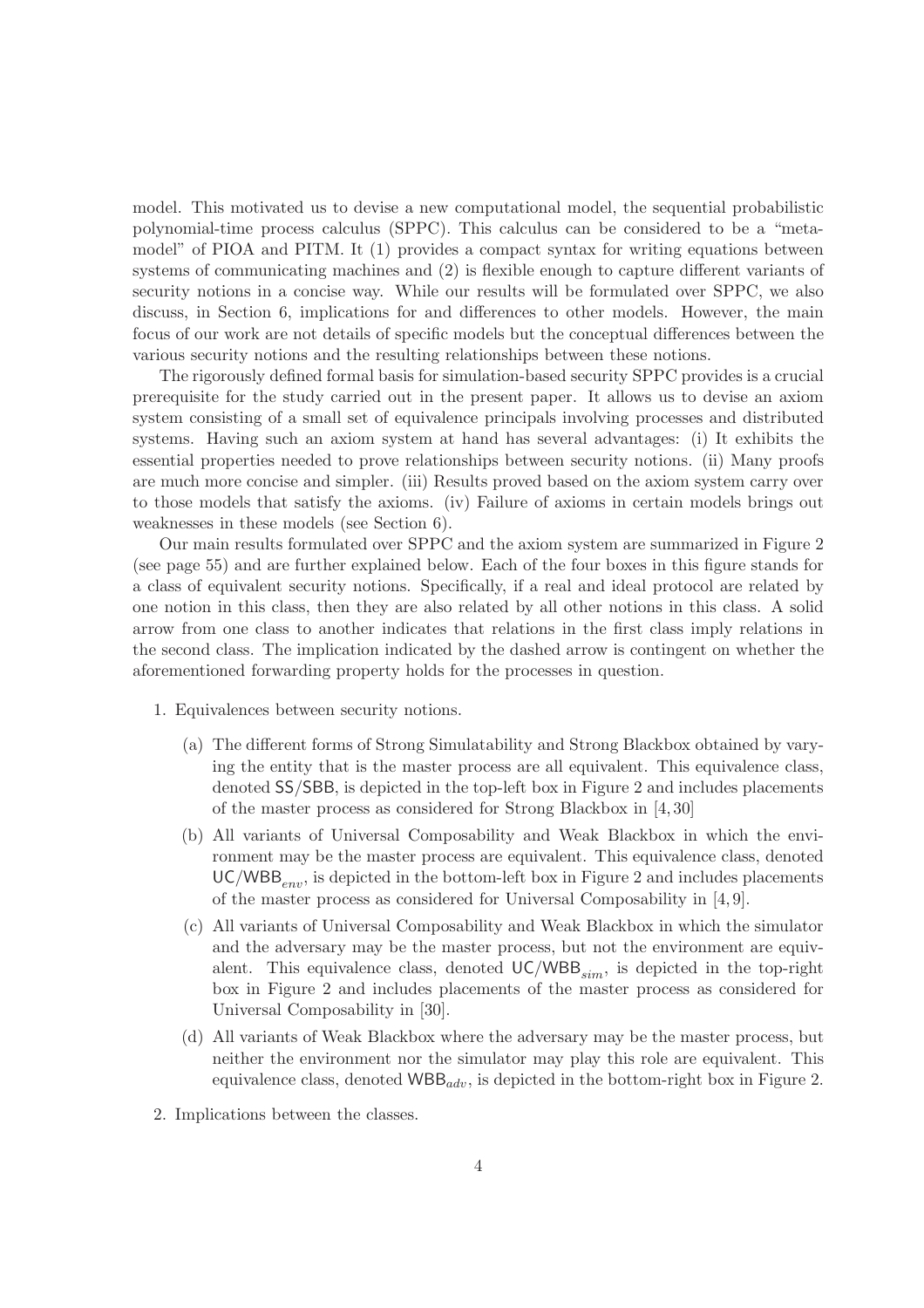model. This motivated us to devise a new computational model, the sequential probabilistic polynomial-time process calculus (SPPC). This calculus can be considered to be a "meta-model" of PIOA and PITM. It (1) provides a compact syntax for writing equations between systems of communicating machines and (2) is flexible enough to capture different variants of security notions in a concise way. While our results will be formulated over SPPC, we also discuss, in Section 6, implications for and differences to other models. However, the main focus of our work are not details of specific models but the conceptual differences between the various security notions and the resulting relationships between these notions.

The rigorously defined formal basis for simulation-based security SPPC provides is a crucial prerequisite for the study carried out in the present paper. It allows us to devise an axiom system consisting of a small set of equivalence principals involving processes and distributed systems. Having such an axiom system at hand has several advantages: (i) It exhibits the essential properties needed to prove relationships between security notions. (ii) Many proofs are much more concise and simpler. (iii) Results proved based on the axiom system carry over to those models that satisfy the axioms. (iv) Failure of axioms in certain models brings out weaknesses in these models (see Section 6).

Our main results formulated over SPPC and the axiom system are summarized in Figure 2 (see page 55) and are further explained below. Each of the four boxes in this figure stands for a class of equivalent security notions. Specifically, if a real and ideal protocol are related by one notion in this class, then they are also related by all other notions in this class. A solid arrow from one class to another indicates that relations in the first class imply relations in the second class. The implication indicated by the dashed arrow is contingent on whether the aforementioned forwarding property holds for the processes in question.

1. Equivalences between security notions.

   (a) The different forms of Strong Simulatability and Strong Blackbox obtained by varying the entity that is the master process are all equivalent. This equivalence class, denoted SS/SBB, is depicted in the top-left box in Figure 2 and includes placements of the master process as considered for Strong Blackbox in [4, 30]

   (b) All variants of Universal Composability and Weak Blackbox in which the environment may be the master process are equivalent. This equivalence class, denoted $\mathsf{UC/WBB}_{env}$, is depicted in the bottom-left box in Figure 2 and includes placements of the master process as considered for Universal Composability in [4, 9].

   (c) All variants of Universal Composability and Weak Blackbox in which the simulator and the adversary may be the master process, but not the environment are equivalent. This equivalence class, denoted $\mathsf{UC/WBB}_{sim}$, is depicted in the top-right box in Figure 2 and includes placements of the master process as considered for Universal Composability in [30].

   (d) All variants of Weak Blackbox where the adversary may be the master process, but neither the environment nor the simulator may play this role are equivalent. This equivalence class, denoted $\mathsf{WBB}_{adv}$, is depicted in the bottom-right box in Figure 2.

2. Implications between the classes.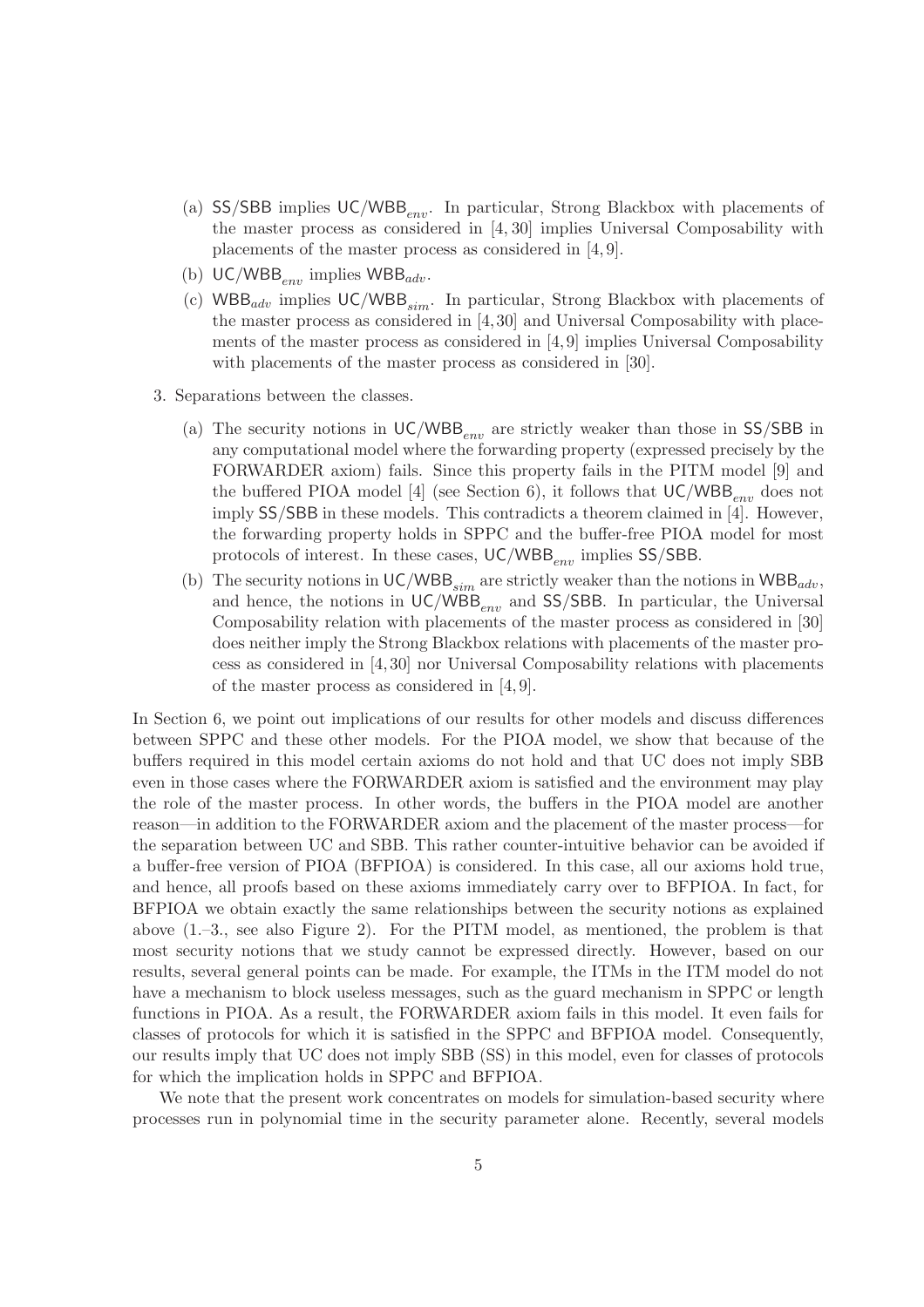(a) SS/SBB implies $\mathsf{UC/WBB}_{env}$. In particular, Strong Blackbox with placements of the master process as considered in [4, 30] implies Universal Composability with placements of the master process as considered in [4, 9].

(b) $\mathsf{UC/WBB}_{env}$ implies $\mathsf{WBB}_{adv}$.

(c) $\mathsf{WBB}_{adv}$ implies $\mathsf{UC/WBB}_{sim}$. In particular, Strong Blackbox with placements of the master process as considered in [4, 30] and Universal Composability with placements of the master process as considered in [4, 9] implies Universal Composability with placements of the master process as considered in [30].

3. Separations between the classes.

(a) The security notions in $\mathsf{UC/WBB}_{env}$ are strictly weaker than those in SS/SBB in any computational model where the forwarding property (expressed precisely by the FORWARDER axiom) fails. Since this property fails in the PITM model [9] and the buffered PIOA model [4] (see Section 6), it follows that $\mathsf{UC/WBB}_{env}$ does not imply SS/SBB in these models. This contradicts a theorem claimed in [4]. However, the forwarding property holds in SPPC and the buffer-free PIOA model for most protocols of interest. In these cases, $\mathsf{UC/WBB}_{env}$ implies SS/SBB.

(b) The security notions in $\mathsf{UC/WBB}_{sim}$ are strictly weaker than the notions in $\mathsf{WBB}_{adv}$, and hence, the notions in $\mathsf{UC/WBB}_{env}$ and SS/SBB. In particular, the Universal Composability relation with placements of the master process as considered in [30] does neither imply the Strong Blackbox relations with placements of the master process as considered in [4, 30] nor Universal Composability relations with placements of the master process as considered in [4, 9].

In Section 6, we point out implications of our results for other models and discuss differences between SPPC and these other models. For the PIOA model, we show that because of the buffers required in this model certain axioms do not hold and that UC does not imply SBB even in those cases where the FORWARDER axiom is satisfied and the environment may play the role of the master process. In other words, the buffers in the PIOA model are another reason—in addition to the FORWARDER axiom and the placement of the master process—for the separation between UC and SBB. This rather counter-intuitive behavior can be avoided if a buffer-free version of PIOA (BFPIOA) is considered. In this case, all our axioms hold true, and hence, all proofs based on these axioms immediately carry over to BFPIOA. In fact, for BFPIOA we obtain exactly the same relationships between the security notions as explained above (1.–3., see also Figure 2). For the PITM model, as mentioned, the problem is that most security notions that we study cannot be expressed directly. However, based on our results, several general points can be made. For example, the ITMs in the ITM model do not have a mechanism to block useless messages, such as the guard mechanism in SPPC or length functions in PIOA. As a result, the FORWARDER axiom fails in this model. It even fails for classes of protocols for which it is satisfied in the SPPC and BFPIOA model. Consequently, our results imply that UC does not imply SBB (SS) in this model, even for classes of protocols for which the implication holds in SPPC and BFPIOA.

We note that the present work concentrates on models for simulation-based security where processes run in polynomial time in the security parameter alone. Recently, several models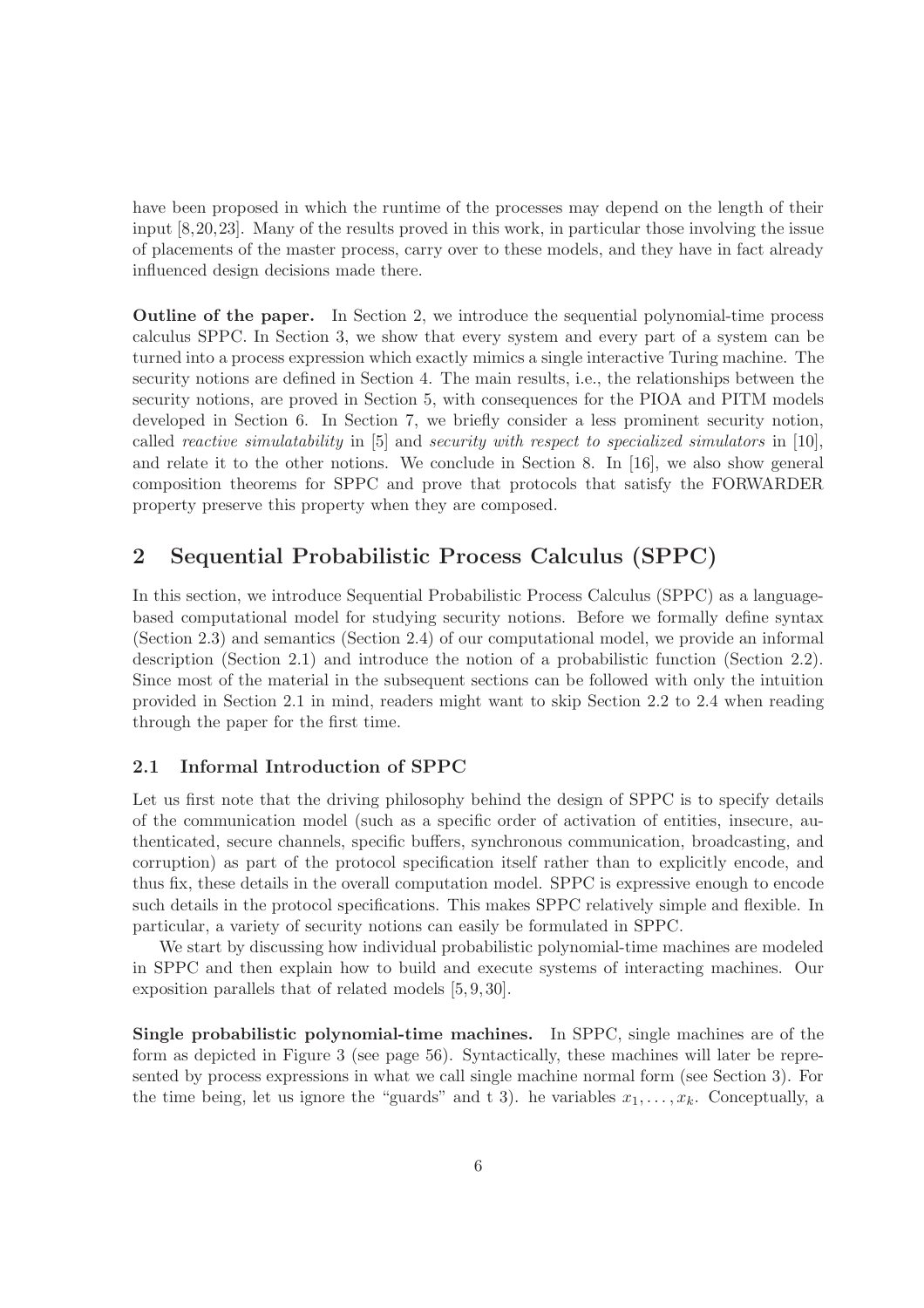have been proposed in which the runtime of the processes may depend on the length of their input [8,20,23]. Many of the results proved in this work, in particular those involving the issue of placements of the master process, carry over to these models, and they have in fact already influenced design decisions made there.

**Outline of the paper.** In Section 2, we introduce the sequential polynomial-time process calculus SPPC. In Section 3, we show that every system and every part of a system can be turned into a process expression which exactly mimics a single interactive Turing machine. The security notions are defined in Section 4. The main results, i.e., the relationships between the security notions, are proved in Section 5, with consequences for the PIOA and PITM models developed in Section 6. In Section 7, we briefly consider a less prominent security notion, called *reactive simulatability* in [5] and *security with respect to specialized simulators* in [10], and relate it to the other notions. We conclude in Section 8. In [16], we also show general composition theorems for SPPC and prove that protocols that satisfy the FORWARDER property preserve this property when they are composed.

## 2 Sequential Probabilistic Process Calculus (SPPC)

In this section, we introduce Sequential Probabilistic Process Calculus (SPPC) as a language-based computational model for studying security notions. Before we formally define syntax (Section 2.3) and semantics (Section 2.4) of our computational model, we provide an informal description (Section 2.1) and introduce the notion of a probabilistic function (Section 2.2). Since most of the material in the subsequent sections can be followed with only the intuition provided in Section 2.1 in mind, readers might want to skip Section 2.2 to 2.4 when reading through the paper for the first time.

### 2.1 Informal Introduction of SPPC

Let us first note that the driving philosophy behind the design of SPPC is to specify details of the communication model (such as a specific order of activation of entities, insecure, authenticated, secure channels, specific buffers, synchronous communication, broadcasting, and corruption) as part of the protocol specification itself rather than to explicitly encode, and thus fix, these details in the overall computation model. SPPC is expressive enough to encode such details in the protocol specifications. This makes SPPC relatively simple and flexible. In particular, a variety of security notions can easily be formulated in SPPC.

We start by discussing how individual probabilistic polynomial-time machines are modeled in SPPC and then explain how to build and execute systems of interacting machines. Our exposition parallels that of related models [5,9,30].

**Single probabilistic polynomial-time machines.** In SPPC, single machines are of the form as depicted in Figure 3 (see page 56). Syntactically, these machines will later be represented by process expressions in what we call single machine normal form (see Section 3). For the time being, let us ignore the "guards" and t 3). he variables $x_1, \ldots, x_k$. Conceptually, a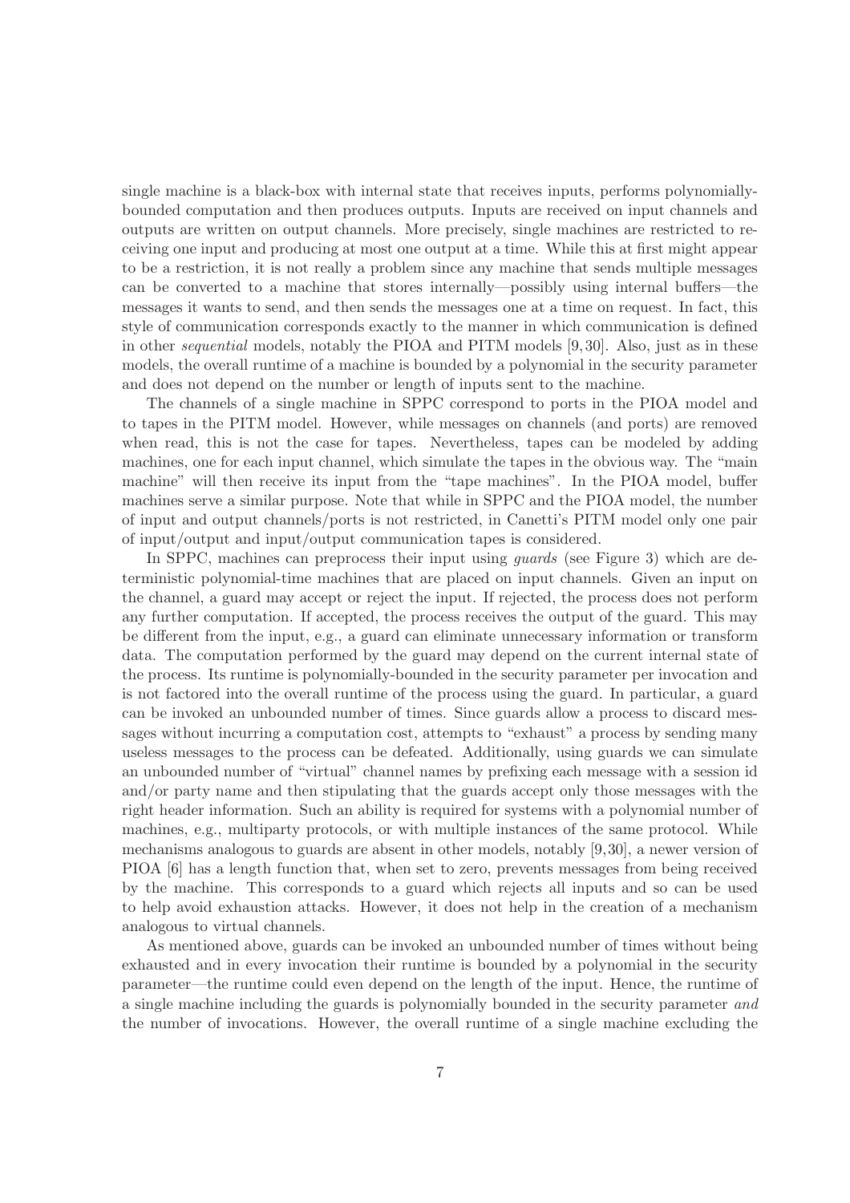single machine is a black-box with internal state that receives inputs, performs polynomially-bounded computation and then produces outputs. Inputs are received on input channels and outputs are written on output channels. More precisely, single machines are restricted to receiving one input and producing at most one output at a time. While this at first might appear to be a restriction, it is not really a problem since any machine that sends multiple messages can be converted to a machine that stores internally—possibly using internal buffers—the messages it wants to send, and then sends the messages one at a time on request. In fact, this style of communication corresponds exactly to the manner in which communication is defined in other *sequential* models, notably the PIOA and PITM models [9,30]. Also, just as in these models, the overall runtime of a machine is bounded by a polynomial in the security parameter and does not depend on the number or length of inputs sent to the machine.

The channels of a single machine in SPPC correspond to ports in the PIOA model and to tapes in the PITM model. However, while messages on channels (and ports) are removed when read, this is not the case for tapes. Nevertheless, tapes can be modeled by adding machines, one for each input channel, which simulate the tapes in the obvious way. The "main machine" will then receive its input from the "tape machines". In the PIOA model, buffer machines serve a similar purpose. Note that while in SPPC and the PIOA model, the number of input and output channels/ports is not restricted, in Canetti's PITM model only one pair of input/output and input/output communication tapes is considered.

In SPPC, machines can preprocess their input using *guards* (see Figure 3) which are deterministic polynomial-time machines that are placed on input channels. Given an input on the channel, a guard may accept or reject the input. If rejected, the process does not perform any further computation. If accepted, the process receives the output of the guard. This may be different from the input, e.g., a guard can eliminate unnecessary information or transform data. The computation performed by the guard may depend on the current internal state of the process. Its runtime is polynomially-bounded in the security parameter per invocation and is not factored into the overall runtime of the process using the guard. In particular, a guard can be invoked an unbounded number of times. Since guards allow a process to discard messages without incurring a computation cost, attempts to "exhaust" a process by sending many useless messages to the process can be defeated. Additionally, using guards we can simulate an unbounded number of "virtual" channel names by prefixing each message with a session id and/or party name and then stipulating that the guards accept only those messages with the right header information. Such an ability is required for systems with a polynomial number of machines, e.g., multiparty protocols, or with multiple instances of the same protocol. While mechanisms analogous to guards are absent in other models, notably [9,30], a newer version of PIOA [6] has a length function that, when set to zero, prevents messages from being received by the machine. This corresponds to a guard which rejects all inputs and so can be used to help avoid exhaustion attacks. However, it does not help in the creation of a mechanism analogous to virtual channels.

As mentioned above, guards can be invoked an unbounded number of times without being exhausted and in every invocation their runtime is bounded by a polynomial in the security parameter—the runtime could even depend on the length of the input. Hence, the runtime of a single machine including the guards is polynomially bounded in the security parameter *and* the number of invocations. However, the overall runtime of a single machine excluding the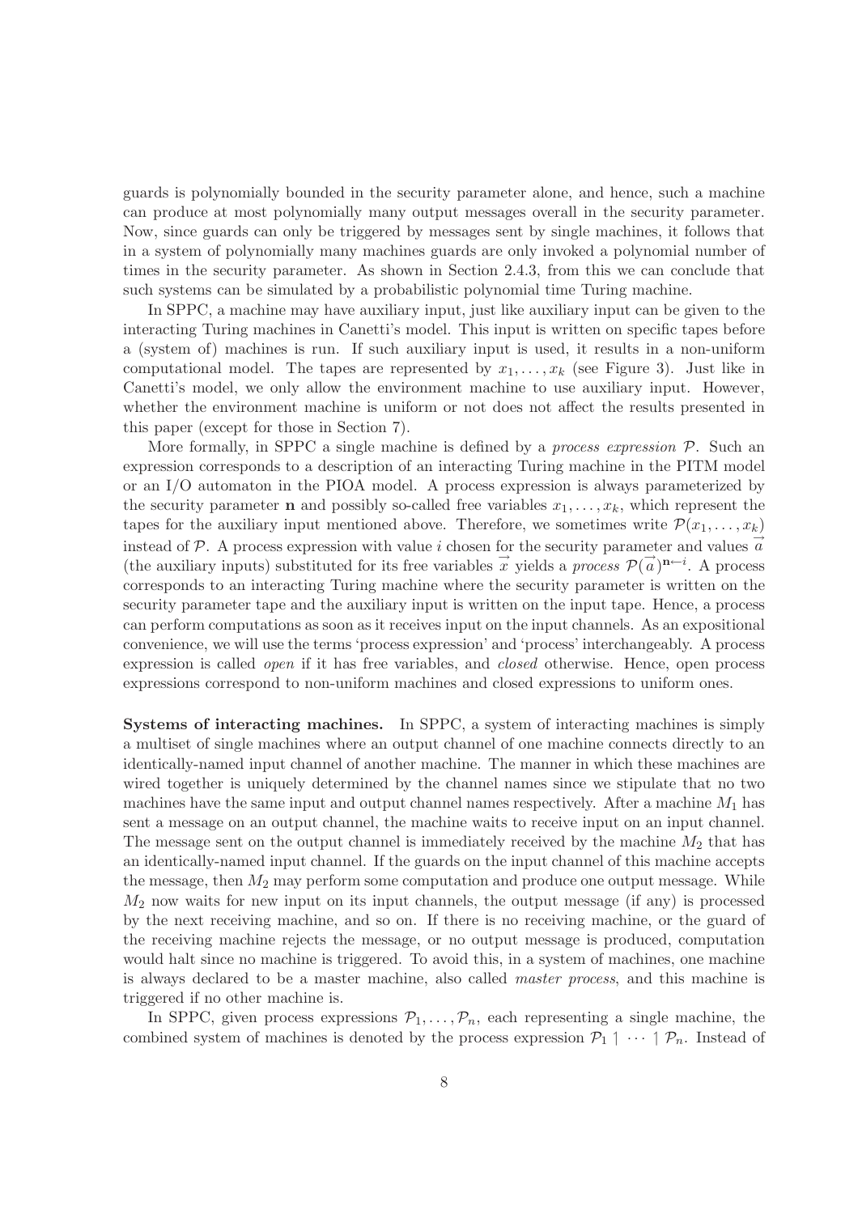guards is polynomially bounded in the security parameter alone, and hence, such a machine can produce at most polynomially many output messages overall in the security parameter. Now, since guards can only be triggered by messages sent by single machines, it follows that in a system of polynomially many machines guards are only invoked a polynomial number of times in the security parameter. As shown in Section 2.4.3, from this we can conclude that such systems can be simulated by a probabilistic polynomial time Turing machine.

In SPPC, a machine may have auxiliary input, just like auxiliary input can be given to the interacting Turing machines in Canetti's model. This input is written on specific tapes before a (system of) machines is run. If such auxiliary input is used, it results in a non-uniform computational model. The tapes are represented by $x_1, \ldots, x_k$ (see Figure 3). Just like in Canetti's model, we only allow the environment machine to use auxiliary input. However, whether the environment machine is uniform or not does not affect the results presented in this paper (except for those in Section 7).

More formally, in SPPC a single machine is defined by a *process expression* $\mathcal{P}$. Such an expression corresponds to a description of an interacting Turing machine in the PITM model or an I/O automaton in the PIOA model. A process expression is always parameterized by the security parameter $\mathbf{n}$ and possibly so-called free variables $x_1, \ldots, x_k$, which represent the tapes for the auxiliary input mentioned above. Therefore, we sometimes write $\mathcal{P}(x_1, \ldots, x_k)$ instead of $\mathcal{P}$. A process expression with value $i$ chosen for the security parameter and values $\vec{a}$ (the auxiliary inputs) substituted for its free variables $\vec{x}$ yields a *process* $\mathcal{P}(\vec{a})^{\mathbf{n} \leftarrow i}$. A process corresponds to an interacting Turing machine where the security parameter is written on the security parameter tape and the auxiliary input is written on the input tape. Hence, a process can perform computations as soon as it receives input on the input channels. As an expositional convenience, we will use the terms 'process expression' and 'process' interchangeably. A process expression is called *open* if it has free variables, and *closed* otherwise. Hence, open process expressions correspond to non-uniform machines and closed expressions to uniform ones.

**Systems of interacting machines.** In SPPC, a system of interacting machines is simply a multiset of single machines where an output channel of one machine connects directly to an identically-named input channel of another machine. The manner in which these machines are wired together is uniquely determined by the channel names since we stipulate that no two machines have the same input and output channel names respectively. After a machine $M_1$ has sent a message on an output channel, the machine waits to receive input on an input channel. The message sent on the output channel is immediately received by the machine $M_2$ that has an identically-named input channel. If the guards on the input channel of this machine accepts the message, then $M_2$ may perform some computation and produce one output message. While $M_2$ now waits for new input on its input channels, the output message (if any) is processed by the next receiving machine, and so on. If there is no receiving machine, or the guard of the receiving machine rejects the message, or no output message is produced, computation would halt since no machine is triggered. To avoid this, in a system of machines, one machine is always declared to be a master machine, also called *master process*, and this machine is triggered if no other machine is.

In SPPC, given process expressions $\mathcal{P}_1, \ldots, \mathcal{P}_n$, each representing a single machine, the combined system of machines is denoted by the process expression $\mathcal{P}_1 \mid \cdots \mid \mathcal{P}_n$. Instead of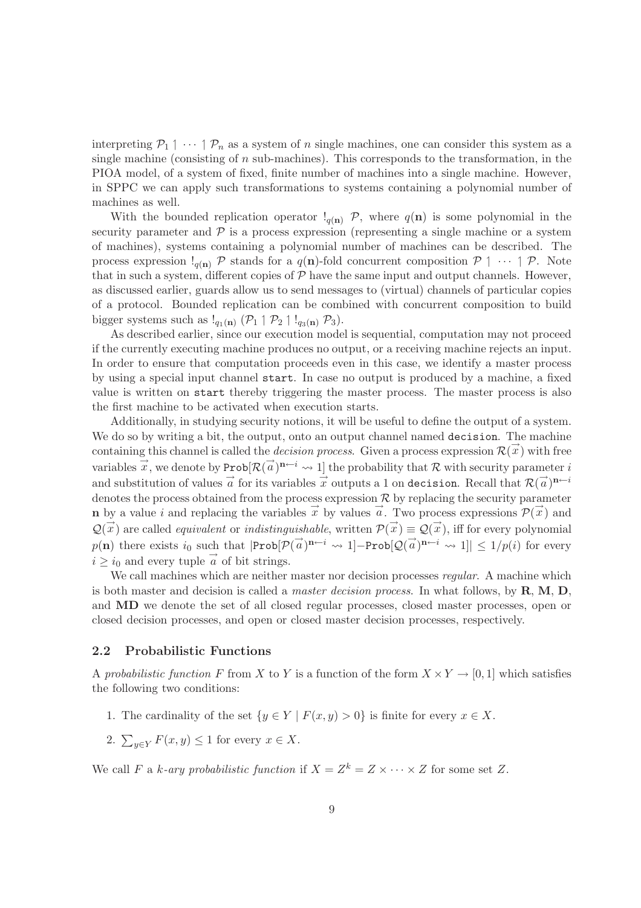interpreting $\mathcal{P}_1 \upharpoonleft \cdots \upharpoonleft \mathcal{P}_n$ as a system of $n$ single machines, one can consider this system as a single machine (consisting of $n$ sub-machines). This corresponds to the transformation, in the PIOA model, of a system of fixed, finite number of machines into a single machine. However, in SPPC we can apply such transformations to systems containing a polynomial number of machines as well.

With the bounded replication operator $!_{q(\mathbf{n})}\ \mathcal{P}$, where $q(\mathbf{n})$ is some polynomial in the security parameter and $\mathcal{P}$ is a process expression (representing a single machine or a system of machines), systems containing a polynomial number of machines can be described. The process expression $!_{q(\mathbf{n})}\ \mathcal{P}$ stands for a $q(\mathbf{n})$-fold concurrent composition $\mathcal{P} \upharpoonleft \cdots \upharpoonleft \mathcal{P}$. Note that in such a system, different copies of $\mathcal{P}$ have the same input and output channels. However, as discussed earlier, guards allow us to send messages to (virtual) channels of particular copies of a protocol. Bounded replication can be combined with concurrent composition to build bigger systems such as $!_{q_1(\mathbf{n})}\ (\mathcal{P}_1 \upharpoonleft \mathcal{P}_2 \upharpoonleft !_{q_3(\mathbf{n})}\ \mathcal{P}_3)$.

As described earlier, since our execution model is sequential, computation may not proceed if the currently executing machine produces no output, or a receiving machine rejects an input. In order to ensure that computation proceeds even in this case, we identify a master process by using a special input channel `start`. In case no output is produced by a machine, a fixed value is written on `start` thereby triggering the master process. The master process is also the first machine to be activated when execution starts.

Additionally, in studying security notions, it will be useful to define the output of a system. We do so by writing a bit, the output, onto an output channel named `decision`. The machine containing this channel is called the *decision process*. Given a process expression $\mathcal{R}(\vec{x})$ with free variables $\vec{x}$, we denote by $\texttt{Prob}[\mathcal{R}(\vec{a})^{\mathbf{n}\leftarrow i} \rightsquigarrow 1]$ the probability that $\mathcal{R}$ with security parameter $i$ and substitution of values $\vec{a}$ for its variables $\vec{x}$ outputs a 1 on `decision`. Recall that $\mathcal{R}(\vec{a})^{\mathbf{n}\leftarrow i}$ denotes the process obtained from the process expression $\mathcal{R}$ by replacing the security parameter $\mathbf{n}$ by a value $i$ and replacing the variables $\vec{x}$ by values $\vec{a}$. Two process expressions $\mathcal{P}(\vec{x})$ and $\mathcal{Q}(\vec{x})$ are called *equivalent* or *indistinguishable*, written $\mathcal{P}(\vec{x}) \equiv \mathcal{Q}(\vec{x})$, iff for every polynomial $p(\mathbf{n})$ there exists $i_0$ such that $|\texttt{Prob}[\mathcal{P}(\vec{a})^{\mathbf{n}\leftarrow i} \rightsquigarrow 1] - \texttt{Prob}[\mathcal{Q}(\vec{a})^{\mathbf{n}\leftarrow i} \rightsquigarrow 1]| \leq 1/p(i)$ for every $i \geq i_0$ and every tuple $\vec{a}$ of bit strings.

We call machines which are neither master nor decision processes *regular*. A machine which is both master and decision is called a *master decision process*. In what follows, by $\mathbf{R}$, $\mathbf{M}$, $\mathbf{D}$, and $\mathbf{MD}$ we denote the set of all closed regular processes, closed master processes, open or closed decision processes, and open or closed master decision processes, respectively.

### 2.2 Probabilistic Functions

A *probabilistic function* $F$ from $X$ to $Y$ is a function of the form $X \times Y \to [0, 1]$ which satisfies the following two conditions:

1. The cardinality of the set $\{y \in Y \mid F(x, y) > 0\}$ is finite for every $x \in X$.
2. $\sum_{y \in Y} F(x, y) \leq 1$ for every $x \in X$.

We call $F$ a *$k$-ary probabilistic function* if $X = Z^k = Z \times \cdots \times Z$ for some set $Z$.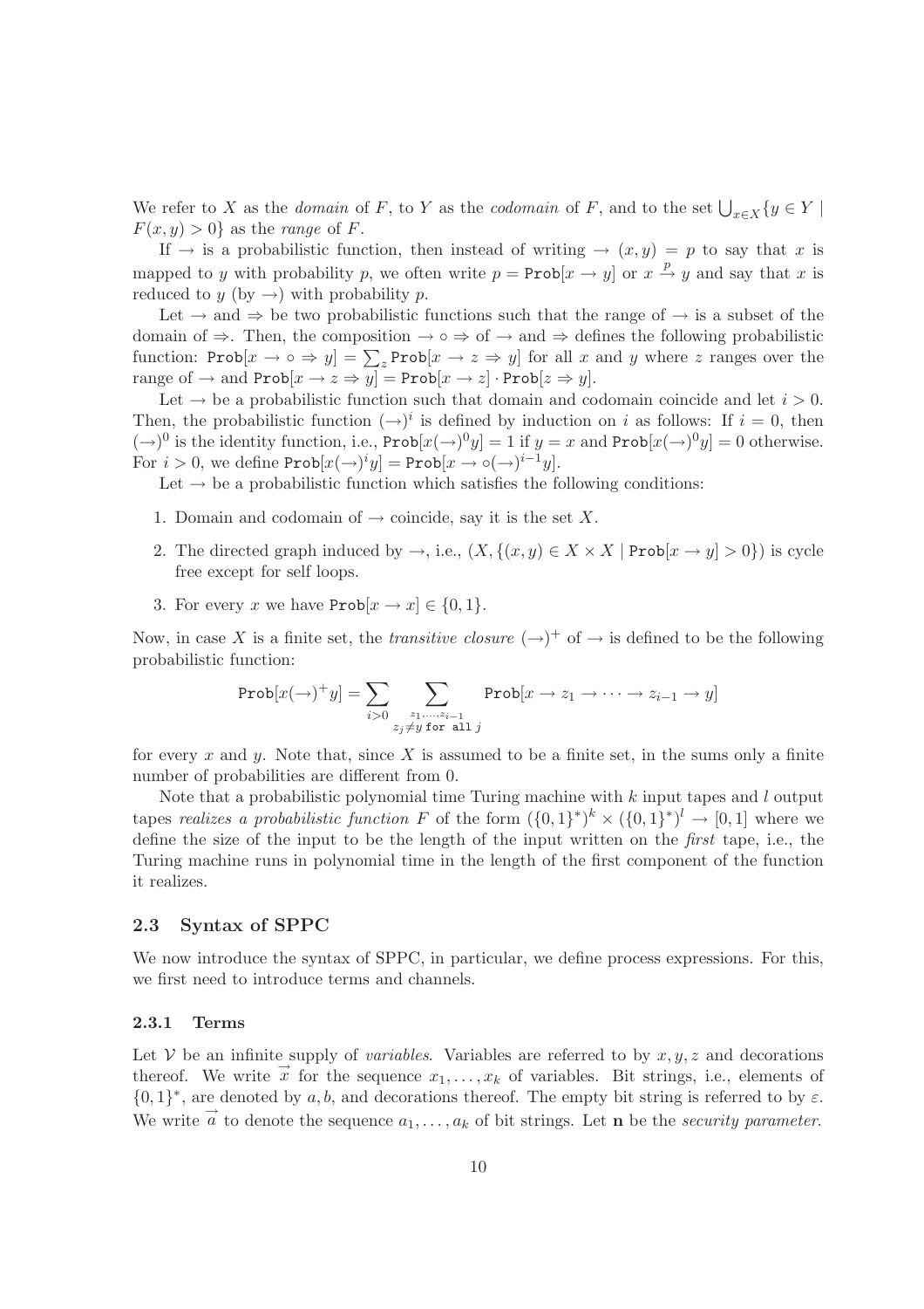We refer to $X$ as the *domain* of $F$, to $Y$ as the *codomain* of $F$, and to the set $\bigcup_{x \in X}\{y \in Y \mid F(x,y) > 0\}$ as the *range* of $F$.

If $\rightarrow$ is a probabilistic function, then instead of writing $\rightarrow (x,y) = p$ to say that $x$ is mapped to $y$ with probability $p$, we often write $p = \mathtt{Prob}[x \rightarrow y]$ or $x \xrightarrow{p} y$ and say that $x$ is reduced to $y$ (by $\rightarrow$) with probability $p$.

Let $\rightarrow$ and $\Rightarrow$ be two probabilistic functions such that the range of $\rightarrow$ is a subset of the domain of $\Rightarrow$. Then, the composition $\rightarrow \circ \Rightarrow$ of $\rightarrow$ and $\Rightarrow$ defines the following probabilistic function: $\mathtt{Prob}[x \rightarrow \circ \Rightarrow y] = \sum_z \mathtt{Prob}[x \rightarrow z \Rightarrow y]$ for all $x$ and $y$ where $z$ ranges over the range of $\rightarrow$ and $\mathtt{Prob}[x \rightarrow z \Rightarrow y] = \mathtt{Prob}[x \rightarrow z] \cdot \mathtt{Prob}[z \Rightarrow y]$.

Let $\rightarrow$ be a probabilistic function such that domain and codomain coincide and let $i > 0$. Then, the probabilistic function $(\rightarrow)^i$ is defined by induction on $i$ as follows: If $i = 0$, then $(\rightarrow)^0$ is the identity function, i.e., $\mathtt{Prob}[x(\rightarrow)^0 y] = 1$ if $y = x$ and $\mathtt{Prob}[x(\rightarrow)^0 y] = 0$ otherwise. For $i > 0$, we define $\mathtt{Prob}[x(\rightarrow)^i y] = \mathtt{Prob}[x \rightarrow \circ(\rightarrow)^{i-1} y]$.

Let $\rightarrow$ be a probabilistic function which satisfies the following conditions:

1. Domain and codomain of $\rightarrow$ coincide, say it is the set $X$.
2. The directed graph induced by $\rightarrow$, i.e., $(X, \{(x,y) \in X \times X \mid \mathtt{Prob}[x \rightarrow y] > 0\})$ is cycle free except for self loops.
3. For every $x$ we have $\mathtt{Prob}[x \rightarrow x] \in \{0,1\}$.

Now, in case $X$ is a finite set, the *transitive closure* $(\rightarrow)^+$ of $\rightarrow$ is defined to be the following probabilistic function:

$$\mathtt{Prob}[x(\rightarrow)^+ y] = \sum_{i>0} \sum_{\substack{z_1,\ldots,z_{i-1} \\ z_j \neq y \text{ for all } j}} \mathtt{Prob}[x \rightarrow z_1 \rightarrow \cdots \rightarrow z_{i-1} \rightarrow y]$$

for every $x$ and $y$. Note that, since $X$ is assumed to be a finite set, in the sums only a finite number of probabilities are different from 0.

Note that a probabilistic polynomial time Turing machine with $k$ input tapes and $l$ output tapes *realizes a probabilistic function* $F$ of the form $(\{0,1\}^*)^k \times (\{0,1\}^*)^l \rightarrow [0,1]$ where we define the size of the input to be the length of the input written on the *first* tape, i.e., the Turing machine runs in polynomial time in the length of the first component of the function it realizes.

### 2.3 Syntax of SPPC

We now introduce the syntax of SPPC, in particular, we define process expressions. For this, we first need to introduce terms and channels.

#### 2.3.1 Terms

Let $\mathcal{V}$ be an infinite supply of *variables*. Variables are referred to by $x, y, z$ and decorations thereof. We write $\vec{x}$ for the sequence $x_1, \ldots, x_k$ of variables. Bit strings, i.e., elements of $\{0,1\}^*$, are denoted by $a, b$, and decorations thereof. The empty bit string is referred to by $\varepsilon$. We write $\vec{a}$ to denote the sequence $a_1, \ldots, a_k$ of bit strings. Let $\mathbf{n}$ be the *security parameter*.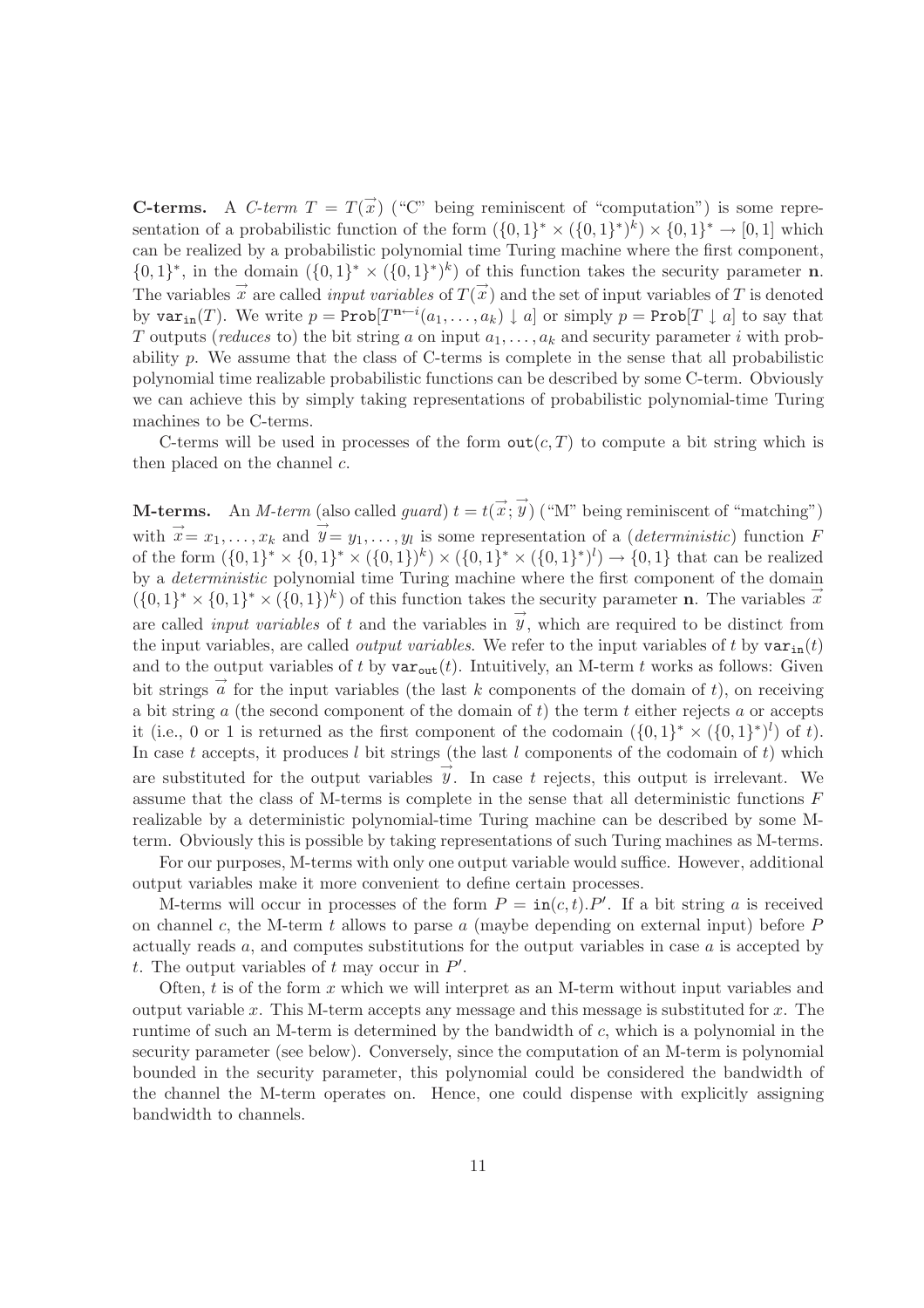**C-terms.** A *C-term* $T = T(\vec{x})$ ("C" being reminiscent of "computation") is some representation of a probabilistic function of the form $(\{0,1\}^* \times (\{0,1\}^*)^k) \times \{0,1\}^* \to [0,1]$ which can be realized by a probabilistic polynomial time Turing machine where the first component, $\{0,1\}^*$, in the domain $(\{0,1\}^* \times (\{0,1\}^*)^k)$ of this function takes the security parameter $\mathbf{n}$. The variables $\vec{x}$ are called *input variables* of $T(\vec{x})$ and the set of input variables of $T$ is denoted by $\mathtt{var_{in}}(T)$. We write $p = \mathtt{Prob}[T^{\mathbf{n} \leftarrow i}(a_1, \ldots, a_k) \downarrow a]$ or simply $p = \mathtt{Prob}[T \downarrow a]$ to say that $T$ outputs (*reduces* to) the bit string $a$ on input $a_1, \ldots, a_k$ and security parameter $i$ with probability $p$. We assume that the class of C-terms is complete in the sense that all probabilistic polynomial time realizable probabilistic functions can be described by some C-term. Obviously we can achieve this by simply taking representations of probabilistic polynomial-time Turing machines to be C-terms.

C-terms will be used in processes of the form $\mathtt{out}(c, T)$ to compute a bit string which is then placed on the channel $c$.

**M-terms.** An *M-term* (also called *guard*) $t = t(\vec{x}; \vec{y})$ ("M" being reminiscent of "matching") with $\vec{x} = x_1, \ldots, x_k$ and $\vec{y} = y_1, \ldots, y_l$ is some representation of a (*deterministic*) function $F$ of the form $(\{0,1\}^* \times \{0,1\}^* \times (\{0,1\})^k) \times (\{0,1\}^* \times (\{0,1\}^*)^l) \to \{0,1\}$ that can be realized by a *deterministic* polynomial time Turing machine where the first component of the domain $(\{0,1\}^* \times \{0,1\}^* \times (\{0,1\})^k)$ of this function takes the security parameter $\mathbf{n}$. The variables $\vec{x}$ are called *input variables* of $t$ and the variables in $\vec{y}$, which are required to be distinct from the input variables, are called *output variables*. We refer to the input variables of $t$ by $\mathtt{var_{in}}(t)$ and to the output variables of $t$ by $\mathtt{var_{out}}(t)$. Intuitively, an M-term $t$ works as follows: Given bit strings $\vec{a}$ for the input variables (the last $k$ components of the domain of $t$), on receiving a bit string $a$ (the second component of the domain of $t$) the term $t$ either rejects $a$ or accepts it (i.e., 0 or 1 is returned as the first component of the codomain $(\{0,1\}^* \times (\{0,1\}^*)^l)$ of $t$). In case $t$ accepts, it produces $l$ bit strings (the last $l$ components of the codomain of $t$) which are substituted for the output variables $\vec{y}$. In case $t$ rejects, this output is irrelevant. We assume that the class of M-terms is complete in the sense that all deterministic functions $F$ realizable by a deterministic polynomial-time Turing machine can be described by some M-term. Obviously this is possible by taking representations of such Turing machines as M-terms.

For our purposes, M-terms with only one output variable would suffice. However, additional output variables make it more convenient to define certain processes.

M-terms will occur in processes of the form $P = \mathtt{in}(c, t).P'$. If a bit string $a$ is received on channel $c$, the M-term $t$ allows to parse $a$ (maybe depending on external input) before $P$ actually reads $a$, and computes substitutions for the output variables in case $a$ is accepted by $t$. The output variables of $t$ may occur in $P'$.

Often, $t$ is of the form $x$ which we will interpret as an M-term without input variables and output variable $x$. This M-term accepts any message and this message is substituted for $x$. The runtime of such an M-term is determined by the bandwidth of $c$, which is a polynomial in the security parameter (see below). Conversely, since the computation of an M-term is polynomial bounded in the security parameter, this polynomial could be considered the bandwidth of the channel the M-term operates on. Hence, one could dispense with explicitly assigning bandwidth to channels.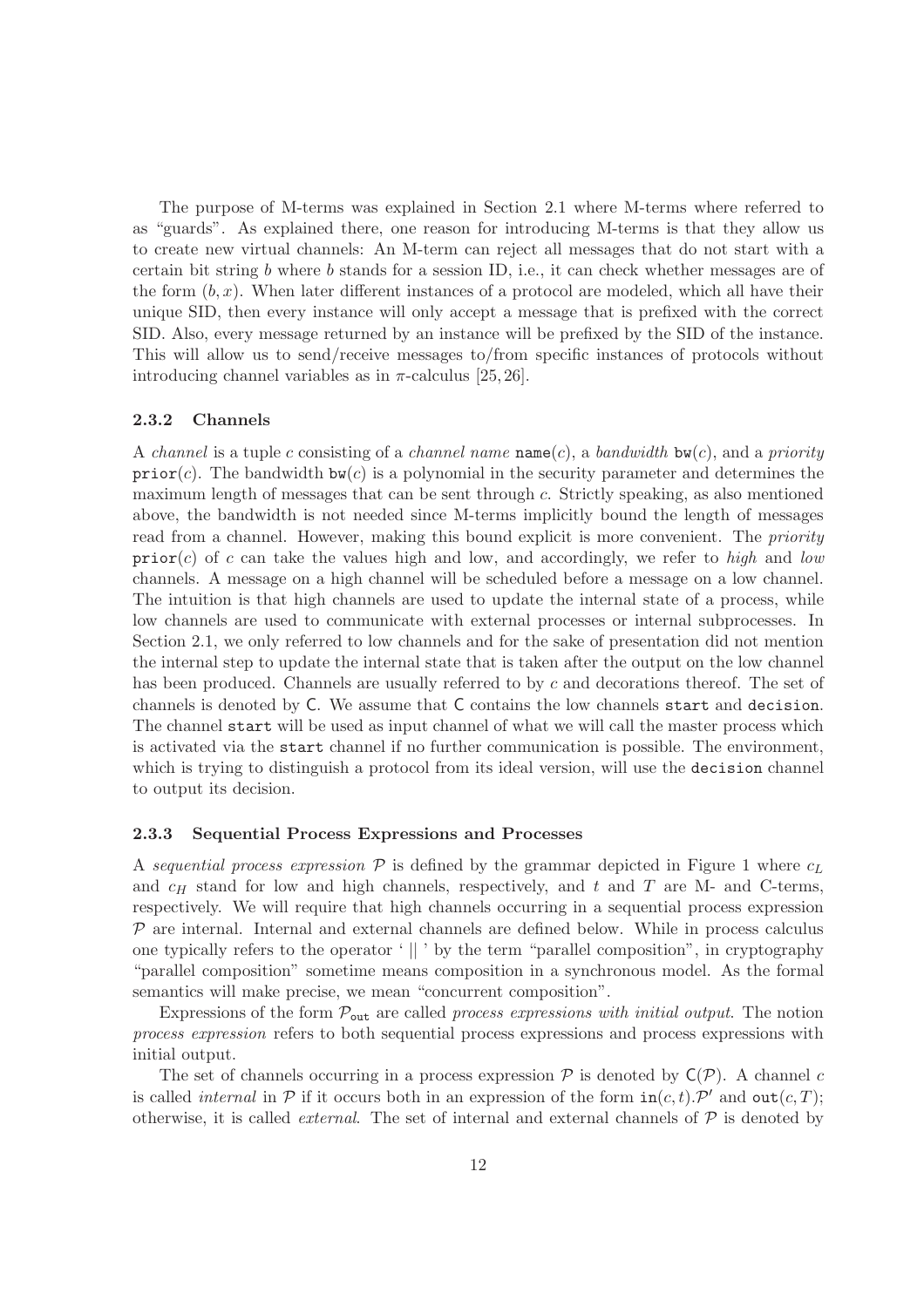The purpose of M-terms was explained in Section 2.1 where M-terms where referred to as "guards". As explained there, one reason for introducing M-terms is that they allow us to create new virtual channels: An M-term can reject all messages that do not start with a certain bit string $b$ where $b$ stands for a session ID, i.e., it can check whether messages are of the form $(b, x)$. When later different instances of a protocol are modeled, which all have their unique SID, then every instance will only accept a message that is prefixed with the correct SID. Also, every message returned by an instance will be prefixed by the SID of the instance. This will allow us to send/receive messages to/from specific instances of protocols without introducing channel variables as in $\pi$-calculus [25, 26].

### 2.3.2 Channels

A *channel* is a tuple $c$ consisting of a *channel name* $\mathtt{name}(c)$, a *bandwidth* $\mathtt{bw}(c)$, and a *priority* $\mathtt{prior}(c)$. The bandwidth $\mathtt{bw}(c)$ is a polynomial in the security parameter and determines the maximum length of messages that can be sent through $c$. Strictly speaking, as also mentioned above, the bandwidth is not needed since M-terms implicitly bound the length of messages read from a channel. However, making this bound explicit is more convenient. The *priority* $\mathtt{prior}(c)$ of $c$ can take the values high and low, and accordingly, we refer to *high* and *low* channels. A message on a high channel will be scheduled before a message on a low channel. The intuition is that high channels are used to update the internal state of a process, while low channels are used to communicate with external processes or internal subprocesses. In Section 2.1, we only referred to low channels and for the sake of presentation did not mention the internal step to update the internal state that is taken after the output on the low channel has been produced. Channels are usually referred to by $c$ and decorations thereof. The set of channels is denoted by $\mathsf{C}$. We assume that $\mathsf{C}$ contains the low channels `start` and `decision`. The channel `start` will be used as input channel of what we will call the master process which is activated via the `start` channel if no further communication is possible. The environment, which is trying to distinguish a protocol from its ideal version, will use the `decision` channel to output its decision.

### 2.3.3 Sequential Process Expressions and Processes

A *sequential process expression* $\mathcal{P}$ is defined by the grammar depicted in Figure 1 where $c_L$ and $c_H$ stand for low and high channels, respectively, and $t$ and $T$ are M- and C-terms, respectively. We will require that high channels occurring in a sequential process expression $\mathcal{P}$ are internal. Internal and external channels are defined below. While in process calculus one typically refers to the operator ' $||$ ' by the term "parallel composition", in cryptography "parallel composition" sometime means composition in a synchronous model. As the formal semantics will make precise, we mean "concurrent composition".

Expressions of the form $\mathcal{P}_{\mathtt{out}}$ are called *process expressions with initial output*. The notion *process expression* refers to both sequential process expressions and process expressions with initial output.

The set of channels occurring in a process expression $\mathcal{P}$ is denoted by $\mathsf{C}(\mathcal{P})$. A channel $c$ is called *internal* in $\mathcal{P}$ if it occurs both in an expression of the form $\mathtt{in}(c, t).\mathcal{P}'$ and $\mathtt{out}(c, T)$; otherwise, it is called *external*. The set of internal and external channels of $\mathcal{P}$ is denoted by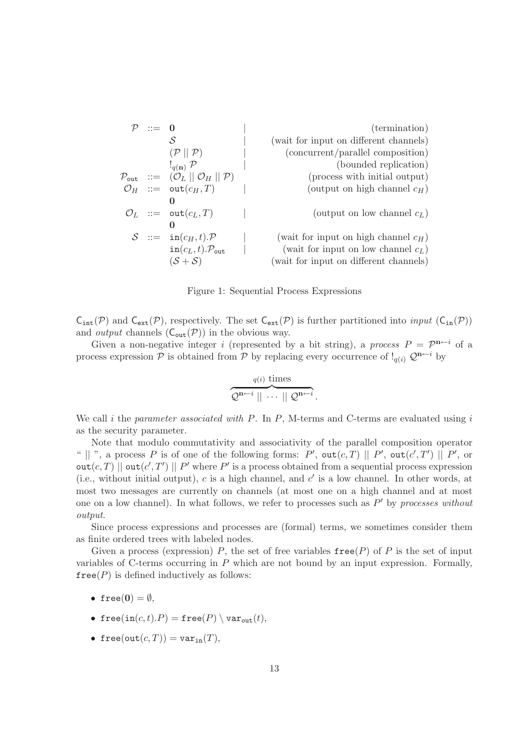$$
\begin{array}{rcll}
\mathcal{P} & ::= & \mathbf{0} & | \quad \text{(termination)} \\
 & & \mathcal{S} & | \quad \text{(wait for input on different channels)} \\
 & & (\mathcal{P} \mid\mid \mathcal{P}) & | \quad \text{(concurrent/parallel composition)} \\
 & & !_{q(\mathbf{n})}\ \mathcal{P} & | \quad \text{(bounded replication)} \\
\mathcal{P}_{\mathtt{out}} & ::= & (\mathcal{O}_L \mid\mid \mathcal{O}_H \mid\mid \mathcal{P}) & \quad \text{(process with initial output)} \\
\mathcal{O}_H & ::= & \mathtt{out}(c_H, T) & | \quad \text{(output on high channel } c_H\text{)} \\
 & & \mathbf{0} & \\
\mathcal{O}_L & ::= & \mathtt{out}(c_L, T) & | \quad \text{(output on low channel } c_L\text{)} \\
 & & \mathbf{0} & \\
\mathcal{S} & ::= & \mathtt{in}(c_H, t).\mathcal{P} & | \quad \text{(wait for input on high channel } c_H\text{)} \\
 & & \mathtt{in}(c_L, t).\mathcal{P}_{\mathtt{out}} & | \quad \text{(wait for input on low channel } c_L\text{)} \\
 & & (\mathcal{S} + \mathcal{S}) & \quad \text{(wait for input on different channels)}
\end{array}
$$

Figure 1: Sequential Process Expressions

$\mathsf{C}_{\mathtt{int}}(\mathcal{P})$ and $\mathsf{C}_{\mathtt{ext}}(\mathcal{P})$, respectively. The set $\mathsf{C}_{\mathtt{ext}}(\mathcal{P})$ is further partitioned into *input* ($\mathsf{C}_{\mathtt{in}}(\mathcal{P})$) and *output* channels ($\mathsf{C}_{\mathtt{out}}(\mathcal{P})$) in the obvious way.

Given a non-negative integer $i$ (represented by a bit string), a *process* $P = \mathcal{P}^{\mathbf{n}\leftarrow i}$ of a process expression $\mathcal{P}$ is obtained from $\mathcal{P}$ by replacing every occurrence of $!_{q(i)}\ \mathcal{Q}^{\mathbf{n}\leftarrow i}$ by

$$
\overbrace{\mathcal{Q}^{\mathbf{n}\leftarrow i} \mid\mid \cdots \mid\mid \mathcal{Q}^{\mathbf{n}\leftarrow i}}^{q(i) \text{ times}}.
$$

We call $i$ the *parameter associated with* $P$. In $P$, M-terms and C-terms are evaluated using $i$ as the security parameter.

Note that modulo commutativity and associativity of the parallel composition operator " $\mid\mid$ ", a process $P$ is of one of the following forms: $P'$, $\mathtt{out}(c,T) \mid\mid P'$, $\mathtt{out}(c',T') \mid\mid P'$, or $\mathtt{out}(c,T) \mid\mid \mathtt{out}(c',T') \mid\mid P'$ where $P'$ is a process obtained from a sequential process expression (i.e., without initial output), $c$ is a high channel, and $c'$ is a low channel. In other words, at most two messages are currently on channels (at most one on a high channel and at most one on a low channel). In what follows, we refer to processes such as $P'$ by *processes without output*.

Since process expressions and processes are (formal) terms, we sometimes consider them as finite ordered trees with labeled nodes.

Given a process (expression) $P$, the set of free variables $\mathtt{free}(P)$ of $P$ is the set of input variables of C-terms occurring in $P$ which are not bound by an input expression. Formally, $\mathtt{free}(P)$ is defined inductively as follows:

- $\mathtt{free}(\mathbf{0}) = \emptyset$,
- $\mathtt{free}(\mathtt{in}(c,t).P) = \mathtt{free}(P) \setminus \mathtt{var}_{\mathtt{out}}(t)$,
- $\mathtt{free}(\mathtt{out}(c,T)) = \mathtt{var}_{\mathtt{in}}(T)$,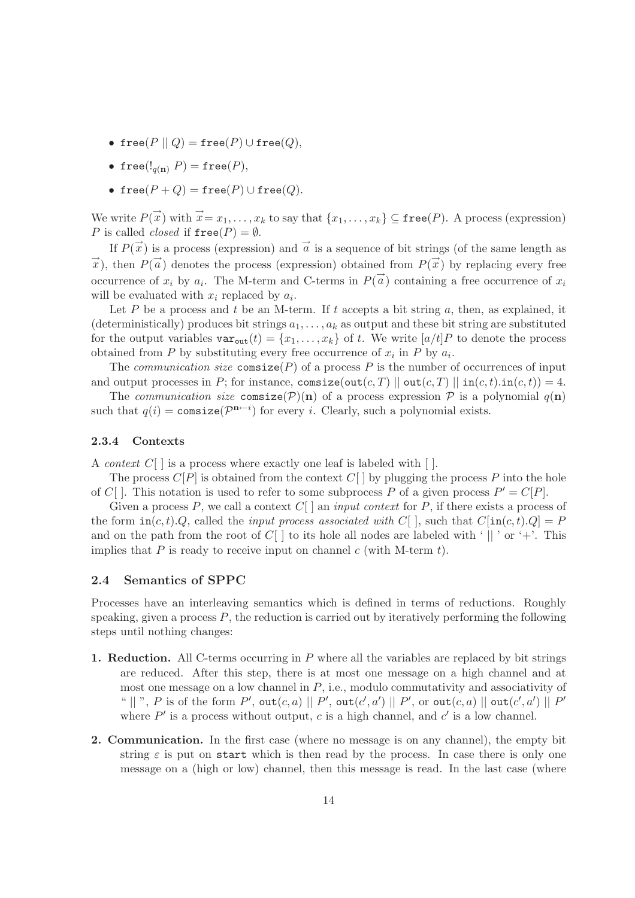- $\mathtt{free}(P \mid\mid Q) = \mathtt{free}(P) \cup \mathtt{free}(Q)$,
- $\mathtt{free}(!_{q(\mathbf{n})}\ P) = \mathtt{free}(P)$,
- $\mathtt{free}(P + Q) = \mathtt{free}(P) \cup \mathtt{free}(Q)$.

We write $P(\vec{x})$ with $\vec{x} = x_1, \ldots, x_k$ to say that $\{x_1, \ldots, x_k\} \subseteq \mathtt{free}(P)$. A process (expression) $P$ is called *closed* if $\mathtt{free}(P) = \emptyset$.

If $P(\vec{x})$ is a process (expression) and $\vec{a}$ is a sequence of bit strings (of the same length as $\vec{x}$), then $P(\vec{a})$ denotes the process (expression) obtained from $P(\vec{x})$ by replacing every free occurrence of $x_i$ by $a_i$. The M-term and C-terms in $P(\vec{a})$ containing a free occurrence of $x_i$ will be evaluated with $x_i$ replaced by $a_i$.

Let $P$ be a process and $t$ be an M-term. If $t$ accepts a bit string $a$, then, as explained, it (deterministically) produces bit strings $a_1, \ldots, a_k$ as output and these bit string are substituted for the output variables $\mathtt{var}_{\mathtt{out}}(t) = \{x_1, \ldots, x_k\}$ of $t$. We write $[a/t]P$ to denote the process obtained from $P$ by substituting every free occurrence of $x_i$ in $P$ by $a_i$.

The *communication size* $\mathtt{comsize}(P)$ of a process $P$ is the number of occurrences of input and output processes in $P$; for instance, $\mathtt{comsize}(\mathtt{out}(c, T) \mid\mid \mathtt{out}(c, T) \mid\mid \mathtt{in}(c, t).\mathtt{in}(c, t)) = 4$.

The *communication size* $\mathtt{comsize}(\mathcal{P})(\mathbf{n})$ of a process expression $\mathcal{P}$ is a polynomial $q(\mathbf{n})$ such that $q(i) = \mathtt{comsize}(\mathcal{P}^{\mathbf{n} \leftarrow i})$ for every $i$. Clearly, such a polynomial exists.

### 2.3.4 Contexts

A *context* $C[\,]$ is a process where exactly one leaf is labeled with $[\,]$.

The process $C[P]$ is obtained from the context $C[\,]$ by plugging the process $P$ into the hole of $C[\,]$. This notation is used to refer to some subprocess $P$ of a given process $P' = C[P]$.

Given a process $P$, we call a context $C[\,]$ an *input context* for $P$, if there exists a process of the form $\mathtt{in}(c, t).Q$, called the *input process associated with* $C[\,]$, such that $C[\mathtt{in}(c, t).Q] = P$ and on the path from the root of $C[\,]$ to its hole all nodes are labeled with '$\mid\mid$' or '+'. This implies that $P$ is ready to receive input on channel $c$ (with M-term $t$).

## 2.4 Semantics of SPPC

Processes have an interleaving semantics which is defined in terms of reductions. Roughly speaking, given a process $P$, the reduction is carried out by iteratively performing the following steps until nothing changes:

**1. Reduction.** All C-terms occurring in $P$ where all the variables are replaced by bit strings are reduced. After this step, there is at most one message on a high channel and at most one message on a low channel in $P$, i.e., modulo commutativity and associativity of "$\mid\mid$", $P$ is of the form $P'$, $\mathtt{out}(c, a) \mid\mid P'$, $\mathtt{out}(c', a') \mid\mid P'$, or $\mathtt{out}(c, a) \mid\mid \mathtt{out}(c', a') \mid\mid P'$ where $P'$ is a process without output, $c$ is a high channel, and $c'$ is a low channel.

**2. Communication.** In the first case (where no message is on any channel), the empty bit string $\varepsilon$ is put on $\mathtt{start}$ which is then read by the process. In case there is only one message on a (high or low) channel, then this message is read. In the last case (where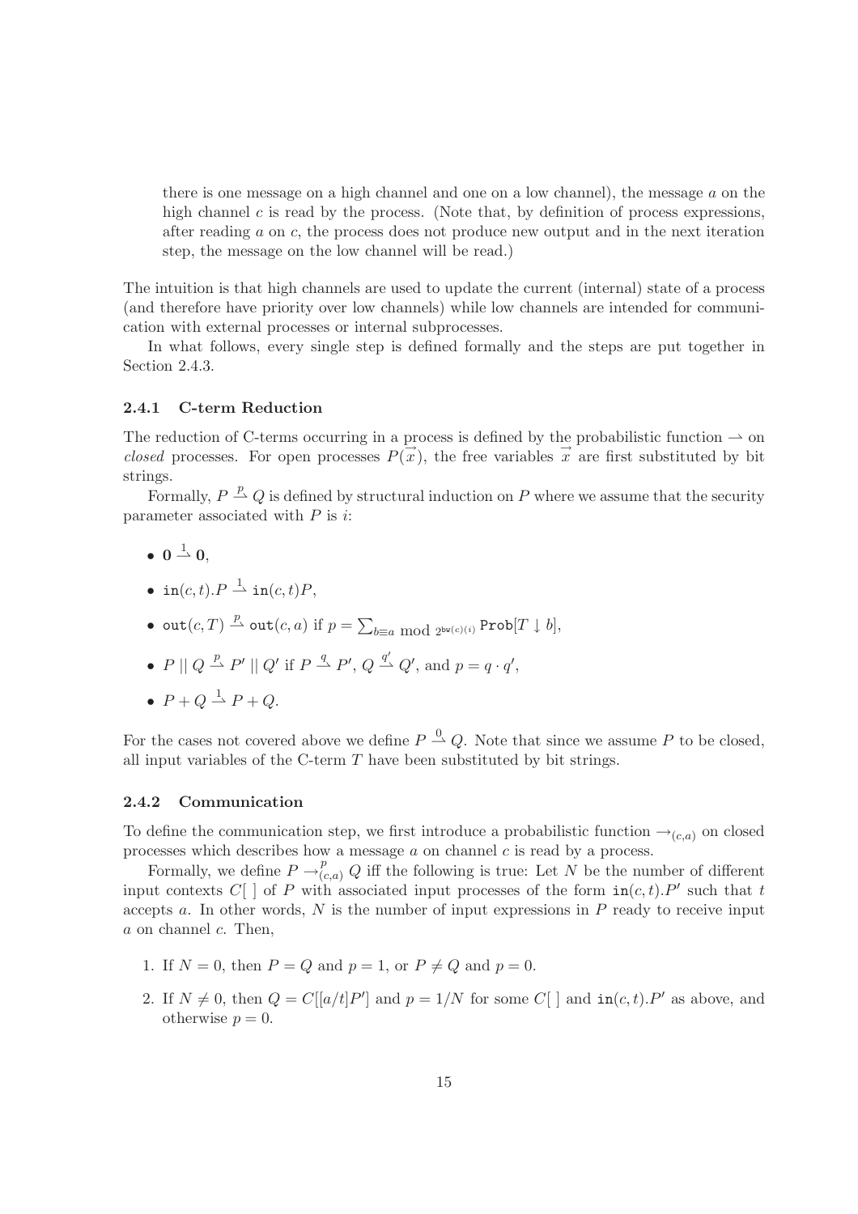there is one message on a high channel and one on a low channel), the message $a$ on the high channel $c$ is read by the process. (Note that, by definition of process expressions, after reading $a$ on $c$, the process does not produce new output and in the next iteration step, the message on the low channel will be read.)

The intuition is that high channels are used to update the current (internal) state of a process (and therefore have priority over low channels) while low channels are intended for communication with external processes or internal subprocesses.

In what follows, every single step is defined formally and the steps are put together in Section 2.4.3.

### 2.4.1 C-term Reduction

The reduction of C-terms occurring in a process is defined by the probabilistic function $\rightharpoonup$ on *closed* processes. For open processes $P(\overrightarrow{x})$, the free variables $\overrightarrow{x}$ are first substituted by bit strings.

Formally, $P \overset{p}{\rightharpoonup} Q$ is defined by structural induction on $P$ where we assume that the security parameter associated with $P$ is $i$:

- $\mathbf{0} \overset{1}{\rightharpoonup} \mathbf{0}$,
- $\mathtt{in}(c,t).P \overset{1}{\rightharpoonup} \mathtt{in}(c,t)P$,
- $\mathtt{out}(c,T) \overset{p}{\rightharpoonup} \mathtt{out}(c,a)$ if $p = \sum_{b \equiv a \bmod 2^{\mathtt{bw}(c)(i)}} \mathtt{Prob}[T \downarrow b]$,
- $P \mid\mid Q \overset{p}{\rightharpoonup} P' \mid\mid Q'$ if $P \overset{q}{\rightharpoonup} P'$, $Q \overset{q'}{\rightharpoonup} Q'$, and $p = q \cdot q'$,
- $P + Q \overset{1}{\rightharpoonup} P + Q$.

For the cases not covered above we define $P \overset{0}{\rightharpoonup} Q$. Note that since we assume $P$ to be closed, all input variables of the C-term $T$ have been substituted by bit strings.

### 2.4.2 Communication

To define the communication step, we first introduce a probabilistic function $\rightarrow_{(c,a)}$ on closed processes which describes how a message $a$ on channel $c$ is read by a process.

Formally, we define $P \rightarrow^{p}_{(c,a)} Q$ iff the following is true: Let $N$ be the number of different input contexts $C[\ ]$ of $P$ with associated input processes of the form $\mathtt{in}(c,t).P'$ such that $t$ accepts $a$. In other words, $N$ is the number of input expressions in $P$ ready to receive input $a$ on channel $c$. Then,

1. If $N = 0$, then $P = Q$ and $p = 1$, or $P \neq Q$ and $p = 0$.
2. If $N \neq 0$, then $Q = C[[a/t]P']$ and $p = 1/N$ for some $C[\ ]$ and $\mathtt{in}(c,t).P'$ as above, and otherwise $p = 0$.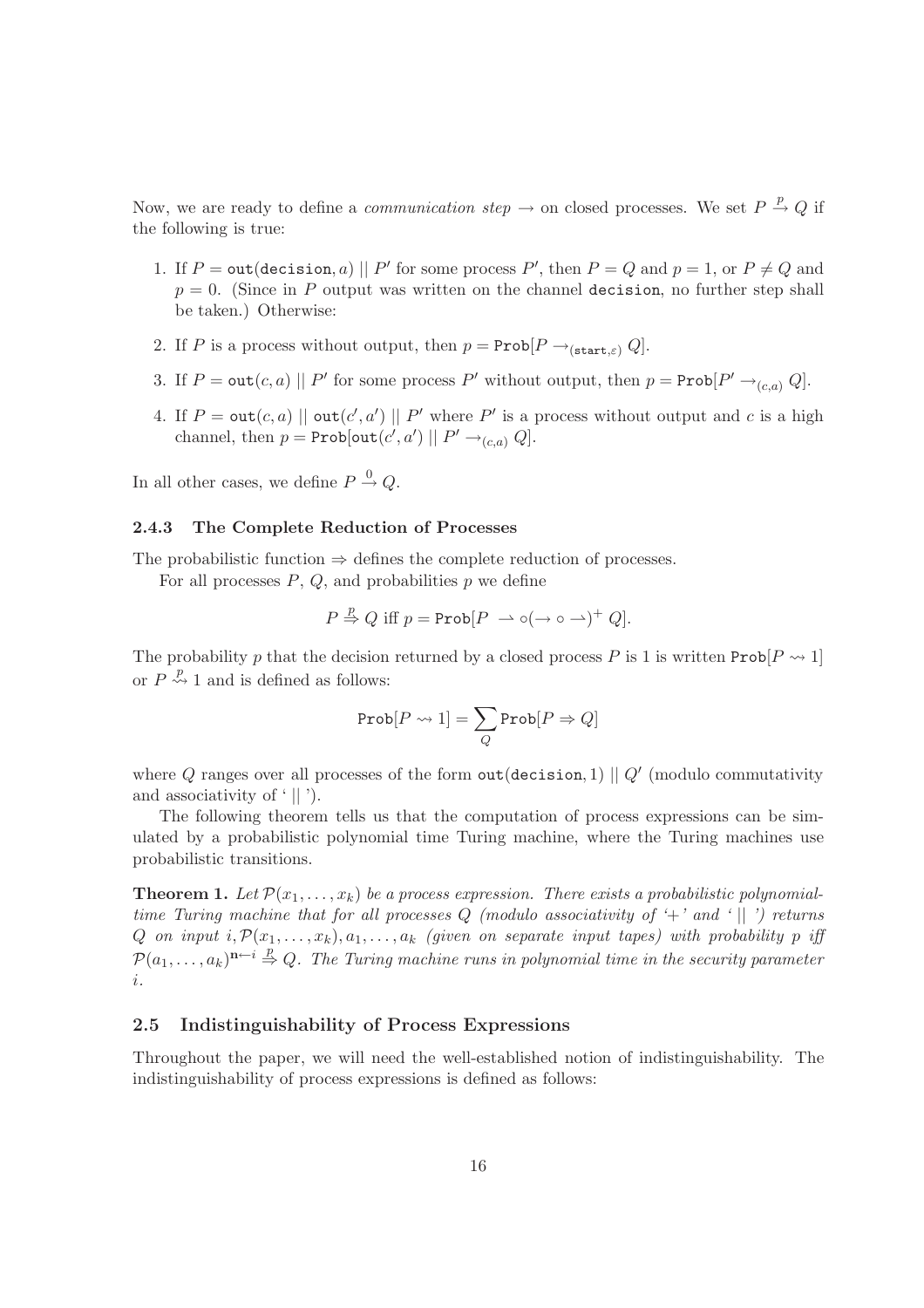Now, we are ready to define a *communication step* $\rightarrow$ on closed processes. We set $P \xrightarrow{p} Q$ if the following is true:

1. If $P = \mathtt{out}(\mathtt{decision}, a) \mid\mid P'$ for some process $P'$, then $P = Q$ and $p = 1$, or $P \neq Q$ and $p = 0$. (Since in $P$ output was written on the channel decision, no further step shall be taken.) Otherwise:
2. If $P$ is a process without output, then $p = \mathtt{Prob}[P \rightarrow_{(\mathtt{start}, \varepsilon)} Q]$.
3. If $P = \mathtt{out}(c, a) \mid\mid P'$ for some process $P'$ without output, then $p = \mathtt{Prob}[P' \rightarrow_{(c,a)} Q]$.
4. If $P = \mathtt{out}(c, a) \mid\mid \mathtt{out}(c', a') \mid\mid P'$ where $P'$ is a process without output and $c$ is a high channel, then $p = \mathtt{Prob}[\mathtt{out}(c', a') \mid\mid P' \rightarrow_{(c,a)} Q]$.

In all other cases, we define $P \xrightarrow{0} Q$.

### 2.4.3 The Complete Reduction of Processes

The probabilistic function $\Rightarrow$ defines the complete reduction of processes.

For all processes $P$, $Q$, and probabilities $p$ we define

$$P \overset{p}{\Rightarrow} Q \text{ iff } p = \mathtt{Prob}[P \rightharpoonup \circ (\rightarrow \circ \rightharpoonup)^{+} Q].$$

The probability $p$ that the decision returned by a closed process $P$ is 1 is written $\mathtt{Prob}[P \rightsquigarrow 1]$ or $P \overset{p}{\rightsquigarrow} 1$ and is defined as follows:

$$\mathtt{Prob}[P \rightsquigarrow 1] = \sum_{Q} \mathtt{Prob}[P \Rightarrow Q]$$

where $Q$ ranges over all processes of the form $\mathtt{out}(\mathtt{decision}, 1) \mid\mid Q'$ (modulo commutativity and associativity of '$\mid\mid$').

The following theorem tells us that the computation of process expressions can be simulated by a probabilistic polynomial time Turing machine, where the Turing machines use probabilistic transitions.

**Theorem 1.** *Let $\mathcal{P}(x_1, \ldots, x_k)$ be a process expression. There exists a probabilistic polynomial-time Turing machine that for all processes $Q$ (modulo associativity of '+' and '$\mid\mid$') returns $Q$ on input $i, \mathcal{P}(x_1, \ldots, x_k), a_1, \ldots, a_k$ (given on separate input tapes) with probability $p$ iff $\mathcal{P}(a_1, \ldots, a_k)^{\mathbf{n} \leftarrow i} \overset{p}{\Rightarrow} Q$. The Turing machine runs in polynomial time in the security parameter $i$.*

## 2.5 Indistinguishability of Process Expressions

Throughout the paper, we will need the well-established notion of indistinguishability. The indistinguishability of process expressions is defined as follows: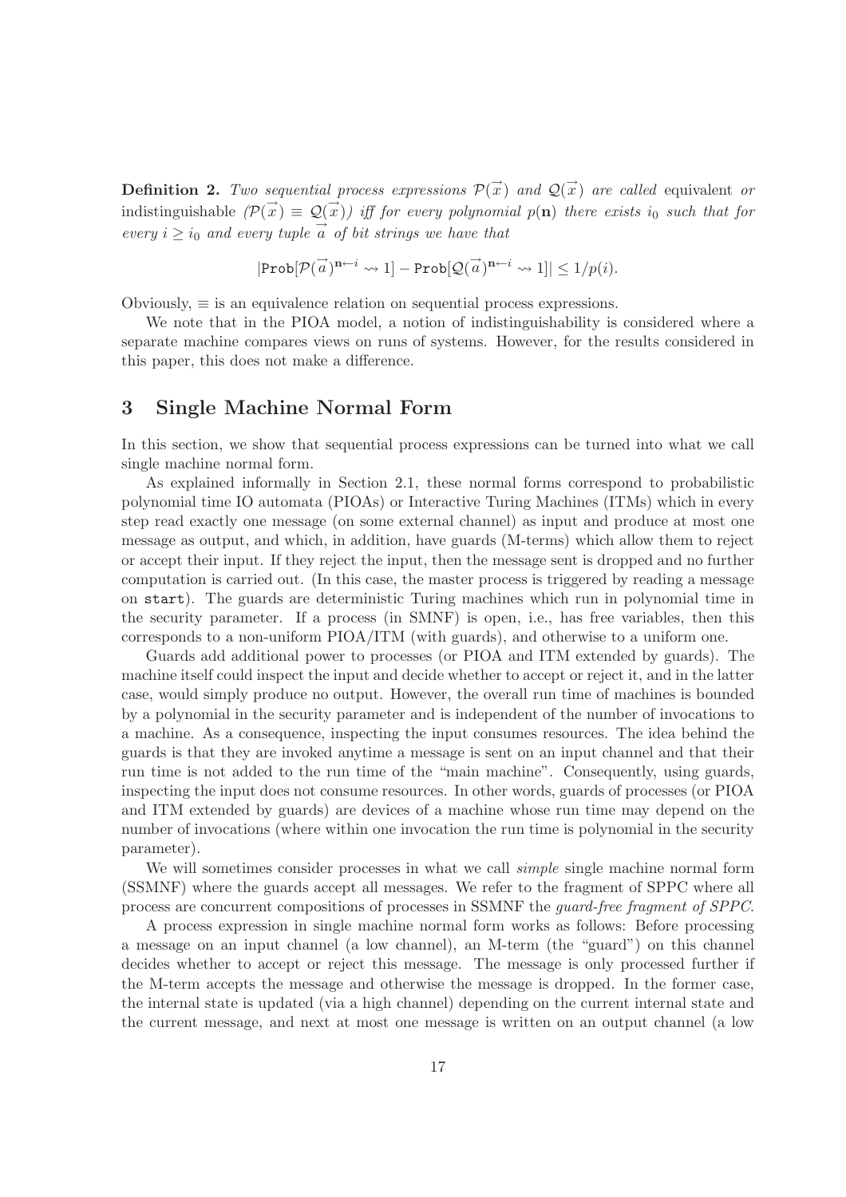**Definition 2.** *Two sequential process expressions $\mathcal{P}(\vec{x})$ and $\mathcal{Q}(\vec{x})$ are called* equivalent *or* indistinguishable *($\mathcal{P}(\vec{x}) \equiv \mathcal{Q}(\vec{x})$) iff for every polynomial $p(\mathbf{n})$ there exists $i_0$ such that for every $i \geq i_0$ and every tuple $\vec{a}$ of bit strings we have that*

$$|\texttt{Prob}[\mathcal{P}(\vec{a})^{\mathbf{n} \leftarrow i} \rightsquigarrow 1] - \texttt{Prob}[\mathcal{Q}(\vec{a})^{\mathbf{n} \leftarrow i} \rightsquigarrow 1]| \leq 1/p(i).$$

Obviously, $\equiv$ is an equivalence relation on sequential process expressions.

We note that in the PIOA model, a notion of indistinguishability is considered where a separate machine compares views on runs of systems. However, for the results considered in this paper, this does not make a difference.

## 3 Single Machine Normal Form

In this section, we show that sequential process expressions can be turned into what we call single machine normal form.

As explained informally in Section 2.1, these normal forms correspond to probabilistic polynomial time IO automata (PIOAs) or Interactive Turing Machines (ITMs) which in every step read exactly one message (on some external channel) as input and produce at most one message as output, and which, in addition, have guards (M-terms) which allow them to reject or accept their input. If they reject the input, then the message sent is dropped and no further computation is carried out. (In this case, the master process is triggered by reading a message on start). The guards are deterministic Turing machines which run in polynomial time in the security parameter. If a process (in SMNF) is open, i.e., has free variables, then this corresponds to a non-uniform PIOA/ITM (with guards), and otherwise to a uniform one.

Guards add additional power to processes (or PIOA and ITM extended by guards). The machine itself could inspect the input and decide whether to accept or reject it, and in the latter case, would simply produce no output. However, the overall run time of machines is bounded by a polynomial in the security parameter and is independent of the number of invocations to a machine. As a consequence, inspecting the input consumes resources. The idea behind the guards is that they are invoked anytime a message is sent on an input channel and that their run time is not added to the run time of the "main machine". Consequently, using guards, inspecting the input does not consume resources. In other words, guards of processes (or PIOA and ITM extended by guards) are devices of a machine whose run time may depend on the number of invocations (where within one invocation the run time is polynomial in the security parameter).

We will sometimes consider processes in what we call *simple* single machine normal form (SSMNF) where the guards accept all messages. We refer to the fragment of SPPC where all process are concurrent compositions of processes in SSMNF the *guard-free fragment of SPPC*.

A process expression in single machine normal form works as follows: Before processing a message on an input channel (a low channel), an M-term (the "guard") on this channel decides whether to accept or reject this message. The message is only processed further if the M-term accepts the message and otherwise the message is dropped. In the former case, the internal state is updated (via a high channel) depending on the current internal state and the current message, and next at most one message is written on an output channel (a low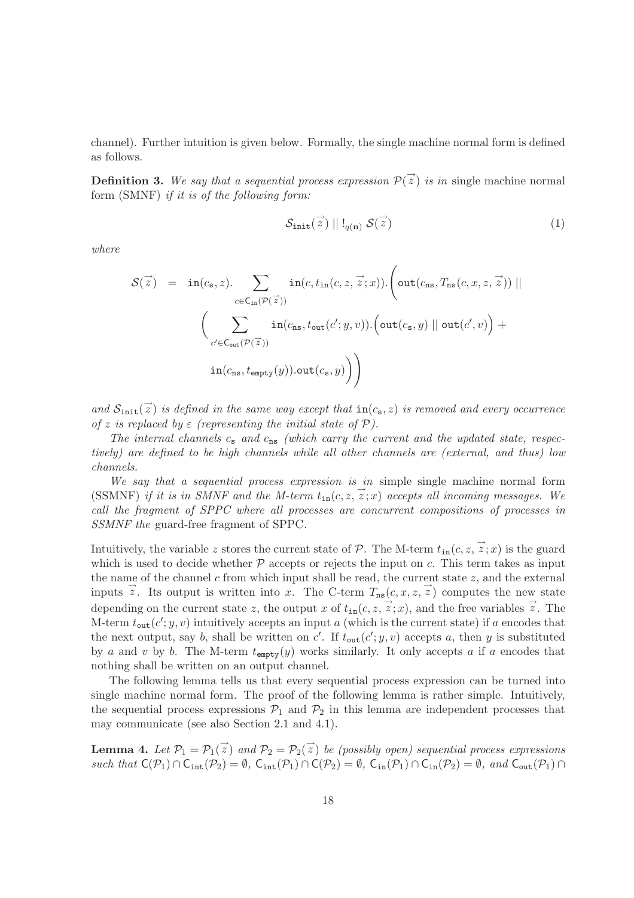channel). Further intuition is given below. Formally, the single machine normal form is defined as follows.

**Definition 3.** *We say that a sequential process expression $\mathcal{P}(\vec{z})$ is in* single machine normal form (SMNF) *if it is of the following form:*

$$\mathcal{S}_{\texttt{init}}(\vec{z}) \mid\mid !_{q(\mathbf{n})}\ \mathcal{S}(\vec{z}) \tag{1}$$

*where*

$$\begin{aligned}
\mathcal{S}(\vec{z}) \ = \ & \texttt{in}(c_{\texttt{s}}, z). \sum_{c \in \mathsf{C}_{\texttt{in}}(\mathcal{P}(\vec{z}))} \texttt{in}(c, t_{\texttt{in}}(c, z, \vec{z}; x)). \Bigg( \texttt{out}(c_{\texttt{ns}}, T_{\texttt{ns}}(c, x, z, \vec{z})) \mid\mid \\
& \Bigg( \sum_{c' \in \mathsf{C}_{\texttt{out}}(\mathcal{P}(\vec{z}))} \texttt{in}(c_{\texttt{ns}}, t_{\texttt{out}}(c'; y, v)). \Big( \texttt{out}(c_{\texttt{s}}, y) \mid\mid \texttt{out}(c', v) \Big) + \\
& \texttt{in}(c_{\texttt{ns}}, t_{\texttt{empty}}(y)).\texttt{out}(c_{\texttt{s}}, y) \Bigg) \Bigg)
\end{aligned}$$

*and $\mathcal{S}_{\texttt{init}}(\vec{z})$ is defined in the same way except that $\texttt{in}(c_{\texttt{s}}, z)$ is removed and every occurrence of $z$ is replaced by $\varepsilon$ (representing the initial state of $\mathcal{P}$).*

*The internal channels $c_{\texttt{s}}$ and $c_{\texttt{ns}}$ (which carry the current and the updated state, respectively) are defined to be high channels while all other channels are (external, and thus) low channels.*

*We say that a sequential process expression is in* simple single machine normal form (SSMNF) *if it is in SMNF and the M-term $t_{\texttt{in}}(c, z, \vec{z}; x)$ accepts all incoming messages. We call the fragment of SPPC where all processes are concurrent compositions of processes in SSMNF the* guard-free fragment of SPPC.

Intuitively, the variable $z$ stores the current state of $\mathcal{P}$. The M-term $t_{\texttt{in}}(c, z, \vec{z}; x)$ is the guard which is used to decide whether $\mathcal{P}$ accepts or rejects the input on $c$. This term takes as input the name of the channel $c$ from which input shall be read, the current state $z$, and the external inputs $\vec{z}$. Its output is written into $x$. The C-term $T_{\texttt{ns}}(c, x, z, \vec{z})$ computes the new state depending on the current state $z$, the output $x$ of $t_{\texttt{in}}(c, z, \vec{z}; x)$, and the free variables $\vec{z}$. The M-term $t_{\texttt{out}}(c'; y, v)$ intuitively accepts an input $a$ (which is the current state) if $a$ encodes that the next output, say $b$, shall be written on $c'$. If $t_{\texttt{out}}(c'; y, v)$ accepts $a$, then $y$ is substituted by $a$ and $v$ by $b$. The M-term $t_{\texttt{empty}}(y)$ works similarly. It only accepts $a$ if $a$ encodes that nothing shall be written on an output channel.

The following lemma tells us that every sequential process expression can be turned into single machine normal form. The proof of the following lemma is rather simple. Intuitively, the sequential process expressions $\mathcal{P}_1$ and $\mathcal{P}_2$ in this lemma are independent processes that may communicate (see also Section 2.1 and 4.1).

**Lemma 4.** *Let $\mathcal{P}_1 = \mathcal{P}_1(\vec{z})$ and $\mathcal{P}_2 = \mathcal{P}_2(\vec{z})$ be (possibly open) sequential process expressions such that $\mathsf{C}(\mathcal{P}_1) \cap \mathsf{C}_{\texttt{int}}(\mathcal{P}_2) = \emptyset$, $\mathsf{C}_{\texttt{int}}(\mathcal{P}_1) \cap \mathsf{C}(\mathcal{P}_2) = \emptyset$, $\mathsf{C}_{\texttt{in}}(\mathcal{P}_1) \cap \mathsf{C}_{\texttt{in}}(\mathcal{P}_2) = \emptyset$, and $\mathsf{C}_{\texttt{out}}(\mathcal{P}_1) \cap$*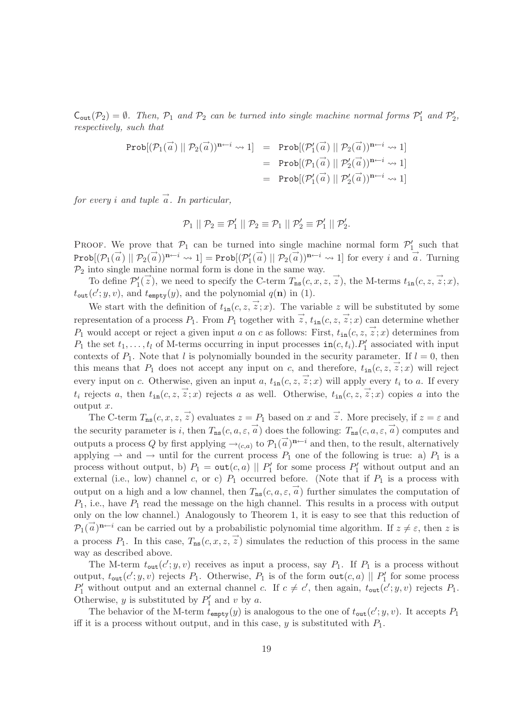$\mathsf{C}_{\mathtt{out}}(\mathcal{P}_2) = \emptyset$. *Then, $\mathcal{P}_1$ and $\mathcal{P}_2$ can be turned into single machine normal forms $\mathcal{P}_1'$ and $\mathcal{P}_2'$, respectively, such that*

$$\begin{aligned}
\mathtt{Prob}[(\mathcal{P}_1(\vec{a}) \mid\mid \mathcal{P}_2(\vec{a}))^{\mathbf{n}\leftarrow i} \rightsquigarrow 1] &= \mathtt{Prob}[(\mathcal{P}_1'(\vec{a}) \mid\mid \mathcal{P}_2(\vec{a}))^{\mathbf{n}\leftarrow i} \rightsquigarrow 1] \\
&= \mathtt{Prob}[(\mathcal{P}_1(\vec{a}) \mid\mid \mathcal{P}_2'(\vec{a}))^{\mathbf{n}\leftarrow i} \rightsquigarrow 1] \\
&= \mathtt{Prob}[(\mathcal{P}_1'(\vec{a}) \mid\mid \mathcal{P}_2'(\vec{a}))^{\mathbf{n}\leftarrow i} \rightsquigarrow 1]
\end{aligned}$$

*for every $i$ and tuple $\vec{a}$. In particular,*

$$\mathcal{P}_1 \mid\mid \mathcal{P}_2 \equiv \mathcal{P}_1' \mid\mid \mathcal{P}_2 \equiv \mathcal{P}_1 \mid\mid \mathcal{P}_2' \equiv \mathcal{P}_1' \mid\mid \mathcal{P}_2'.$$

PROOF. We prove that $\mathcal{P}_1$ can be turned into single machine normal form $\mathcal{P}_1'$ such that $\mathtt{Prob}[(\mathcal{P}_1(\vec{a}) \mid\mid \mathcal{P}_2(\vec{a}))^{\mathbf{n}\leftarrow i} \rightsquigarrow 1] = \mathtt{Prob}[(\mathcal{P}_1'(\vec{a}) \mid\mid \mathcal{P}_2(\vec{a}))^{\mathbf{n}\leftarrow i} \rightsquigarrow 1]$ for every $i$ and $\vec{a}$. Turning $\mathcal{P}_2$ into single machine normal form is done in the same way.

To define $\mathcal{P}_1'(\vec{z})$, we need to specify the C-term $T_{\mathtt{ns}}(c, x, z, \vec{z})$, the M-terms $t_{\mathtt{in}}(c, z, \vec{z}; x)$, $t_{\mathtt{out}}(c'; y, v)$, and $t_{\mathtt{empty}}(y)$, and the polynomial $q(\mathbf{n})$ in (1).

We start with the definition of $t_{\mathtt{in}}(c, z, \vec{z}; x)$. The variable $z$ will be substituted by some representation of a process $P_1$. From $P_1$ together with $\vec{z}$, $t_{\mathtt{in}}(c, z, \vec{z}; x)$ can determine whether $P_1$ would accept or reject a given input $a$ on $c$ as follows: First, $t_{\mathtt{in}}(c, z, \vec{z}; x)$ determines from $P_1$ the set $t_1, \ldots, t_l$ of M-terms occurring in input processes $\mathtt{in}(c, t_i).P_1'$ associated with input contexts of $P_1$. Note that $l$ is polynomially bounded in the security parameter. If $l = 0$, then this means that $P_1$ does not accept any input on $c$, and therefore, $t_{\mathtt{in}}(c, z, \vec{z}; x)$ will reject every input on $c$. Otherwise, given an input $a$, $t_{\mathtt{in}}(c, z, \vec{z}; x)$ will apply every $t_i$ to $a$. If every $t_i$ rejects $a$, then $t_{\mathtt{in}}(c, z, \vec{z}; x)$ rejects $a$ as well. Otherwise, $t_{\mathtt{in}}(c, z, \vec{z}; x)$ copies $a$ into the output $x$.

The C-term $T_{\mathtt{ns}}(c, x, z, \vec{z})$ evaluates $z = P_1$ based on $x$ and $\vec{z}$. More precisely, if $z = \varepsilon$ and the security parameter is $i$, then $T_{\mathtt{ns}}(c, a, \varepsilon, \vec{a})$ does the following: $T_{\mathtt{ns}}(c, a, \varepsilon, \vec{a})$ computes and outputs a process $Q$ by first applying $\rightarrow_{(c,a)}$ to $\mathcal{P}_1(\vec{a})^{\mathbf{n}\leftarrow i}$ and then, to the result, alternatively applying $\rightharpoonup$ and $\rightarrow$ until for the current process $P_1$ one of the following is true: a) $P_1$ is a process without output, b) $P_1 = \mathtt{out}(c, a) \mid\mid P_1'$ for some process $P_1'$ without output and an external (i.e., low) channel $c$, or c) $P_1$ occurred before. (Note that if $P_1$ is a process with output on a high and a low channel, then $T_{\mathtt{ns}}(c, a, \varepsilon, \vec{a})$ further simulates the computation of $P_1$, i.e., have $P_1$ read the message on the high channel. This results in a process with output only on the low channel.) Analogously to Theorem 1, it is easy to see that this reduction of $\mathcal{P}_1(\vec{a})^{\mathbf{n}\leftarrow i}$ can be carried out by a probabilistic polynomial time algorithm. If $z \neq \varepsilon$, then $z$ is a process $P_1$. In this case, $T_{\mathtt{ns}}(c, x, z, \vec{z})$ simulates the reduction of this process in the same way as described above.

The M-term $t_{\mathtt{out}}(c'; y, v)$ receives as input a process, say $P_1$. If $P_1$ is a process without output, $t_{\mathtt{out}}(c'; y, v)$ rejects $P_1$. Otherwise, $P_1$ is of the form $\mathtt{out}(c, a) \mid\mid P_1'$ for some process $P_1'$ without output and an external channel $c$. If $c \neq c'$, then again, $t_{\mathtt{out}}(c'; y, v)$ rejects $P_1$. Otherwise, $y$ is substituted by $P_1'$ and $v$ by $a$.

The behavior of the M-term $t_{\mathtt{empty}}(y)$ is analogous to the one of $t_{\mathtt{out}}(c'; y, v)$. It accepts $P_1$ iff it is a process without output, and in this case, $y$ is substituted with $P_1$.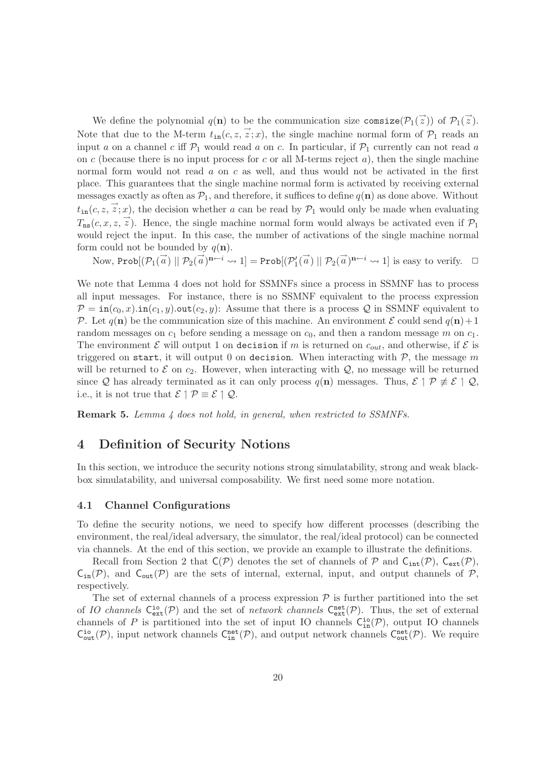We define the polynomial $q(\mathbf{n})$ to be the communication size $\mathtt{comsize}(\mathcal{P}_1(\vec{z}))$ of $\mathcal{P}_1(\vec{z})$. Note that due to the M-term $t_{\mathtt{in}}(c, z, \vec{z}; x)$, the single machine normal form of $\mathcal{P}_1$ reads an input $a$ on a channel $c$ iff $\mathcal{P}_1$ would read $a$ on $c$. In particular, if $\mathcal{P}_1$ currently can not read $a$ on $c$ (because there is no input process for $c$ or all M-terms reject $a$), then the single machine normal form would not read $a$ on $c$ as well, and thus would not be activated in the first place. This guarantees that the single machine normal form is activated by receiving external messages exactly as often as $\mathcal{P}_1$, and therefore, it suffices to define $q(\mathbf{n})$ as done above. Without $t_{\mathtt{in}}(c, z, \vec{z}; x)$, the decision whether $a$ can be read by $\mathcal{P}_1$ would only be made when evaluating $T_{\mathtt{ns}}(c, x, z, \vec{z})$. Hence, the single machine normal form would always be activated even if $\mathcal{P}_1$ would reject the input. In this case, the number of activations of the single machine normal form could not be bounded by $q(\mathbf{n})$.

Now, $\mathtt{Prob}[(\mathcal{P}_1(\vec{a}) \mid\mid \mathcal{P}_2(\vec{a})^{\mathbf{n}\leftarrow i} \rightsquigarrow 1] = \mathtt{Prob}[(\mathcal{P}_1'(\vec{a}) \mid\mid \mathcal{P}_2(\vec{a})^{\mathbf{n}\leftarrow i} \rightsquigarrow 1]$ is easy to verify. $\square$

We note that Lemma 4 does not hold for SSMNFs since a process in SSMNF has to process all input messages. For instance, there is no SSMNF equivalent to the process expression $\mathcal{P} = \mathtt{in}(c_0, x).\mathtt{in}(c_1, y).\mathtt{out}(c_2, y)$: Assume that there is a process $\mathcal{Q}$ in SSMNF equivalent to $\mathcal{P}$. Let $q(\mathbf{n})$ be the communication size of this machine. An environment $\mathcal{E}$ could send $q(\mathbf{n})+1$ random messages on $c_1$ before sending a message on $c_0$, and then a random message $m$ on $c_1$. The environment $\mathcal{E}$ will output 1 on $\mathtt{decision}$ if $m$ is returned on $c_{out}$, and otherwise, if $\mathcal{E}$ is triggered on $\mathtt{start}$, it will output 0 on $\mathtt{decision}$. When interacting with $\mathcal{P}$, the message $m$ will be returned to $\mathcal{E}$ on $c_2$. However, when interacting with $\mathcal{Q}$, no message will be returned since $\mathcal{Q}$ has already terminated as it can only process $q(\mathbf{n})$ messages. Thus, $\mathcal{E} \upharpoonright \mathcal{P} \not\equiv \mathcal{E} \upharpoonright \mathcal{Q}$, i.e., it is not true that $\mathcal{E} \upharpoonright \mathcal{P} \equiv \mathcal{E} \upharpoonright \mathcal{Q}$.

**Remark 5.** *Lemma 4 does not hold, in general, when restricted to SSMNFs.*

# 4 Definition of Security Notions

In this section, we introduce the security notions strong simulatability, strong and weak black-box simulatability, and universal composability. We first need some more notation.

## 4.1 Channel Configurations

To define the security notions, we need to specify how different processes (describing the environment, the real/ideal adversary, the simulator, the real/ideal protocol) can be connected via channels. At the end of this section, we provide an example to illustrate the definitions.

Recall from Section 2 that $\mathsf{C}(\mathcal{P})$ denotes the set of channels of $\mathcal{P}$ and $\mathsf{C}_{\mathtt{int}}(\mathcal{P})$, $\mathsf{C}_{\mathtt{ext}}(\mathcal{P})$, $\mathsf{C}_{\mathtt{in}}(\mathcal{P})$, and $\mathsf{C}_{\mathtt{out}}(\mathcal{P})$ are the sets of internal, external, input, and output channels of $\mathcal{P}$, respectively.

The set of external channels of a process expression $\mathcal{P}$ is further partitioned into the set of *IO channels* $\mathsf{C}^{\mathtt{io}}_{\mathtt{ext}}(\mathcal{P})$ and the set of *network channels* $\mathsf{C}^{\mathtt{net}}_{\mathtt{ext}}(\mathcal{P})$. Thus, the set of external channels of $P$ is partitioned into the set of input IO channels $\mathsf{C}^{\mathtt{io}}_{\mathtt{in}}(\mathcal{P})$, output IO channels $\mathsf{C}^{\mathtt{io}}_{\mathtt{out}}(\mathcal{P})$, input network channels $\mathsf{C}^{\mathtt{net}}_{\mathtt{in}}(\mathcal{P})$, and output network channels $\mathsf{C}^{\mathtt{net}}_{\mathtt{out}}(\mathcal{P})$. We require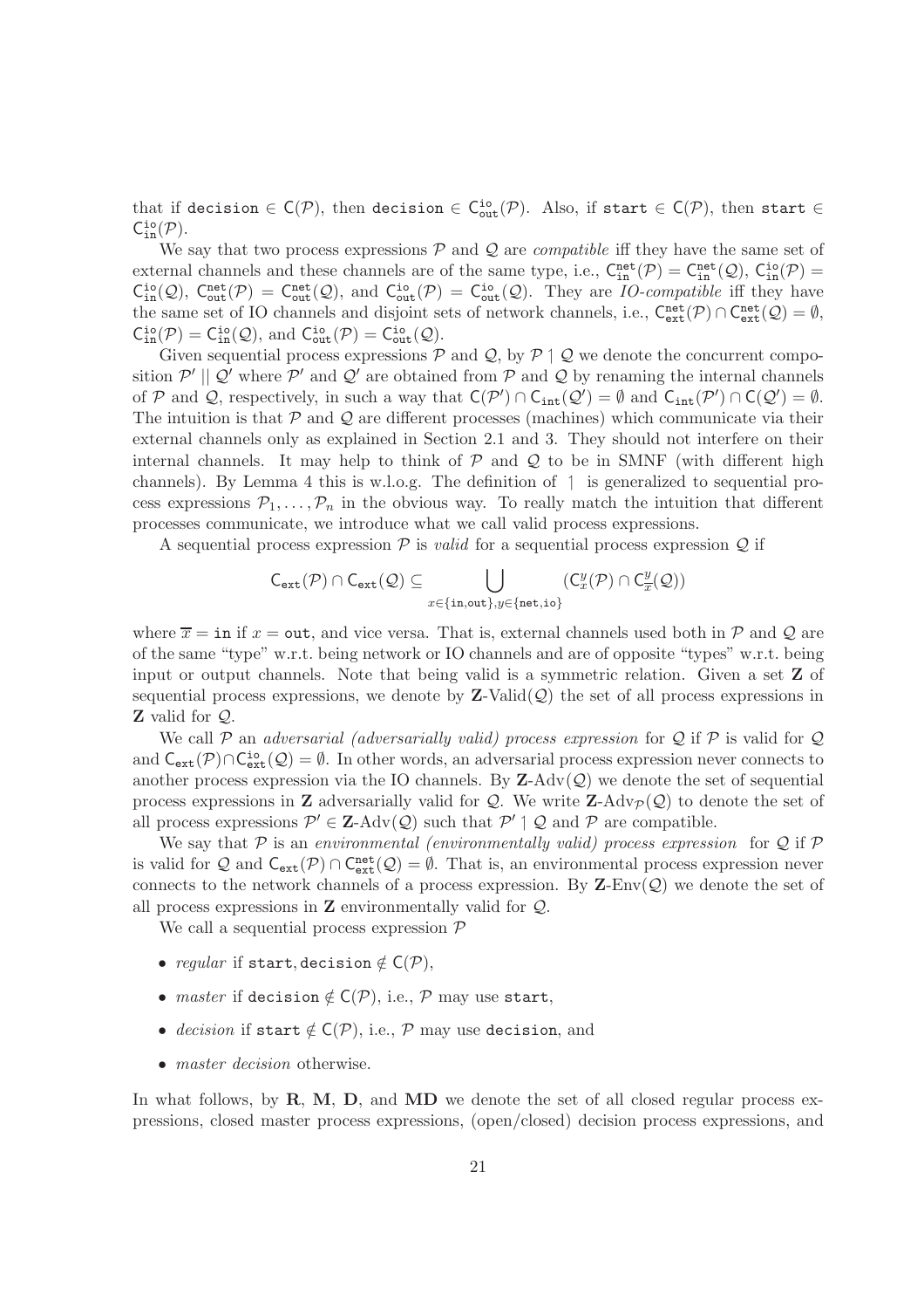that if $\texttt{decision} \in \mathsf{C}(\mathcal{P})$, then $\texttt{decision} \in \mathsf{C}^{\texttt{io}}_{\texttt{out}}(\mathcal{P})$. Also, if $\texttt{start} \in \mathsf{C}(\mathcal{P})$, then $\texttt{start} \in \mathsf{C}^{\texttt{io}}_{\texttt{in}}(\mathcal{P})$.

We say that two process expressions $\mathcal{P}$ and $\mathcal{Q}$ are *compatible* iff they have the same set of external channels and these channels are of the same type, i.e., $\mathsf{C}^{\texttt{net}}_{\texttt{in}}(\mathcal{P}) = \mathsf{C}^{\texttt{net}}_{\texttt{in}}(\mathcal{Q})$, $\mathsf{C}^{\texttt{io}}_{\texttt{in}}(\mathcal{P}) = \mathsf{C}^{\texttt{io}}_{\texttt{in}}(\mathcal{Q})$, $\mathsf{C}^{\texttt{net}}_{\texttt{out}}(\mathcal{P}) = \mathsf{C}^{\texttt{net}}_{\texttt{out}}(\mathcal{Q})$, and $\mathsf{C}^{\texttt{io}}_{\texttt{out}}(\mathcal{P}) = \mathsf{C}^{\texttt{io}}_{\texttt{out}}(\mathcal{Q})$. They are *IO-compatible* iff they have the same set of IO channels and disjoint sets of network channels, i.e., $\mathsf{C}^{\texttt{net}}_{\texttt{ext}}(\mathcal{P}) \cap \mathsf{C}^{\texttt{net}}_{\texttt{ext}}(\mathcal{Q}) = \emptyset$, $\mathsf{C}^{\texttt{io}}_{\texttt{in}}(\mathcal{P}) = \mathsf{C}^{\texttt{io}}_{\texttt{in}}(\mathcal{Q})$, and $\mathsf{C}^{\texttt{io}}_{\texttt{out}}(\mathcal{P}) = \mathsf{C}^{\texttt{io}}_{\texttt{out}}(\mathcal{Q})$.

Given sequential process expressions $\mathcal{P}$ and $\mathcal{Q}$, by $\mathcal{P} \upharpoonright \mathcal{Q}$ we denote the concurrent composition $\mathcal{P}' \mid\mid \mathcal{Q}'$ where $\mathcal{P}'$ and $\mathcal{Q}'$ are obtained from $\mathcal{P}$ and $\mathcal{Q}$ by renaming the internal channels of $\mathcal{P}$ and $\mathcal{Q}$, respectively, in such a way that $\mathsf{C}(\mathcal{P}') \cap \mathsf{C}_{\texttt{int}}(\mathcal{Q}') = \emptyset$ and $\mathsf{C}_{\texttt{int}}(\mathcal{P}') \cap \mathsf{C}(\mathcal{Q}') = \emptyset$. The intuition is that $\mathcal{P}$ and $\mathcal{Q}$ are different processes (machines) which communicate via their external channels only as explained in Section 2.1 and 3. They should not interfere on their internal channels. It may help to think of $\mathcal{P}$ and $\mathcal{Q}$ to be in SMNF (with different high channels). By Lemma 4 this is w.l.o.g. The definition of $\upharpoonright$ is generalized to sequential process expressions $\mathcal{P}_1, \ldots, \mathcal{P}_n$ in the obvious way. To really match the intuition that different processes communicate, we introduce what we call valid process expressions.

A sequential process expression $\mathcal{P}$ is *valid* for a sequential process expression $\mathcal{Q}$ if

$$\mathsf{C}_{\texttt{ext}}(\mathcal{P}) \cap \mathsf{C}_{\texttt{ext}}(\mathcal{Q}) \subseteq \bigcup_{x \in \{\texttt{in},\texttt{out}\}, y \in \{\texttt{net},\texttt{io}\}} (\mathsf{C}^{y}_{x}(\mathcal{P}) \cap \mathsf{C}^{y}_{\overline{x}}(\mathcal{Q}))$$

where $\overline{x} = \texttt{in}$ if $x = \texttt{out}$, and vice versa. That is, external channels used both in $\mathcal{P}$ and $\mathcal{Q}$ are of the same "type" w.r.t. being network or IO channels and are of opposite "types" w.r.t. being input or output channels. Note that being valid is a symmetric relation. Given a set $\mathbf{Z}$ of sequential process expressions, we denote by $\mathbf{Z}\text{-Valid}(\mathcal{Q})$ the set of all process expressions in $\mathbf{Z}$ valid for $\mathcal{Q}$.

We call $\mathcal{P}$ an *adversarial (adversarially valid) process expression* for $\mathcal{Q}$ if $\mathcal{P}$ is valid for $\mathcal{Q}$ and $\mathsf{C}_{\texttt{ext}}(\mathcal{P}) \cap \mathsf{C}^{\texttt{io}}_{\texttt{ext}}(\mathcal{Q}) = \emptyset$. In other words, an adversarial process expression never connects to another process expression via the IO channels. By $\mathbf{Z}\text{-Adv}(\mathcal{Q})$ we denote the set of sequential process expressions in $\mathbf{Z}$ adversarially valid for $\mathcal{Q}$. We write $\mathbf{Z}\text{-Adv}_{\mathcal{P}}(\mathcal{Q})$ to denote the set of all process expressions $\mathcal{P}' \in \mathbf{Z}\text{-Adv}(\mathcal{Q})$ such that $\mathcal{P}' \upharpoonright \mathcal{Q}$ and $\mathcal{P}$ are compatible.

We say that $\mathcal{P}$ is an *environmental (environmentally valid) process expression* for $\mathcal{Q}$ if $\mathcal{P}$ is valid for $\mathcal{Q}$ and $\mathsf{C}_{\texttt{ext}}(\mathcal{P}) \cap \mathsf{C}^{\texttt{net}}_{\texttt{ext}}(\mathcal{Q}) = \emptyset$. That is, an environmental process expression never connects to the network channels of a process expression. By $\mathbf{Z}\text{-Env}(\mathcal{Q})$ we denote the set of all process expressions in $\mathbf{Z}$ environmentally valid for $\mathcal{Q}$.

We call a sequential process expression $\mathcal{P}$

- *regular* if $\texttt{start}, \texttt{decision} \notin \mathsf{C}(\mathcal{P})$,
- *master* if $\texttt{decision} \notin \mathsf{C}(\mathcal{P})$, i.e., $\mathcal{P}$ may use $\texttt{start}$,
- *decision* if $\texttt{start} \notin \mathsf{C}(\mathcal{P})$, i.e., $\mathcal{P}$ may use $\texttt{decision}$, and
- *master decision* otherwise.

In what follows, by $\mathbf{R}$, $\mathbf{M}$, $\mathbf{D}$, and $\mathbf{MD}$ we denote the set of all closed regular process expressions, closed master process expressions, (open/closed) decision process expressions, and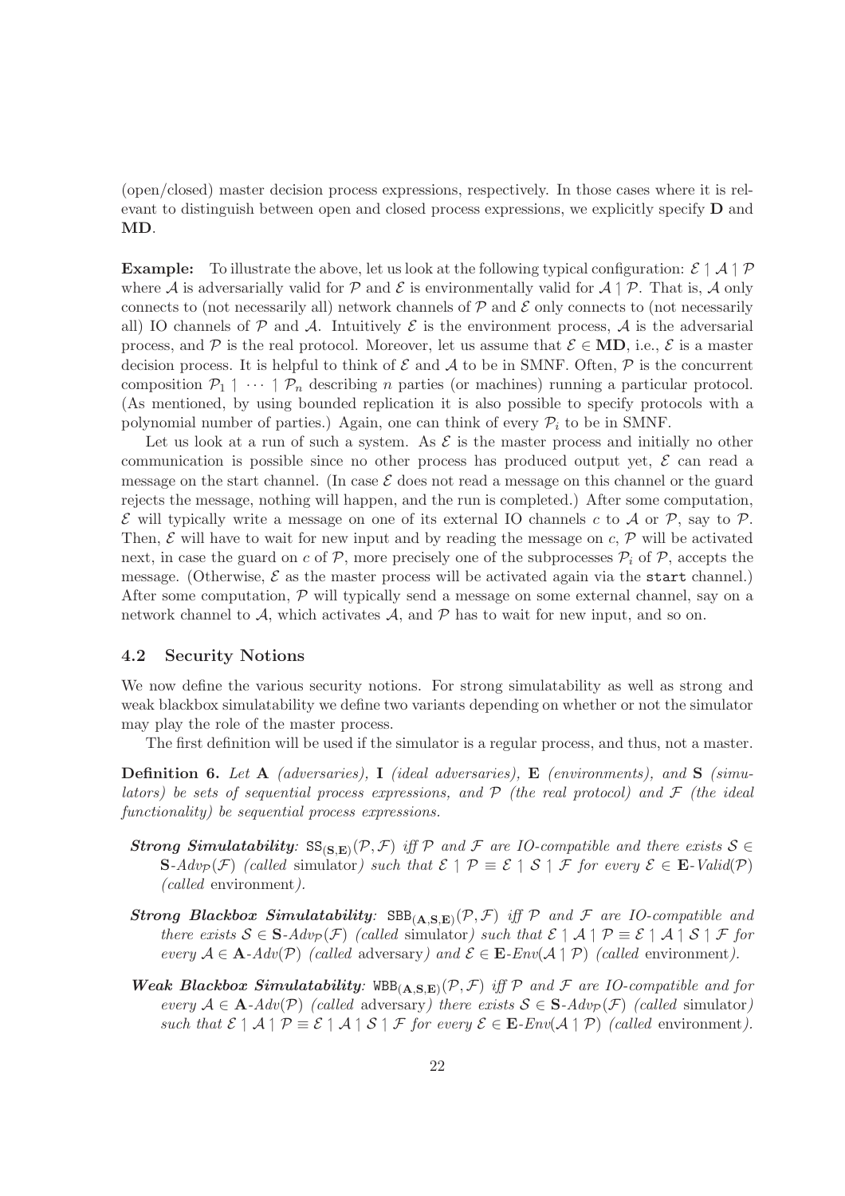(open/closed) master decision process expressions, respectively. In those cases where it is relevant to distinguish between open and closed process expressions, we explicitly specify **D** and **MD**.

**Example:** To illustrate the above, let us look at the following typical configuration: $\mathcal{E} \mid \mathcal{A} \mid \mathcal{P}$ where $\mathcal{A}$ is adversarially valid for $\mathcal{P}$ and $\mathcal{E}$ is environmentally valid for $\mathcal{A} \mid \mathcal{P}$. That is, $\mathcal{A}$ only connects to (not necessarily all) network channels of $\mathcal{P}$ and $\mathcal{E}$ only connects to (not necessarily all) IO channels of $\mathcal{P}$ and $\mathcal{A}$. Intuitively $\mathcal{E}$ is the environment process, $\mathcal{A}$ is the adversarial process, and $\mathcal{P}$ is the real protocol. Moreover, let us assume that $\mathcal{E} \in \mathbf{MD}$, i.e., $\mathcal{E}$ is a master decision process. It is helpful to think of $\mathcal{E}$ and $\mathcal{A}$ to be in SMNF. Often, $\mathcal{P}$ is the concurrent composition $\mathcal{P}_1 \mid \cdots \mid \mathcal{P}_n$ describing $n$ parties (or machines) running a particular protocol. (As mentioned, by using bounded replication it is also possible to specify protocols with a polynomial number of parties.) Again, one can think of every $\mathcal{P}_i$ to be in SMNF.

Let us look at a run of such a system. As $\mathcal{E}$ is the master process and initially no other communication is possible since no other process has produced output yet, $\mathcal{E}$ can read a message on the start channel. (In case $\mathcal{E}$ does not read a message on this channel or the guard rejects the message, nothing will happen, and the run is completed.) After some computation, $\mathcal{E}$ will typically write a message on one of its external IO channels $c$ to $\mathcal{A}$ or $\mathcal{P}$, say to $\mathcal{P}$. Then, $\mathcal{E}$ will have to wait for new input and by reading the message on $c$, $\mathcal{P}$ will be activated next, in case the guard on $c$ of $\mathcal{P}$, more precisely one of the subprocesses $\mathcal{P}_i$ of $\mathcal{P}$, accepts the message. (Otherwise, $\mathcal{E}$ as the master process will be activated again via the `start` channel.) After some computation, $\mathcal{P}$ will typically send a message on some external channel, say on a network channel to $\mathcal{A}$, which activates $\mathcal{A}$, and $\mathcal{P}$ has to wait for new input, and so on.

### 4.2 Security Notions

We now define the various security notions. For strong simulatability as well as strong and weak blackbox simulatability we define two variants depending on whether or not the simulator may play the role of the master process.

The first definition will be used if the simulator is a regular process, and thus, not a master.

**Definition 6.** *Let* **A** *(adversaries),* **I** *(ideal adversaries),* **E** *(environments), and* **S** *(simulators) be sets of sequential process expressions, and $\mathcal{P}$ (the real protocol) and $\mathcal{F}$ (the ideal functionality) be sequential process expressions.*

- ***Strong Simulatability**: $\mathtt{SS}_{(\mathbf{S},\mathbf{E})}(\mathcal{P},\mathcal{F})$ iff $\mathcal{P}$ and $\mathcal{F}$ are IO-compatible and there exists $\mathcal{S} \in \mathbf{S}\text{-}Adv_{\mathcal{P}}(\mathcal{F})$ (called* simulator*) such that $\mathcal{E} \mid \mathcal{P} \equiv \mathcal{E} \mid \mathcal{S} \mid \mathcal{F}$ for every $\mathcal{E} \in \mathbf{E}\text{-}Valid(\mathcal{P})$ (called* environment*).*
- ***Strong Blackbox Simulatability**: $\mathtt{SBB}_{(\mathbf{A},\mathbf{S},\mathbf{E})}(\mathcal{P},\mathcal{F})$ iff $\mathcal{P}$ and $\mathcal{F}$ are IO-compatible and there exists $\mathcal{S} \in \mathbf{S}\text{-}Adv_{\mathcal{P}}(\mathcal{F})$ (called* simulator*) such that $\mathcal{E} \mid \mathcal{A} \mid \mathcal{P} \equiv \mathcal{E} \mid \mathcal{A} \mid \mathcal{S} \mid \mathcal{F}$ for every $\mathcal{A} \in \mathbf{A}\text{-}Adv(\mathcal{P})$ (called* adversary*) and $\mathcal{E} \in \mathbf{E}\text{-}Env(\mathcal{A} \mid \mathcal{P})$ (called* environment*).*
- ***Weak Blackbox Simulatability**: $\mathtt{WBB}_{(\mathbf{A},\mathbf{S},\mathbf{E})}(\mathcal{P},\mathcal{F})$ iff $\mathcal{P}$ and $\mathcal{F}$ are IO-compatible and for every $\mathcal{A} \in \mathbf{A}\text{-}Adv(\mathcal{P})$ (called* adversary*) there exists $\mathcal{S} \in \mathbf{S}\text{-}Adv_{\mathcal{P}}(\mathcal{F})$ (called* simulator*) such that $\mathcal{E} \mid \mathcal{A} \mid \mathcal{P} \equiv \mathcal{E} \mid \mathcal{A} \mid \mathcal{S} \mid \mathcal{F}$ for every $\mathcal{E} \in \mathbf{E}\text{-}Env(\mathcal{A} \mid \mathcal{P})$ (called* environment*).*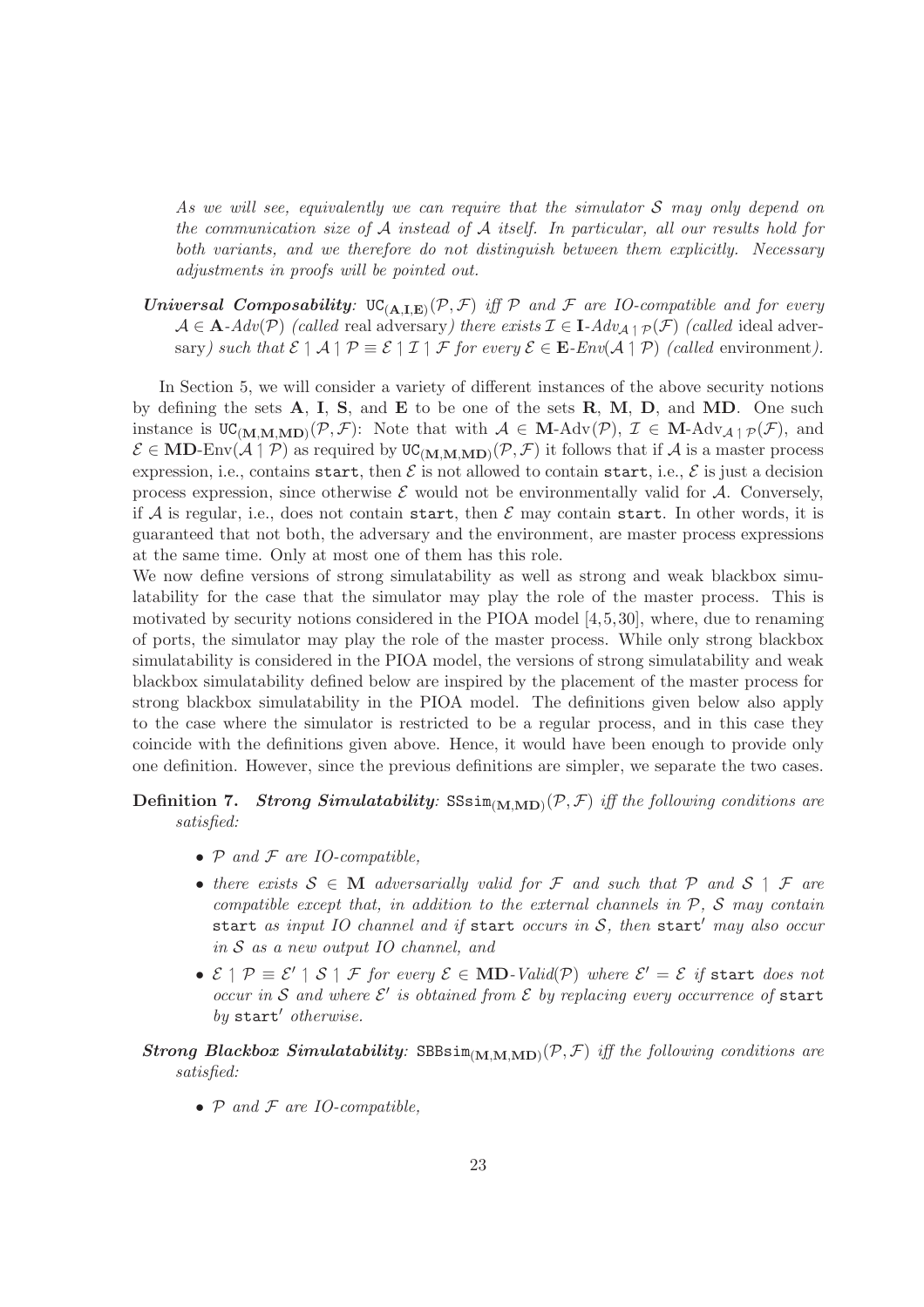*As we will see, equivalently we can require that the simulator $\mathcal{S}$ may only depend on the communication size of $\mathcal{A}$ instead of $\mathcal{A}$ itself. In particular, all our results hold for both variants, and we therefore do not distinguish between them explicitly. Necessary adjustments in proofs will be pointed out.*

***Universal Composability**: $\mathtt{UC}_{(\mathbf{A},\mathbf{I},\mathbf{E})}(\mathcal{P},\mathcal{F})$ iff $\mathcal{P}$ and $\mathcal{F}$ are IO-compatible and for every $\mathcal{A} \in \mathbf{A}\text{-}Adv(\mathcal{P})$ (called* real adversary*) there exists $\mathcal{I} \in \mathbf{I}\text{-}Adv_{\mathcal{A} \upharpoonright \mathcal{P}}(\mathcal{F})$ (called* ideal adversary*) such that $\mathcal{E} \upharpoonright \mathcal{A} \upharpoonright \mathcal{P} \equiv \mathcal{E} \upharpoonright \mathcal{I} \upharpoonright \mathcal{F}$ for every $\mathcal{E} \in \mathbf{E}\text{-}Env(\mathcal{A} \upharpoonright \mathcal{P})$ (called* environment*).*

In Section 5, we will consider a variety of different instances of the above security notions by defining the sets **A**, **I**, **S**, and **E** to be one of the sets **R**, **M**, **D**, and **MD**. One such instance is $\mathtt{UC}_{(\mathbf{M},\mathbf{M},\mathbf{MD})}(\mathcal{P},\mathcal{F})$: Note that with $\mathcal{A} \in \mathbf{M}\text{-Adv}(\mathcal{P})$, $\mathcal{I} \in \mathbf{M}\text{-Adv}_{\mathcal{A} \upharpoonright \mathcal{P}}(\mathcal{F})$, and $\mathcal{E} \in \mathbf{MD}\text{-Env}(\mathcal{A} \upharpoonright \mathcal{P})$ as required by $\mathtt{UC}_{(\mathbf{M},\mathbf{M},\mathbf{MD})}(\mathcal{P},\mathcal{F})$ it follows that if $\mathcal{A}$ is a master process expression, i.e., contains `start`, then $\mathcal{E}$ is not allowed to contain `start`, i.e., $\mathcal{E}$ is just a decision process expression, since otherwise $\mathcal{E}$ would not be environmentally valid for $\mathcal{A}$. Conversely, if $\mathcal{A}$ is regular, i.e., does not contain `start`, then $\mathcal{E}$ may contain `start`. In other words, it is guaranteed that not both, the adversary and the environment, are master process expressions at the same time. Only at most one of them has this role.

We now define versions of strong simulatability as well as strong and weak blackbox simulatability for the case that the simulator may play the role of the master process. This is motivated by security notions considered in the PIOA model [4,5,30], where, due to renaming of ports, the simulator may play the role of the master process. While only strong blackbox simulatability is considered in the PIOA model, the versions of strong simulatability and weak blackbox simulatability defined below are inspired by the placement of the master process for strong blackbox simulatability in the PIOA model. The definitions given below also apply to the case where the simulator is restricted to be a regular process, and in this case they coincide with the definitions given above. Hence, it would have been enough to provide only one definition. However, since the previous definitions are simpler, we separate the two cases.

**Definition 7.** ***Strong Simulatability**: $\mathtt{SSsim}_{(\mathbf{M},\mathbf{MD})}(\mathcal{P},\mathcal{F})$ iff the following conditions are satisfied:*

- *$\mathcal{P}$ and $\mathcal{F}$ are IO-compatible,*
- *there exists $\mathcal{S} \in \mathbf{M}$ adversarially valid for $\mathcal{F}$ and such that $\mathcal{P}$ and $\mathcal{S} \upharpoonright \mathcal{F}$ are compatible except that, in addition to the external channels in $\mathcal{P}$, $\mathcal{S}$ may contain* `start` *as input IO channel and if* `start` *occurs in $\mathcal{S}$, then* `start′` *may also occur in $\mathcal{S}$ as a new output IO channel, and*
- *$\mathcal{E} \upharpoonright \mathcal{P} \equiv \mathcal{E}' \upharpoonright \mathcal{S} \upharpoonright \mathcal{F}$ for every $\mathcal{E} \in \mathbf{MD}\text{-}Valid(\mathcal{P})$ where $\mathcal{E}' = \mathcal{E}$ if* `start` *does not occur in $\mathcal{S}$ and where $\mathcal{E}'$ is obtained from $\mathcal{E}$ by replacing every occurrence of* `start` *by* `start′` *otherwise.*

***Strong Blackbox Simulatability**: $\mathtt{SBBsim}_{(\mathbf{M},\mathbf{M},\mathbf{MD})}(\mathcal{P},\mathcal{F})$ iff the following conditions are satisfied:*

- *$\mathcal{P}$ and $\mathcal{F}$ are IO-compatible,*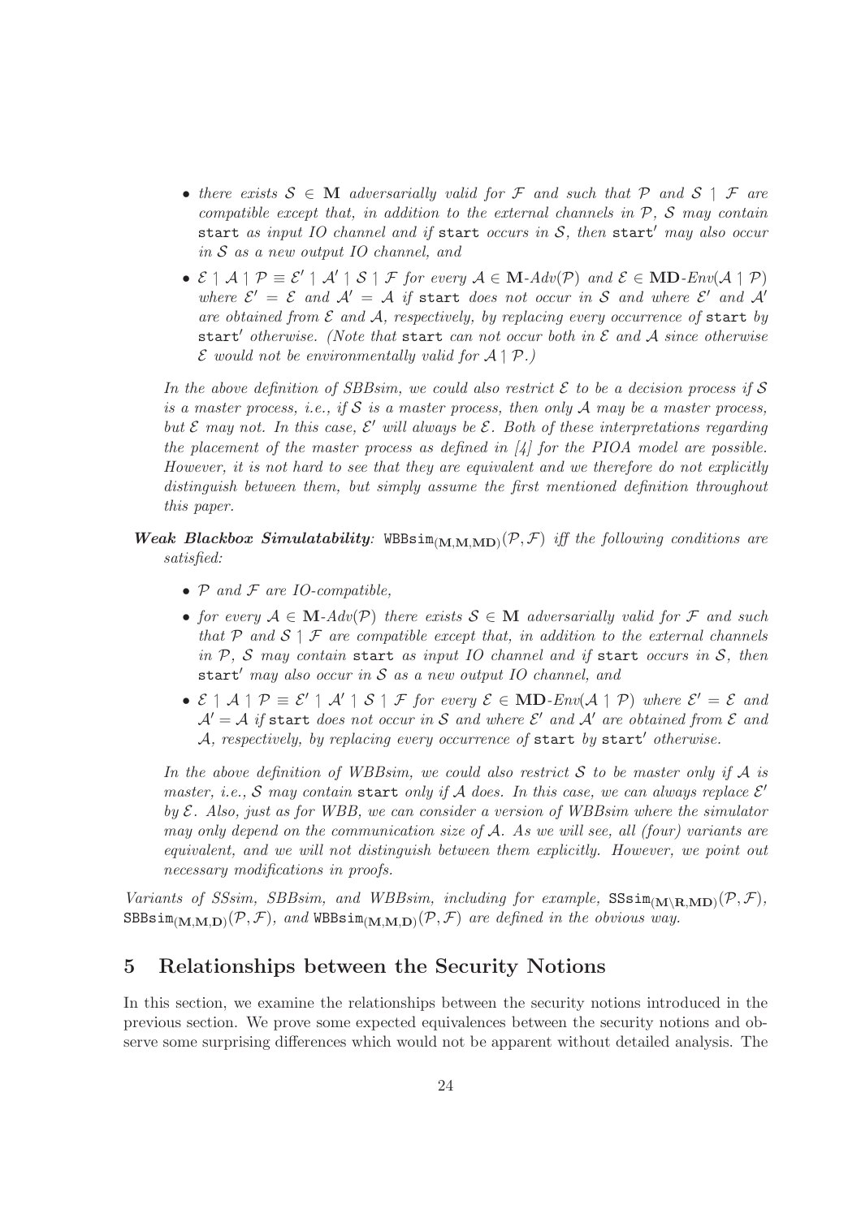- *there exists $\mathcal{S} \in \mathbf{M}$ adversarially valid for $\mathcal{F}$ and such that $\mathcal{P}$ and $\mathcal{S} \upharpoonright \mathcal{F}$ are compatible except that, in addition to the external channels in $\mathcal{P}$, $\mathcal{S}$ may contain* `start` *as input IO channel and if* `start` *occurs in $\mathcal{S}$, then* `start'` *may also occur in $\mathcal{S}$ as a new output IO channel, and*
- $\mathcal{E} \upharpoonright \mathcal{A} \upharpoonright \mathcal{P} \equiv \mathcal{E}' \upharpoonright \mathcal{A}' \upharpoonright \mathcal{S} \upharpoonright \mathcal{F}$ *for every $\mathcal{A} \in \mathbf{M}$-$Adv(\mathcal{P})$ and $\mathcal{E} \in \mathbf{MD}$-$Env(\mathcal{A} \upharpoonright \mathcal{P})$ where $\mathcal{E}' = \mathcal{E}$ and $\mathcal{A}' = \mathcal{A}$ if* `start` *does not occur in $\mathcal{S}$ and where $\mathcal{E}'$ and $\mathcal{A}'$ are obtained from $\mathcal{E}$ and $\mathcal{A}$, respectively, by replacing every occurrence of* `start` *by* `start'` *otherwise. (Note that* `start` *can not occur both in $\mathcal{E}$ and $\mathcal{A}$ since otherwise $\mathcal{E}$ would not be environmentally valid for $\mathcal{A} \upharpoonright \mathcal{P}$.)*

*In the above definition of SBBsim, we could also restrict $\mathcal{E}$ to be a decision process if $\mathcal{S}$ is a master process, i.e., if $\mathcal{S}$ is a master process, then only $\mathcal{A}$ may be a master process, but $\mathcal{E}$ may not. In this case, $\mathcal{E}'$ will always be $\mathcal{E}$. Both of these interpretations regarding the placement of the master process as defined in [4] for the PIOA model are possible. However, it is not hard to see that they are equivalent and we therefore do not explicitly distinguish between them, but simply assume the first mentioned definition throughout this paper.*

***Weak Blackbox Simulatability**: $\mathtt{WBBsim}_{(\mathbf{M},\mathbf{M},\mathbf{MD})}(\mathcal{P}, \mathcal{F})$ iff the following conditions are satisfied:*

- *$\mathcal{P}$ and $\mathcal{F}$ are IO-compatible,*
- *for every $\mathcal{A} \in \mathbf{M}$-$Adv(\mathcal{P})$ there exists $\mathcal{S} \in \mathbf{M}$ adversarially valid for $\mathcal{F}$ and such that $\mathcal{P}$ and $\mathcal{S} \upharpoonright \mathcal{F}$ are compatible except that, in addition to the external channels in $\mathcal{P}$, $\mathcal{S}$ may contain* `start` *as input IO channel and if* `start` *occurs in $\mathcal{S}$, then* `start'` *may also occur in $\mathcal{S}$ as a new output IO channel, and*
- $\mathcal{E} \upharpoonright \mathcal{A} \upharpoonright \mathcal{P} \equiv \mathcal{E}' \upharpoonright \mathcal{A}' \upharpoonright \mathcal{S} \upharpoonright \mathcal{F}$ *for every $\mathcal{E} \in \mathbf{MD}$-$Env(\mathcal{A} \upharpoonright \mathcal{P})$ where $\mathcal{E}' = \mathcal{E}$ and $\mathcal{A}' = \mathcal{A}$ if* `start` *does not occur in $\mathcal{S}$ and where $\mathcal{E}'$ and $\mathcal{A}'$ are obtained from $\mathcal{E}$ and $\mathcal{A}$, respectively, by replacing every occurrence of* `start` *by* `start'` *otherwise.*

*In the above definition of WBBsim, we could also restrict $\mathcal{S}$ to be master only if $\mathcal{A}$ is master, i.e., $\mathcal{S}$ may contain* `start` *only if $\mathcal{A}$ does. In this case, we can always replace $\mathcal{E}'$ by $\mathcal{E}$. Also, just as for WBB, we can consider a version of WBBsim where the simulator may only depend on the communication size of $\mathcal{A}$. As we will see, all (four) variants are equivalent, and we will not distinguish between them explicitly. However, we point out necessary modifications in proofs.*

*Variants of SSsim, SBBsim, and WBBsim, including for example, $\mathtt{SSsim}_{(\mathbf{M}\setminus\mathbf{R},\mathbf{MD})}(\mathcal{P}, \mathcal{F})$, $\mathtt{SBBsim}_{(\mathbf{M},\mathbf{M},\mathbf{D})}(\mathcal{P}, \mathcal{F})$, and $\mathtt{WBBsim}_{(\mathbf{M},\mathbf{M},\mathbf{D})}(\mathcal{P}, \mathcal{F})$ are defined in the obvious way.*

## 5 Relationships between the Security Notions

In this section, we examine the relationships between the security notions introduced in the previous section. We prove some expected equivalences between the security notions and observe some surprising differences which would not be apparent without detailed analysis. The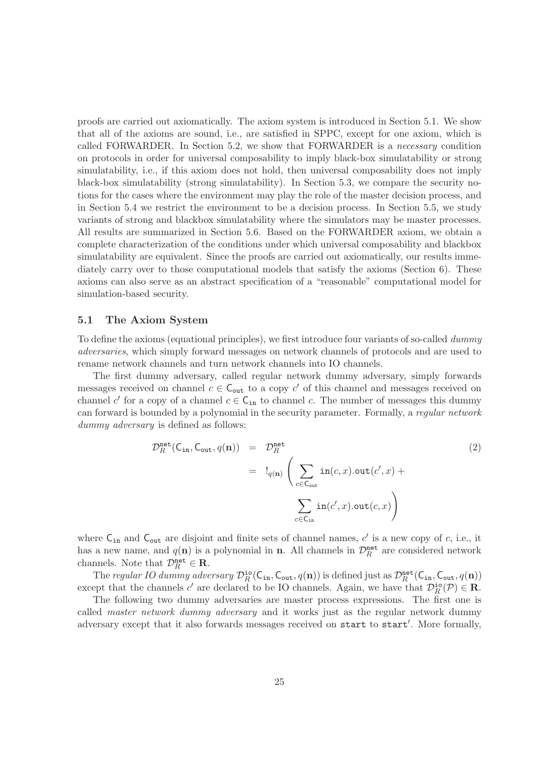proofs are carried out axiomatically. The axiom system is introduced in Section 5.1. We show that all of the axioms are sound, i.e., are satisfied in SPPC, except for one axiom, which is called FORWARDER. In Section 5.2, we show that FORWARDER is a *necessary* condition on protocols in order for universal composability to imply black-box simulatability or strong simulatability, i.e., if this axiom does not hold, then universal composability does not imply black-box simulatability (strong simulatability). In Section 5.3, we compare the security notions for the cases where the environment may play the role of the master decision process, and in Section 5.4 we restrict the environment to be a decision process. In Section 5.5, we study variants of strong and blackbox simulatability where the simulators may be master processes. All results are summarized in Section 5.6. Based on the FORWARDER axiom, we obtain a complete characterization of the conditions under which universal composability and blackbox simulatability are equivalent. Since the proofs are carried out axiomatically, our results immediately carry over to those computational models that satisfy the axioms (Section 6). These axioms can also serve as an abstract specification of a "reasonable" computational model for simulation-based security.

## 5.1 The Axiom System

To define the axioms (equational principles), we first introduce four variants of so-called *dummy adversaries*, which simply forward messages on network channels of protocols and are used to rename network channels and turn network channels into IO channels.

The first dummy adversary, called regular network dummy adversary, simply forwards messages received on channel $c \in \mathsf{C}_{\mathtt{out}}$ to a copy $c'$ of this channel and messages received on channel $c'$ for a copy of a channel $c \in \mathsf{C}_{\mathtt{in}}$ to channel $c$. The number of messages this dummy can forward is bounded by a polynomial in the security parameter. Formally, a *regular network dummy adversary* is defined as follows:

$$
\begin{aligned}
\mathcal{D}_R^{\mathtt{net}}(\mathsf{C}_{\mathtt{in}}, \mathsf{C}_{\mathtt{out}}, q(\mathbf{n})) &= \mathcal{D}_R^{\mathtt{net}} \\
&= !_{q(\mathbf{n})} \left( \sum_{c \in \mathsf{C}_{\mathtt{out}}} \mathtt{in}(c, x).\mathtt{out}(c', x) + \right. \\
&\qquad\qquad \left. \sum_{c \in \mathsf{C}_{\mathtt{in}}} \mathtt{in}(c', x).\mathtt{out}(c, x) \right)
\end{aligned}
\tag{2}
$$

where $\mathsf{C}_{\mathtt{in}}$ and $\mathsf{C}_{\mathtt{out}}$ are disjoint and finite sets of channel names, $c'$ is a new copy of $c$, i.e., it has a new name, and $q(\mathbf{n})$ is a polynomial in $\mathbf{n}$. All channels in $\mathcal{D}_R^{\mathtt{net}}$ are considered network channels. Note that $\mathcal{D}_R^{\mathtt{net}} \in \mathbf{R}$.

The *regular IO dummy adversary* $\mathcal{D}_R^{\mathtt{io}}(\mathsf{C}_{\mathtt{in}}, \mathsf{C}_{\mathtt{out}}, q(\mathbf{n}))$ is defined just as $\mathcal{D}_R^{\mathtt{net}}(\mathsf{C}_{\mathtt{in}}, \mathsf{C}_{\mathtt{out}}, q(\mathbf{n}))$ except that the channels $c'$ are declared to be IO channels. Again, we have that $\mathcal{D}_R^{\mathtt{io}}(\mathcal{P}) \in \mathbf{R}$.

The following two dummy adversaries are master process expressions. The first one is called *master network dummy adversary* and it works just as the regular network dummy adversary except that it also forwards messages received on $\mathtt{start}$ to $\mathtt{start}'$. More formally,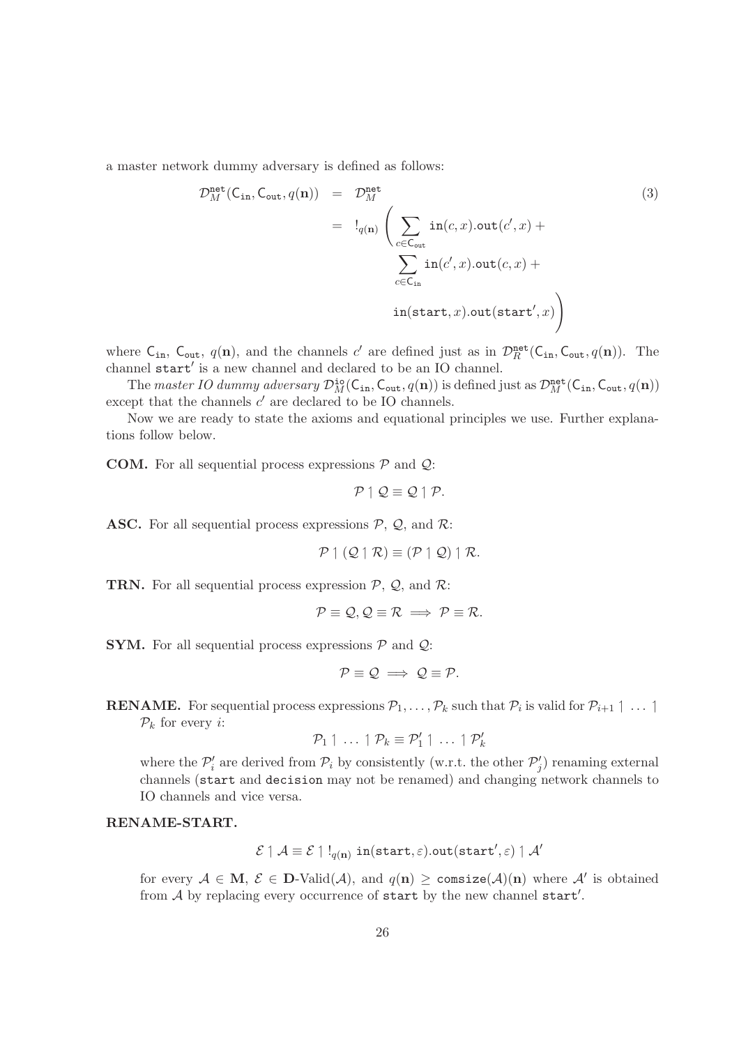a master network dummy adversary is defined as follows:

$$
\begin{aligned}
\mathcal{D}^{\mathtt{net}}_M(\mathsf{C}_{\mathtt{in}}, \mathsf{C}_{\mathtt{out}}, q(\mathbf{n})) &= \mathcal{D}^{\mathtt{net}}_M \\
&= !_{q(\mathbf{n})} \Bigg( \sum_{c \in \mathsf{C}_{\mathtt{out}}} \mathtt{in}(c, x).\mathtt{out}(c', x) + \\
&\qquad \sum_{c \in \mathsf{C}_{\mathtt{in}}} \mathtt{in}(c', x).\mathtt{out}(c, x) + \\
&\qquad \mathtt{in}(\mathtt{start}, x).\mathtt{out}(\mathtt{start}', x) \Bigg)
\end{aligned}
\tag{3}
$$

where $\mathsf{C}_{\mathtt{in}}$, $\mathsf{C}_{\mathtt{out}}$, $q(\mathbf{n})$, and the channels $c'$ are defined just as in $\mathcal{D}^{\mathtt{net}}_R(\mathsf{C}_{\mathtt{in}}, \mathsf{C}_{\mathtt{out}}, q(\mathbf{n}))$. The channel $\mathtt{start}'$ is a new channel and declared to be an IO channel.

The *master IO dummy adversary* $\mathcal{D}^{\mathtt{io}}_M(\mathsf{C}_{\mathtt{in}}, \mathsf{C}_{\mathtt{out}}, q(\mathbf{n}))$ is defined just as $\mathcal{D}^{\mathtt{net}}_M(\mathsf{C}_{\mathtt{in}}, \mathsf{C}_{\mathtt{out}}, q(\mathbf{n}))$ except that the channels $c'$ are declared to be IO channels.

Now we are ready to state the axioms and equational principles we use. Further explanations follow below.

**COM.** For all sequential process expressions $\mathcal{P}$ and $\mathcal{Q}$:

$$\mathcal{P} \upharpoonright \mathcal{Q} \equiv \mathcal{Q} \upharpoonright \mathcal{P}.$$

**ASC.** For all sequential process expressions $\mathcal{P}$, $\mathcal{Q}$, and $\mathcal{R}$:

$$\mathcal{P} \upharpoonright (\mathcal{Q} \upharpoonright \mathcal{R}) \equiv (\mathcal{P} \upharpoonright \mathcal{Q}) \upharpoonright \mathcal{R}.$$

**TRN.** For all sequential process expression $\mathcal{P}$, $\mathcal{Q}$, and $\mathcal{R}$:

$$\mathcal{P} \equiv \mathcal{Q}, \mathcal{Q} \equiv \mathcal{R} \implies \mathcal{P} \equiv \mathcal{R}.$$

**SYM.** For all sequential process expressions $\mathcal{P}$ and $\mathcal{Q}$:

$$\mathcal{P} \equiv \mathcal{Q} \implies \mathcal{Q} \equiv \mathcal{P}.$$

**RENAME.** For sequential process expressions $\mathcal{P}_1, \ldots, \mathcal{P}_k$ such that $\mathcal{P}_i$ is valid for $\mathcal{P}_{i+1} \upharpoonright \ldots \upharpoonright \mathcal{P}_k$ for every $i$:

$$\mathcal{P}_1 \upharpoonright \ldots \upharpoonright \mathcal{P}_k \equiv \mathcal{P}'_1 \upharpoonright \ldots \upharpoonright \mathcal{P}'_k$$

where the $\mathcal{P}'_i$ are derived from $\mathcal{P}_i$ by consistently (w.r.t. the other $\mathcal{P}'_j$) renaming external channels ($\mathtt{start}$ and $\mathtt{decision}$ may not be renamed) and changing network channels to IO channels and vice versa.

**RENAME-START.**

$$\mathcal{E} \upharpoonright \mathcal{A} \equiv \mathcal{E} \upharpoonright !_{q(\mathbf{n})}\ \mathtt{in}(\mathtt{start}, \varepsilon).\mathtt{out}(\mathtt{start}', \varepsilon) \upharpoonright \mathcal{A}'$$

for every $\mathcal{A} \in \mathbf{M}$, $\mathcal{E} \in \mathbf{D}\text{-Valid}(\mathcal{A})$, and $q(\mathbf{n}) \geq \mathtt{comsize}(\mathcal{A})(\mathbf{n})$ where $\mathcal{A}'$ is obtained from $\mathcal{A}$ by replacing every occurrence of $\mathtt{start}$ by the new channel $\mathtt{start}'$.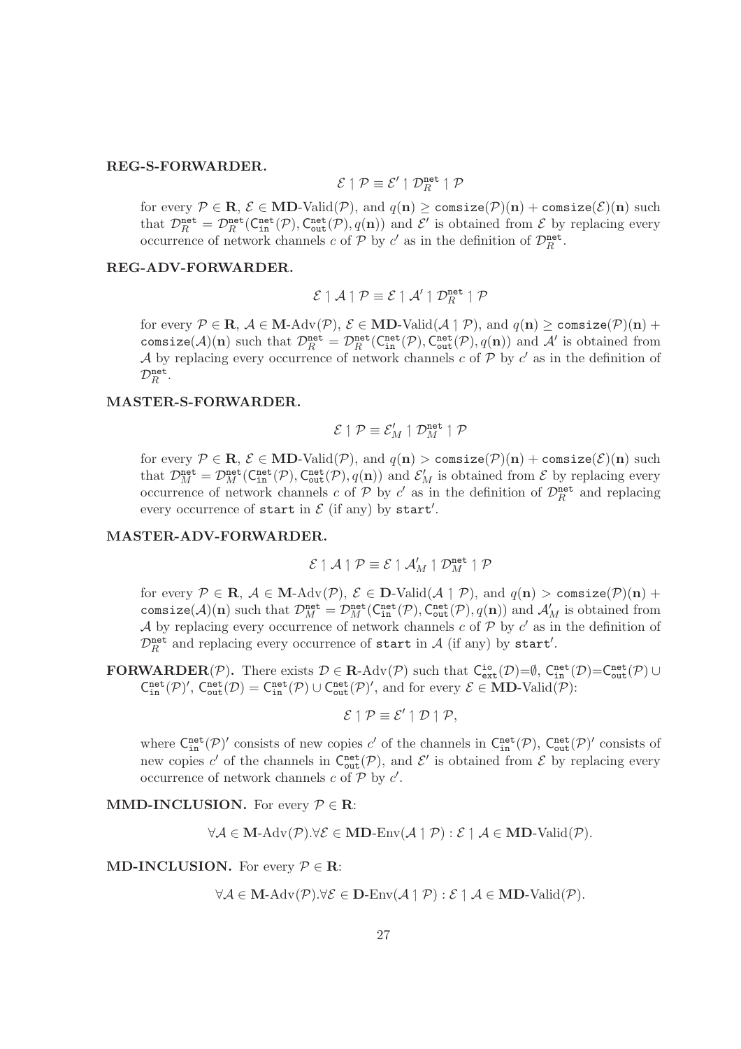**REG-S-FORWARDER.**

$$\mathcal{E} \upharpoonright \mathcal{P} \equiv \mathcal{E}' \upharpoonright \mathcal{D}_R^{\mathtt{net}} \upharpoonright \mathcal{P}$$

for every $\mathcal{P} \in \mathbf{R}$, $\mathcal{E} \in \mathbf{MD}\text{-Valid}(\mathcal{P})$, and $q(\mathbf{n}) \geq \mathtt{comsize}(\mathcal{P})(\mathbf{n}) + \mathtt{comsize}(\mathcal{E})(\mathbf{n})$ such that $\mathcal{D}_R^{\mathtt{net}} = \mathcal{D}_R^{\mathtt{net}}(\mathsf{C}_{\mathtt{in}}^{\mathtt{net}}(\mathcal{P}), \mathsf{C}_{\mathtt{out}}^{\mathtt{net}}(\mathcal{P}), q(\mathbf{n}))$ and $\mathcal{E}'$ is obtained from $\mathcal{E}$ by replacing every occurrence of network channels $c$ of $\mathcal{P}$ by $c'$ as in the definition of $\mathcal{D}_R^{\mathtt{net}}$.

**REG-ADV-FORWARDER.**

$$\mathcal{E} \upharpoonright \mathcal{A} \upharpoonright \mathcal{P} \equiv \mathcal{E} \upharpoonright \mathcal{A}' \upharpoonright \mathcal{D}_R^{\mathtt{net}} \upharpoonright \mathcal{P}$$

for every $\mathcal{P} \in \mathbf{R}$, $\mathcal{A} \in \mathbf{M}\text{-Adv}(\mathcal{P})$, $\mathcal{E} \in \mathbf{MD}\text{-Valid}(\mathcal{A} \upharpoonright \mathcal{P})$, and $q(\mathbf{n}) \geq \mathtt{comsize}(\mathcal{P})(\mathbf{n}) + \mathtt{comsize}(\mathcal{A})(\mathbf{n})$ such that $\mathcal{D}_R^{\mathtt{net}} = \mathcal{D}_R^{\mathtt{net}}(\mathsf{C}_{\mathtt{in}}^{\mathtt{net}}(\mathcal{P}), \mathsf{C}_{\mathtt{out}}^{\mathtt{net}}(\mathcal{P}), q(\mathbf{n}))$ and $\mathcal{A}'$ is obtained from $\mathcal{A}$ by replacing every occurrence of network channels $c$ of $\mathcal{P}$ by $c'$ as in the definition of $\mathcal{D}_R^{\mathtt{net}}$.

**MASTER-S-FORWARDER.**

$$\mathcal{E} \upharpoonright \mathcal{P} \equiv \mathcal{E}'_M \upharpoonright \mathcal{D}_M^{\mathtt{net}} \upharpoonright \mathcal{P}$$

for every $\mathcal{P} \in \mathbf{R}$, $\mathcal{E} \in \mathbf{MD}\text{-Valid}(\mathcal{P})$, and $q(\mathbf{n}) > \mathtt{comsize}(\mathcal{P})(\mathbf{n}) + \mathtt{comsize}(\mathcal{E})(\mathbf{n})$ such that $\mathcal{D}_M^{\mathtt{net}} = \mathcal{D}_M^{\mathtt{net}}(\mathsf{C}_{\mathtt{in}}^{\mathtt{net}}(\mathcal{P}), \mathsf{C}_{\mathtt{out}}^{\mathtt{net}}(\mathcal{P}), q(\mathbf{n}))$ and $\mathcal{E}'_M$ is obtained from $\mathcal{E}$ by replacing every occurrence of network channels $c$ of $\mathcal{P}$ by $c'$ as in the definition of $\mathcal{D}_R^{\mathtt{net}}$ and replacing every occurrence of $\mathtt{start}$ in $\mathcal{E}$ (if any) by $\mathtt{start}'$.

**MASTER-ADV-FORWARDER.**

$$\mathcal{E} \upharpoonright \mathcal{A} \upharpoonright \mathcal{P} \equiv \mathcal{E} \upharpoonright \mathcal{A}'_M \upharpoonright \mathcal{D}_M^{\mathtt{net}} \upharpoonright \mathcal{P}$$

for every $\mathcal{P} \in \mathbf{R}$, $\mathcal{A} \in \mathbf{M}\text{-Adv}(\mathcal{P})$, $\mathcal{E} \in \mathbf{D}\text{-Valid}(\mathcal{A} \upharpoonright \mathcal{P})$, and $q(\mathbf{n}) > \mathtt{comsize}(\mathcal{P})(\mathbf{n}) + \mathtt{comsize}(\mathcal{A})(\mathbf{n})$ such that $\mathcal{D}_M^{\mathtt{net}} = \mathcal{D}_M^{\mathtt{net}}(\mathsf{C}_{\mathtt{in}}^{\mathtt{net}}(\mathcal{P}), \mathsf{C}_{\mathtt{out}}^{\mathtt{net}}(\mathcal{P}), q(\mathbf{n}))$ and $\mathcal{A}'_M$ is obtained from $\mathcal{A}$ by replacing every occurrence of network channels $c$ of $\mathcal{P}$ by $c'$ as in the definition of $\mathcal{D}_R^{\mathtt{net}}$ and replacing every occurrence of $\mathtt{start}$ in $\mathcal{A}$ (if any) by $\mathtt{start}'$.

**FORWARDER($\mathcal{P}$).** There exists $\mathcal{D} \in \mathbf{R}\text{-Adv}(\mathcal{P})$ such that $\mathsf{C}_{\mathtt{ext}}^{\mathtt{io}}(\mathcal{D}) = \emptyset$, $\mathsf{C}_{\mathtt{in}}^{\mathtt{net}}(\mathcal{D}) = \mathsf{C}_{\mathtt{out}}^{\mathtt{net}}(\mathcal{P}) \cup \mathsf{C}_{\mathtt{in}}^{\mathtt{net}}(\mathcal{P})'$, $\mathsf{C}_{\mathtt{out}}^{\mathtt{net}}(\mathcal{D}) = \mathsf{C}_{\mathtt{in}}^{\mathtt{net}}(\mathcal{P}) \cup \mathsf{C}_{\mathtt{out}}^{\mathtt{net}}(\mathcal{P})'$, and for every $\mathcal{E} \in \mathbf{MD}\text{-Valid}(\mathcal{P})$:

$$\mathcal{E} \upharpoonright \mathcal{P} \equiv \mathcal{E}' \upharpoonright \mathcal{D} \upharpoonright \mathcal{P},$$

where $\mathsf{C}_{\mathtt{in}}^{\mathtt{net}}(\mathcal{P})'$ consists of new copies $c'$ of the channels in $\mathsf{C}_{\mathtt{in}}^{\mathtt{net}}(\mathcal{P})$, $\mathsf{C}_{\mathtt{out}}^{\mathtt{net}}(\mathcal{P})'$ consists of new copies $c'$ of the channels in $\mathsf{C}_{\mathtt{out}}^{\mathtt{net}}(\mathcal{P})$, and $\mathcal{E}'$ is obtained from $\mathcal{E}$ by replacing every occurrence of network channels $c$ of $\mathcal{P}$ by $c'$.

**MMD-INCLUSION.** For every $\mathcal{P} \in \mathbf{R}$:

$$\forall \mathcal{A} \in \mathbf{M}\text{-Adv}(\mathcal{P}). \forall \mathcal{E} \in \mathbf{MD}\text{-Env}(\mathcal{A} \upharpoonright \mathcal{P}) : \mathcal{E} \upharpoonright \mathcal{A} \in \mathbf{MD}\text{-Valid}(\mathcal{P}).$$

**MD-INCLUSION.** For every $\mathcal{P} \in \mathbf{R}$:

$$\forall \mathcal{A} \in \mathbf{M}\text{-Adv}(\mathcal{P}). \forall \mathcal{E} \in \mathbf{D}\text{-Env}(\mathcal{A} \upharpoonright \mathcal{P}) : \mathcal{E} \upharpoonright \mathcal{A} \in \mathbf{MD}\text{-Valid}(\mathcal{P}).$$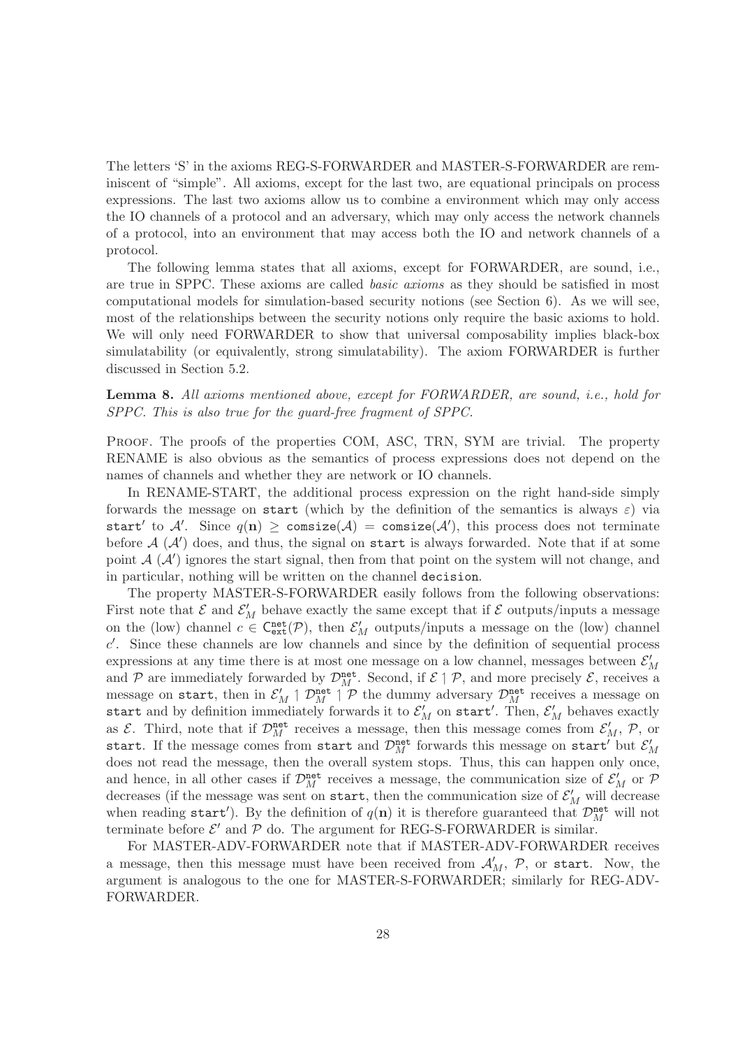The letters 'S' in the axioms REG-S-FORWARDER and MASTER-S-FORWARDER are reminiscent of "simple". All axioms, except for the last two, are equational principals on process expressions. The last two axioms allow us to combine a environment which may only access the IO channels of a protocol and an adversary, which may only access the network channels of a protocol, into an environment that may access both the IO and network channels of a protocol.

The following lemma states that all axioms, except for FORWARDER, are sound, i.e., are true in SPPC. These axioms are called *basic axioms* as they should be satisfied in most computational models for simulation-based security notions (see Section 6). As we will see, most of the relationships between the security notions only require the basic axioms to hold. We will only need FORWARDER to show that universal composability implies black-box simulatability (or equivalently, strong simulatability). The axiom FORWARDER is further discussed in Section 5.2.

**Lemma 8.** *All axioms mentioned above, except for FORWARDER, are sound, i.e., hold for SPPC. This is also true for the guard-free fragment of SPPC.*

Proof. The proofs of the properties COM, ASC, TRN, SYM are trivial. The property RENAME is also obvious as the semantics of process expressions does not depend on the names of channels and whether they are network or IO channels.

In RENAME-START, the additional process expression on the right hand-side simply forwards the message on $\mathtt{start}$ (which by the definition of the semantics is always $\varepsilon$) via $\mathtt{start}'$ to $\mathcal{A}'$. Since $q(\mathbf{n}) \geq \mathtt{comsize}(\mathcal{A}) = \mathtt{comsize}(\mathcal{A}')$, this process does not terminate before $\mathcal{A}$ ($\mathcal{A}'$) does, and thus, the signal on $\mathtt{start}$ is always forwarded. Note that if at some point $\mathcal{A}$ ($\mathcal{A}'$) ignores the start signal, then from that point on the system will not change, and in particular, nothing will be written on the channel $\mathtt{decision}$.

The property MASTER-S-FORWARDER easily follows from the following observations: First note that $\mathcal{E}$ and $\mathcal{E}'_M$ behave exactly the same except that if $\mathcal{E}$ outputs/inputs a message on the (low) channel $c \in \mathsf{C}^{\mathtt{net}}_{\mathtt{ext}}(\mathcal{P})$, then $\mathcal{E}'_M$ outputs/inputs a message on the (low) channel $c'$. Since these channels are low channels and since by the definition of sequential process expressions at any time there is at most one message on a low channel, messages between $\mathcal{E}'_M$ and $\mathcal{P}$ are immediately forwarded by $\mathcal{D}^{\mathtt{net}}_M$. Second, if $\mathcal{E} \upharpoonright \mathcal{P}$, and more precisely $\mathcal{E}$, receives a message on $\mathtt{start}$, then in $\mathcal{E}'_M \upharpoonright \mathcal{D}^{\mathtt{net}}_M \upharpoonright \mathcal{P}$ the dummy adversary $\mathcal{D}^{\mathtt{net}}_M$ receives a message on $\mathtt{start}$ and by definition immediately forwards it to $\mathcal{E}'_M$ on $\mathtt{start}'$. Then, $\mathcal{E}'_M$ behaves exactly as $\mathcal{E}$. Third, note that if $\mathcal{D}^{\mathtt{net}}_M$ receives a message, then this message comes from $\mathcal{E}'_M$, $\mathcal{P}$, or $\mathtt{start}$. If the message comes from $\mathtt{start}$ and $\mathcal{D}^{\mathtt{net}}_M$ forwards this message on $\mathtt{start}'$ but $\mathcal{E}'_M$ does not read the message, then the overall system stops. Thus, this can happen only once, and hence, in all other cases if $\mathcal{D}^{\mathtt{net}}_M$ receives a message, the communication size of $\mathcal{E}'_M$ or $\mathcal{P}$ decreases (if the message was sent on $\mathtt{start}$, then the communication size of $\mathcal{E}'_M$ will decrease when reading $\mathtt{start}'$). By the definition of $q(\mathbf{n})$ it is therefore guaranteed that $\mathcal{D}^{\mathtt{net}}_M$ will not terminate before $\mathcal{E}'$ and $\mathcal{P}$ do. The argument for REG-S-FORWARDER is similar.

For MASTER-ADV-FORWARDER note that if MASTER-ADV-FORWARDER receives a message, then this message must have been received from $\mathcal{A}'_M$, $\mathcal{P}$, or $\mathtt{start}$. Now, the argument is analogous to the one for MASTER-S-FORWARDER; similarly for REG-ADV-FORWARDER.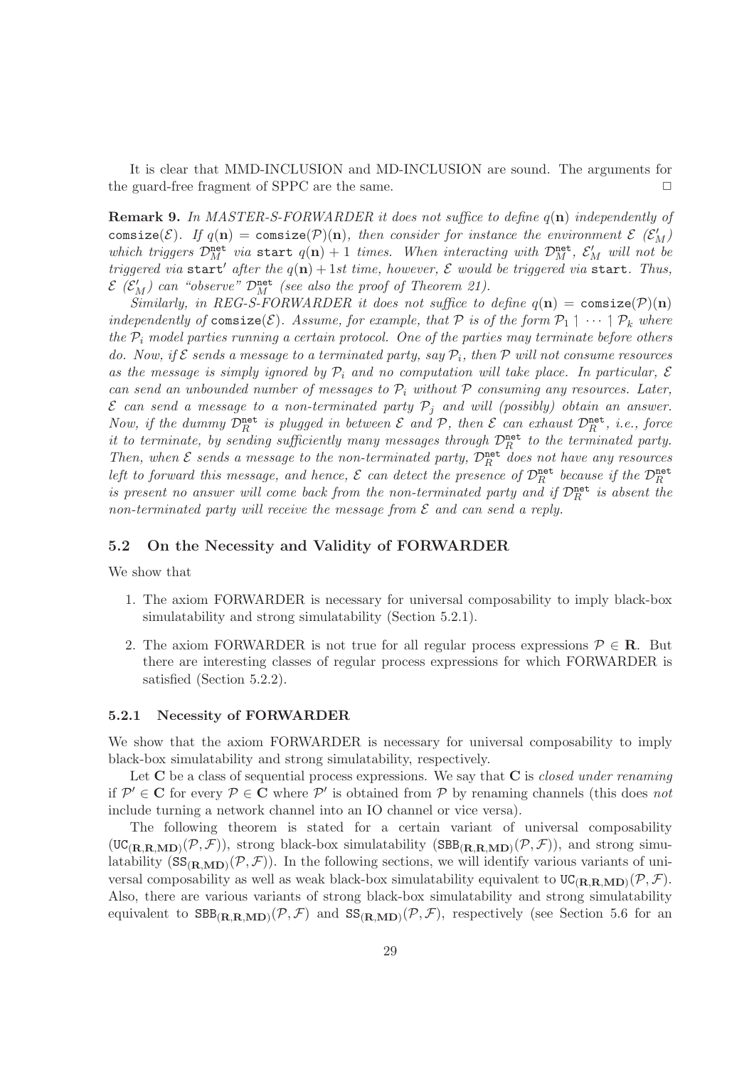It is clear that MMD-INCLUSION and MD-INCLUSION are sound. The arguments for the guard-free fragment of SPPC are the same. □

**Remark 9.** *In MASTER-S-FORWARDER it does not suffice to define $q(\mathbf{n})$ independently of* $\texttt{comsize}(\mathcal{E})$. *If $q(\mathbf{n}) = \texttt{comsize}(\mathcal{P})(\mathbf{n})$, then consider for instance the environment $\mathcal{E}$ ($\mathcal{E}'_M$) which triggers $\mathcal{D}^{\texttt{net}}_M$ via* $\texttt{start}$ *$q(\mathbf{n})+1$ times. When interacting with $\mathcal{D}^{\texttt{net}}_M$, $\mathcal{E}'_M$ will not be triggered via* $\texttt{start}'$ *after the $q(\mathbf{n})+1$st time, however, $\mathcal{E}$ would be triggered via* $\texttt{start}$. *Thus, $\mathcal{E}$ ($\mathcal{E}'_M$) can "observe" $\mathcal{D}^{\texttt{net}}_M$ (see also the proof of Theorem 21).*

*Similarly, in REG-S-FORWARDER it does not suffice to define $q(\mathbf{n}) = \texttt{comsize}(\mathcal{P})(\mathbf{n})$ independently of* $\texttt{comsize}(\mathcal{E})$. *Assume, for example, that $\mathcal{P}$ is of the form $\mathcal{P}_1 \upharpoonright \cdots \upharpoonright \mathcal{P}_k$ where the $\mathcal{P}_i$ model parties running a certain protocol. One of the parties may terminate before others do. Now, if $\mathcal{E}$ sends a message to a terminated party, say $\mathcal{P}_i$, then $\mathcal{P}$ will not consume resources as the message is simply ignored by $\mathcal{P}_i$ and no computation will take place. In particular, $\mathcal{E}$ can send an unbounded number of messages to $\mathcal{P}_i$ without $\mathcal{P}$ consuming any resources. Later, $\mathcal{E}$ can send a message to a non-terminated party $\mathcal{P}_j$ and will (possibly) obtain an answer. Now, if the dummy $\mathcal{D}^{\texttt{net}}_R$ is plugged in between $\mathcal{E}$ and $\mathcal{P}$, then $\mathcal{E}$ can exhaust $\mathcal{D}^{\texttt{net}}_R$, i.e., force it to terminate, by sending sufficiently many messages through $\mathcal{D}^{\texttt{net}}_R$ to the terminated party. Then, when $\mathcal{E}$ sends a message to the non-terminated party, $\mathcal{D}^{\texttt{net}}_R$ does not have any resources left to forward this message, and hence, $\mathcal{E}$ can detect the presence of $\mathcal{D}^{\texttt{net}}_R$ because if the $\mathcal{D}^{\texttt{net}}_R$ is present no answer will come back from the non-terminated party and if $\mathcal{D}^{\texttt{net}}_R$ is absent the non-terminated party will receive the message from $\mathcal{E}$ and can send a reply.*

## 5.2 On the Necessity and Validity of FORWARDER

We show that

1. The axiom FORWARDER is necessary for universal composability to imply black-box simulatability and strong simulatability (Section 5.2.1).
2. The axiom FORWARDER is not true for all regular process expressions $\mathcal{P} \in \mathbf{R}$. But there are interesting classes of regular process expressions for which FORWARDER is satisfied (Section 5.2.2).

### 5.2.1 Necessity of FORWARDER

We show that the axiom FORWARDER is necessary for universal composability to imply black-box simulatability and strong simulatability, respectively.

Let $\mathbf{C}$ be a class of sequential process expressions. We say that $\mathbf{C}$ is *closed under renaming* if $\mathcal{P}' \in \mathbf{C}$ for every $\mathcal{P} \in \mathbf{C}$ where $\mathcal{P}'$ is obtained from $\mathcal{P}$ by renaming channels (this does *not* include turning a network channel into an IO channel or vice versa).

The following theorem is stated for a certain variant of universal composability ($\texttt{UC}_{(\mathbf{R},\mathbf{R},\mathbf{MD})}(\mathcal{P},\mathcal{F})$), strong black-box simulatability ($\texttt{SBB}_{(\mathbf{R},\mathbf{R},\mathbf{MD})}(\mathcal{P},\mathcal{F})$), and strong simulatability ($\texttt{SS}_{(\mathbf{R},\mathbf{MD})}(\mathcal{P},\mathcal{F})$). In the following sections, we will identify various variants of universal composability as well as weak black-box simulatability equivalent to $\texttt{UC}_{(\mathbf{R},\mathbf{R},\mathbf{MD})}(\mathcal{P},\mathcal{F})$. Also, there are various variants of strong black-box simulatability and strong simulatability equivalent to $\texttt{SBB}_{(\mathbf{R},\mathbf{R},\mathbf{MD})}(\mathcal{P},\mathcal{F})$ and $\texttt{SS}_{(\mathbf{R},\mathbf{MD})}(\mathcal{P},\mathcal{F})$, respectively (see Section 5.6 for an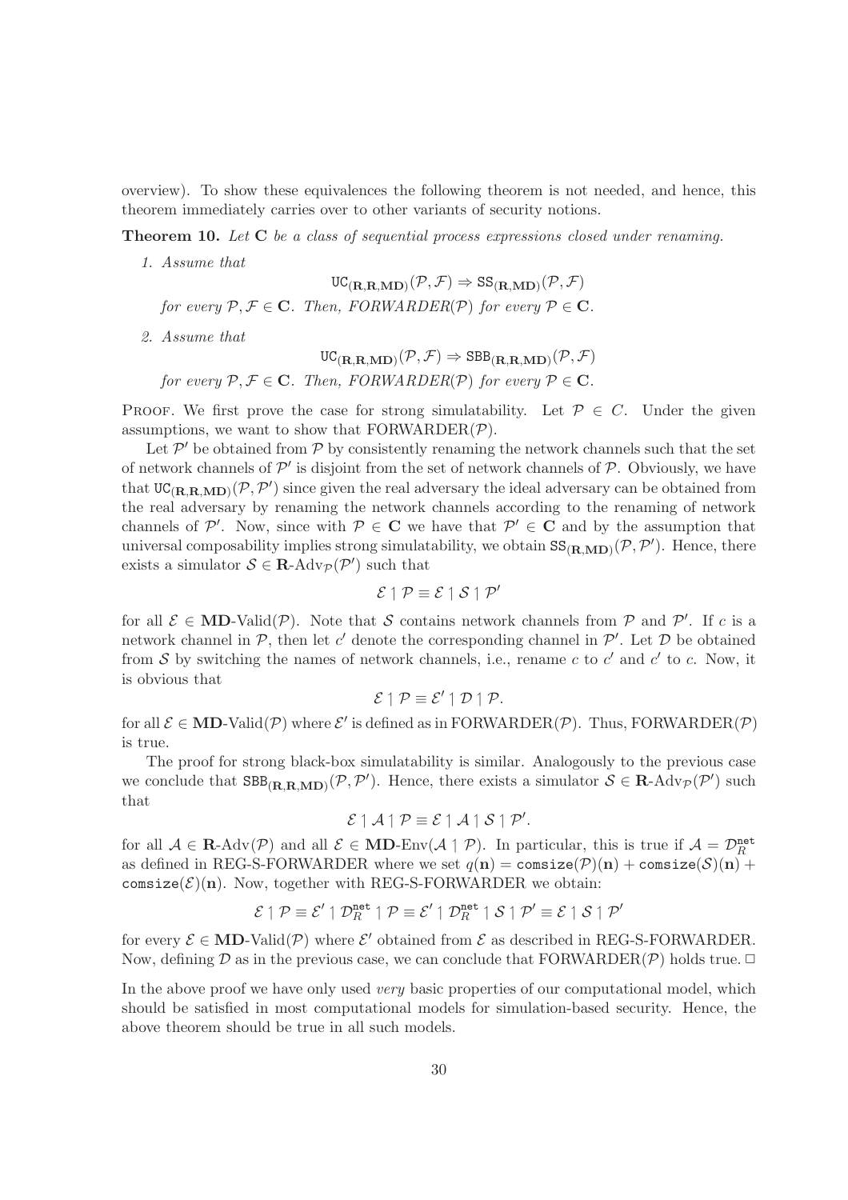overview). To show these equivalences the following theorem is not needed, and hence, this theorem immediately carries over to other variants of security notions.

**Theorem 10.** *Let* $\mathbf{C}$ *be a class of sequential process expressions closed under renaming.*

1. *Assume that*

$$\mathtt{UC}_{(\mathbf{R},\mathbf{R},\mathbf{MD})}(\mathcal{P},\mathcal{F}) \Rightarrow \mathtt{SS}_{(\mathbf{R},\mathbf{MD})}(\mathcal{P},\mathcal{F})$$

*for every* $\mathcal{P},\mathcal{F} \in \mathbf{C}$. *Then, FORWARDER*$(\mathcal{P})$ *for every* $\mathcal{P} \in \mathbf{C}$.

2. *Assume that*

$$\mathtt{UC}_{(\mathbf{R},\mathbf{R},\mathbf{MD})}(\mathcal{P},\mathcal{F}) \Rightarrow \mathtt{SBB}_{(\mathbf{R},\mathbf{R},\mathbf{MD})}(\mathcal{P},\mathcal{F})$$

*for every* $\mathcal{P},\mathcal{F} \in \mathbf{C}$. *Then, FORWARDER*$(\mathcal{P})$ *for every* $\mathcal{P} \in \mathbf{C}$.

Proof. We first prove the case for strong simulatability. Let $\mathcal{P} \in C$. Under the given assumptions, we want to show that FORWARDER$(\mathcal{P})$.

Let $\mathcal{P}'$ be obtained from $\mathcal{P}$ by consistently renaming the network channels such that the set of network channels of $\mathcal{P}'$ is disjoint from the set of network channels of $\mathcal{P}$. Obviously, we have that $\mathtt{UC}_{(\mathbf{R},\mathbf{R},\mathbf{MD})}(\mathcal{P},\mathcal{P}')$ since given the real adversary the ideal adversary can be obtained from the real adversary by renaming the network channels according to the renaming of network channels of $\mathcal{P}'$. Now, since with $\mathcal{P} \in \mathbf{C}$ we have that $\mathcal{P}' \in \mathbf{C}$ and by the assumption that universal composability implies strong simulatability, we obtain $\mathtt{SS}_{(\mathbf{R},\mathbf{MD})}(\mathcal{P},\mathcal{P}')$. Hence, there exists a simulator $\mathcal{S} \in \mathbf{R}\text{-Adv}_{\mathcal{P}}(\mathcal{P}')$ such that

$$\mathcal{E} \upharpoonright \mathcal{P} \equiv \mathcal{E} \upharpoonright \mathcal{S} \upharpoonright \mathcal{P}'$$

for all $\mathcal{E} \in \mathbf{MD}\text{-Valid}(\mathcal{P})$. Note that $\mathcal{S}$ contains network channels from $\mathcal{P}$ and $\mathcal{P}'$. If $c$ is a network channel in $\mathcal{P}$, then let $c'$ denote the corresponding channel in $\mathcal{P}'$. Let $\mathcal{D}$ be obtained from $\mathcal{S}$ by switching the names of network channels, i.e., rename $c$ to $c'$ and $c'$ to $c$. Now, it is obvious that

$$\mathcal{E} \upharpoonright \mathcal{P} \equiv \mathcal{E}' \upharpoonright \mathcal{D} \upharpoonright \mathcal{P}.$$

for all $\mathcal{E} \in \mathbf{MD}\text{-Valid}(\mathcal{P})$ where $\mathcal{E}'$ is defined as in FORWARDER$(\mathcal{P})$. Thus, FORWARDER$(\mathcal{P})$ is true.

The proof for strong black-box simulatability is similar. Analogously to the previous case we conclude that $\mathtt{SBB}_{(\mathbf{R},\mathbf{R},\mathbf{MD})}(\mathcal{P},\mathcal{P}')$. Hence, there exists a simulator $\mathcal{S} \in \mathbf{R}\text{-Adv}_{\mathcal{P}}(\mathcal{P}')$ such that

$$\mathcal{E} \upharpoonright \mathcal{A} \upharpoonright \mathcal{P} \equiv \mathcal{E} \upharpoonright \mathcal{A} \upharpoonright \mathcal{S} \upharpoonright \mathcal{P}'.$$

for all $\mathcal{A} \in \mathbf{R}\text{-Adv}(\mathcal{P})$ and all $\mathcal{E} \in \mathbf{MD}\text{-Env}(\mathcal{A} \upharpoonright \mathcal{P})$. In particular, this is true if $\mathcal{A} = \mathcal{D}_R^{\mathtt{net}}$ as defined in REG-S-FORWARDER where we set $q(\mathbf{n}) = \mathtt{comsize}(\mathcal{P})(\mathbf{n}) + \mathtt{comsize}(\mathcal{S})(\mathbf{n}) + \mathtt{comsize}(\mathcal{E})(\mathbf{n})$. Now, together with REG-S-FORWARDER we obtain:

$$\mathcal{E} \upharpoonright \mathcal{P} \equiv \mathcal{E}' \upharpoonright \mathcal{D}_R^{\mathtt{net}} \upharpoonright \mathcal{P} \equiv \mathcal{E}' \upharpoonright \mathcal{D}_R^{\mathtt{net}} \upharpoonright \mathcal{S} \upharpoonright \mathcal{P}' \equiv \mathcal{E} \upharpoonright \mathcal{S} \upharpoonright \mathcal{P}'$$

for every $\mathcal{E} \in \mathbf{MD}\text{-Valid}(\mathcal{P})$ where $\mathcal{E}'$ obtained from $\mathcal{E}$ as described in REG-S-FORWARDER. Now, defining $\mathcal{D}$ as in the previous case, we can conclude that FORWARDER$(\mathcal{P})$ holds true. □

In the above proof we have only used *very* basic properties of our computational model, which should be satisfied in most computational models for simulation-based security. Hence, the above theorem should be true in all such models.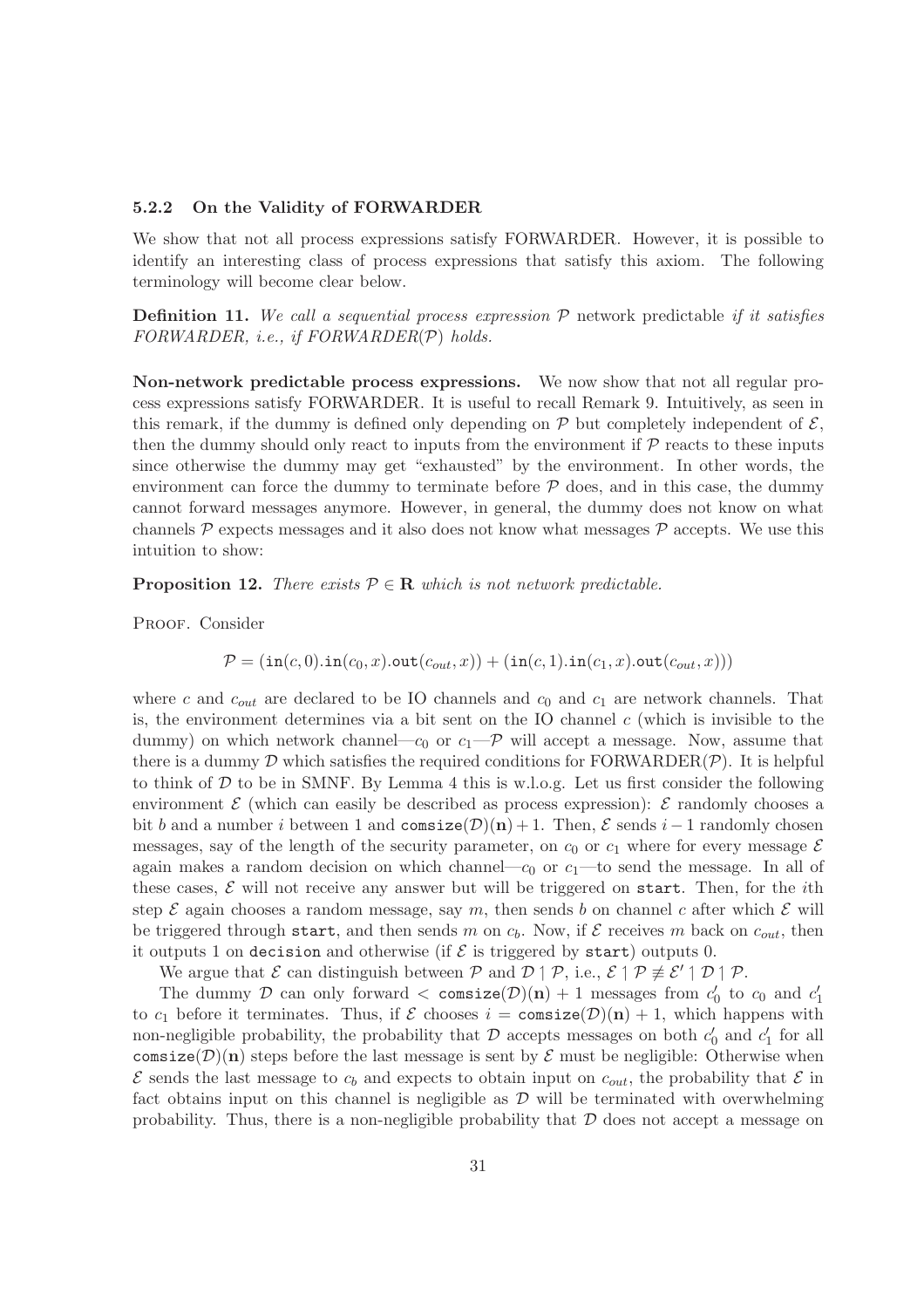### 5.2.2 On the Validity of FORWARDER

We show that not all process expressions satisfy FORWARDER. However, it is possible to identify an interesting class of process expressions that satisfy this axiom. The following terminology will become clear below.

**Definition 11.** *We call a sequential process expression $\mathcal{P}$* network predictable *if it satisfies FORWARDER, i.e., if FORWARDER($\mathcal{P}$) holds.*

**Non-network predictable process expressions.** We now show that not all regular process expressions satisfy FORWARDER. It is useful to recall Remark 9. Intuitively, as seen in this remark, if the dummy is defined only depending on $\mathcal{P}$ but completely independent of $\mathcal{E}$, then the dummy should only react to inputs from the environment if $\mathcal{P}$ reacts to these inputs since otherwise the dummy may get "exhausted" by the environment. In other words, the environment can force the dummy to terminate before $\mathcal{P}$ does, and in this case, the dummy cannot forward messages anymore. However, in general, the dummy does not know on what channels $\mathcal{P}$ expects messages and it also does not know what messages $\mathcal{P}$ accepts. We use this intuition to show:

**Proposition 12.** *There exists $\mathcal{P} \in \mathbf{R}$ which is not network predictable.*

Proof. Consider

$$\mathcal{P} = (\mathtt{in}(c, 0).\mathtt{in}(c_0, x).\mathtt{out}(c_{out}, x)) + (\mathtt{in}(c, 1).\mathtt{in}(c_1, x).\mathtt{out}(c_{out}, x)))$$

where $c$ and $c_{out}$ are declared to be IO channels and $c_0$ and $c_1$ are network channels. That is, the environment determines via a bit sent on the IO channel $c$ (which is invisible to the dummy) on which network channel—$c_0$ or $c_1$—$\mathcal{P}$ will accept a message. Now, assume that there is a dummy $\mathcal{D}$ which satisfies the required conditions for FORWARDER($\mathcal{P}$). It is helpful to think of $\mathcal{D}$ to be in SMNF. By Lemma 4 this is w.l.o.g. Let us first consider the following environment $\mathcal{E}$ (which can easily be described as process expression): $\mathcal{E}$ randomly chooses a bit $b$ and a number $i$ between 1 and $\mathtt{comsize}(\mathcal{D})(\mathbf{n})+1$. Then, $\mathcal{E}$ sends $i-1$ randomly chosen messages, say of the length of the security parameter, on $c_0$ or $c_1$ where for every message $\mathcal{E}$ again makes a random decision on which channel—$c_0$ or $c_1$—to send the message. In all of these cases, $\mathcal{E}$ will not receive any answer but will be triggered on start. Then, for the $i$th step $\mathcal{E}$ again chooses a random message, say $m$, then sends $b$ on channel $c$ after which $\mathcal{E}$ will be triggered through start, and then sends $m$ on $c_b$. Now, if $\mathcal{E}$ receives $m$ back on $c_{out}$, then it outputs 1 on decision and otherwise (if $\mathcal{E}$ is triggered by start) outputs 0.

We argue that $\mathcal{E}$ can distinguish between $\mathcal{P}$ and $\mathcal{D} \upharpoonright \mathcal{P}$, i.e., $\mathcal{E} \upharpoonright \mathcal{P} \not\equiv \mathcal{E}' \upharpoonright \mathcal{D} \upharpoonright \mathcal{P}$.

The dummy $\mathcal{D}$ can only forward $< \mathtt{comsize}(\mathcal{D})(\mathbf{n}) + 1$ messages from $c'_0$ to $c_0$ and $c'_1$ to $c_1$ before it terminates. Thus, if $\mathcal{E}$ chooses $i = \mathtt{comsize}(\mathcal{D})(\mathbf{n}) + 1$, which happens with non-negligible probability, the probability that $\mathcal{D}$ accepts messages on both $c'_0$ and $c'_1$ for all $\mathtt{comsize}(\mathcal{D})(\mathbf{n})$ steps before the last message is sent by $\mathcal{E}$ must be negligible: Otherwise when $\mathcal{E}$ sends the last message to $c_b$ and expects to obtain input on $c_{out}$, the probability that $\mathcal{E}$ in fact obtains input on this channel is negligible as $\mathcal{D}$ will be terminated with overwhelming probability. Thus, there is a non-negligible probability that $\mathcal{D}$ does not accept a message on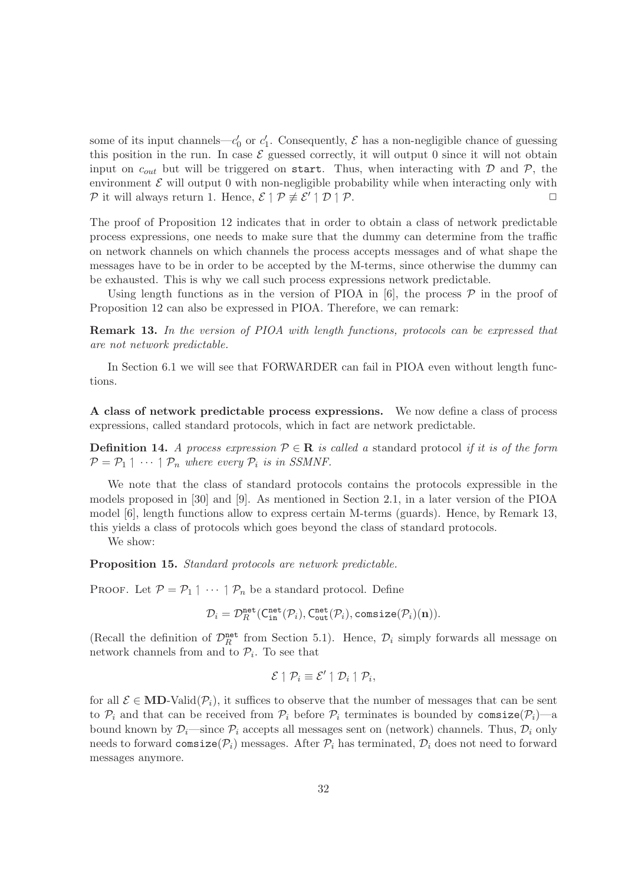some of its input channels—$c'_0$ or $c'_1$. Consequently, $\mathcal{E}$ has a non-negligible chance of guessing this position in the run. In case $\mathcal{E}$ guessed correctly, it will output 0 since it will not obtain input on $c_{out}$ but will be triggered on start. Thus, when interacting with $\mathcal{D}$ and $\mathcal{P}$, the environment $\mathcal{E}$ will output 0 with non-negligible probability while when interacting only with $\mathcal{P}$ it will always return 1. Hence, $\mathcal{E} \mid \mathcal{P} \not\equiv \mathcal{E}' \mid \mathcal{D} \mid \mathcal{P}$. □

The proof of Proposition 12 indicates that in order to obtain a class of network predictable process expressions, one needs to make sure that the dummy can determine from the traffic on network channels on which channels the process accepts messages and of what shape the messages have to be in order to be accepted by the M-terms, since otherwise the dummy can be exhausted. This is why we call such process expressions network predictable.

Using length functions as in the version of PIOA in [6], the process $\mathcal{P}$ in the proof of Proposition 12 can also be expressed in PIOA. Therefore, we can remark:

**Remark 13.** *In the version of PIOA with length functions, protocols can be expressed that are not network predictable.*

In Section 6.1 we will see that FORWARDER can fail in PIOA even without length functions.

**A class of network predictable process expressions.** We now define a class of process expressions, called standard protocols, which in fact are network predictable.

**Definition 14.** *A process expression $\mathcal{P} \in \mathbf{R}$ is called a* standard protocol *if it is of the form $\mathcal{P} = \mathcal{P}_1 \mid \cdots \mid \mathcal{P}_n$ where every $\mathcal{P}_i$ is in SSMNF.*

We note that the class of standard protocols contains the protocols expressible in the models proposed in [30] and [9]. As mentioned in Section 2.1, in a later version of the PIOA model [6], length functions allow to express certain M-terms (guards). Hence, by Remark 13, this yields a class of protocols which goes beyond the class of standard protocols.

We show:

**Proposition 15.** *Standard protocols are network predictable.*

Proof. Let $\mathcal{P} = \mathcal{P}_1 \mid \cdots \mid \mathcal{P}_n$ be a standard protocol. Define

$$\mathcal{D}_i = \mathcal{D}_R^{\mathtt{net}}(\mathsf{C}_{\mathtt{in}}^{\mathtt{net}}(\mathcal{P}_i), \mathsf{C}_{\mathtt{out}}^{\mathtt{net}}(\mathcal{P}_i), \mathtt{comsize}(\mathcal{P}_i)(\mathbf{n})).$$

(Recall the definition of $\mathcal{D}_R^{\mathtt{net}}$ from Section 5.1). Hence, $\mathcal{D}_i$ simply forwards all message on network channels from and to $\mathcal{P}_i$. To see that

$$\mathcal{E} \mid \mathcal{P}_i \equiv \mathcal{E}' \mid \mathcal{D}_i \mid \mathcal{P}_i,$$

for all $\mathcal{E} \in \mathbf{MD}\text{-Valid}(\mathcal{P}_i)$, it suffices to observe that the number of messages that can be sent to $\mathcal{P}_i$ and that can be received from $\mathcal{P}_i$ before $\mathcal{P}_i$ terminates is bounded by $\mathtt{comsize}(\mathcal{P}_i)$—a bound known by $\mathcal{D}_i$—since $\mathcal{P}_i$ accepts all messages sent on (network) channels. Thus, $\mathcal{D}_i$ only needs to forward $\mathtt{comsize}(\mathcal{P}_i)$ messages. After $\mathcal{P}_i$ has terminated, $\mathcal{D}_i$ does not need to forward messages anymore.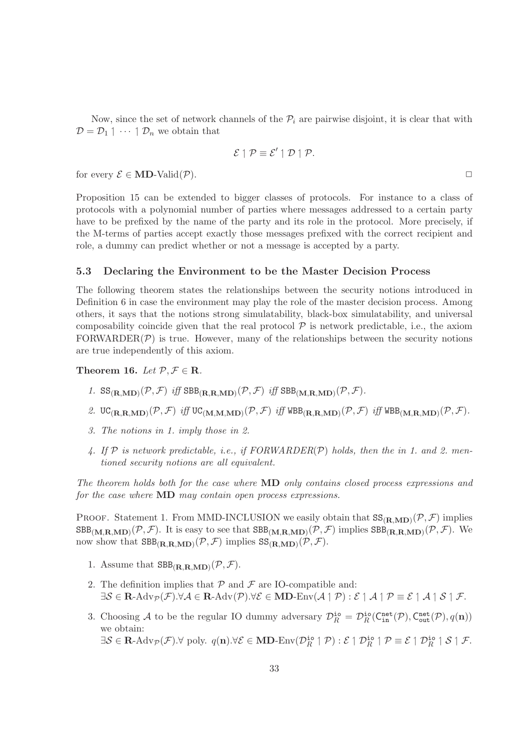Now, since the set of network channels of the $\mathcal{P}_i$ are pairwise disjoint, it is clear that with $\mathcal{D} = \mathcal{D}_1 \upharpoonleft \cdots \upharpoonleft \mathcal{D}_n$ we obtain that

$$\mathcal{E} \upharpoonleft \mathcal{P} \equiv \mathcal{E}' \upharpoonleft \mathcal{D} \upharpoonleft \mathcal{P}.$$

for every $\mathcal{E} \in \mathbf{MD}\text{-Valid}(\mathcal{P})$. □

Proposition 15 can be extended to bigger classes of protocols. For instance to a class of protocols with a polynomial number of parties where messages addressed to a certain party have to be prefixed by the name of the party and its role in the protocol. More precisely, if the M-terms of parties accept exactly those messages prefixed with the correct recipient and role, a dummy can predict whether or not a message is accepted by a party.

### 5.3 Declaring the Environment to be the Master Decision Process

The following theorem states the relationships between the security notions introduced in Definition 6 in case the environment may play the role of the master decision process. Among others, it says that the notions strong simulatability, black-box simulatability, and universal composability coincide given that the real protocol $\mathcal{P}$ is network predictable, i.e., the axiom FORWARDER($\mathcal{P}$) is true. However, many of the relationships between the security notions are true independently of this axiom.

**Theorem 16.** *Let $\mathcal{P}, \mathcal{F} \in \mathbf{R}$.*

1. *$\mathtt{SS}_{(\mathbf{R},\mathbf{MD})}(\mathcal{P},\mathcal{F})$ iff $\mathtt{SBB}_{(\mathbf{R},\mathbf{R},\mathbf{MD})}(\mathcal{P},\mathcal{F})$ iff $\mathtt{SBB}_{(\mathbf{M},\mathbf{R},\mathbf{MD})}(\mathcal{P},\mathcal{F})$.*
2. *$\mathtt{UC}_{(\mathbf{R},\mathbf{R},\mathbf{MD})}(\mathcal{P},\mathcal{F})$ iff $\mathtt{UC}_{(\mathbf{M},\mathbf{M},\mathbf{MD})}(\mathcal{P},\mathcal{F})$ iff $\mathtt{WBB}_{(\mathbf{R},\mathbf{R},\mathbf{MD})}(\mathcal{P},\mathcal{F})$ iff $\mathtt{WBB}_{(\mathbf{M},\mathbf{R},\mathbf{MD})}(\mathcal{P},\mathcal{F})$.*
3. *The notions in 1. imply those in 2.*
4. *If $\mathcal{P}$ is network predictable, i.e., if FORWARDER($\mathcal{P}$) holds, then the in 1. and 2. mentioned security notions are all equivalent.*

*The theorem holds both for the case where* **MD** *only contains closed process expressions and for the case where* **MD** *may contain open process expressions.*

Proof. Statement 1. From MMD-INCLUSION we easily obtain that $\mathtt{SS}_{(\mathbf{R},\mathbf{MD})}(\mathcal{P},\mathcal{F})$ implies $\mathtt{SBB}_{(\mathbf{M},\mathbf{R},\mathbf{MD})}(\mathcal{P},\mathcal{F})$. It is easy to see that $\mathtt{SBB}_{(\mathbf{M},\mathbf{R},\mathbf{MD})}(\mathcal{P},\mathcal{F})$ implies $\mathtt{SBB}_{(\mathbf{R},\mathbf{R},\mathbf{MD})}(\mathcal{P},\mathcal{F})$. We now show that $\mathtt{SBB}_{(\mathbf{R},\mathbf{R},\mathbf{MD})}(\mathcal{P},\mathcal{F})$ implies $\mathtt{SS}_{(\mathbf{R},\mathbf{MD})}(\mathcal{P},\mathcal{F})$.

1. Assume that $\mathtt{SBB}_{(\mathbf{R},\mathbf{R},\mathbf{MD})}(\mathcal{P},\mathcal{F})$.
2. The definition implies that $\mathcal{P}$ and $\mathcal{F}$ are IO-compatible and:
$\exists \mathcal{S} \in \mathbf{R}\text{-Adv}_{\mathcal{P}}(\mathcal{F}).\forall \mathcal{A} \in \mathbf{R}\text{-Adv}(\mathcal{P}).\forall \mathcal{E} \in \mathbf{MD}\text{-Env}(\mathcal{A} \upharpoonleft \mathcal{P}) : \mathcal{E} \upharpoonleft \mathcal{A} \upharpoonleft \mathcal{P} \equiv \mathcal{E} \upharpoonleft \mathcal{A} \upharpoonleft \mathcal{S} \upharpoonleft \mathcal{F}$.
3. Choosing $\mathcal{A}$ to be the regular IO dummy adversary $\mathcal{D}_R^{\mathtt{io}} = \mathcal{D}_R^{\mathtt{io}}(\mathsf{C}_{\mathtt{in}}^{\mathtt{net}}(\mathcal{P}), \mathsf{C}_{\mathtt{out}}^{\mathtt{net}}(\mathcal{P}), q(\mathbf{n}))$ we obtain:
$\exists \mathcal{S} \in \mathbf{R}\text{-Adv}_{\mathcal{P}}(\mathcal{F}).\forall$ poly. $q(\mathbf{n}).\forall \mathcal{E} \in \mathbf{MD}\text{-Env}(\mathcal{D}_R^{\mathtt{io}} \upharpoonleft \mathcal{P}) : \mathcal{E} \upharpoonleft \mathcal{D}_R^{\mathtt{io}} \upharpoonleft \mathcal{P} \equiv \mathcal{E} \upharpoonleft \mathcal{D}_R^{\mathtt{io}} \upharpoonleft \mathcal{S} \upharpoonleft \mathcal{F}$.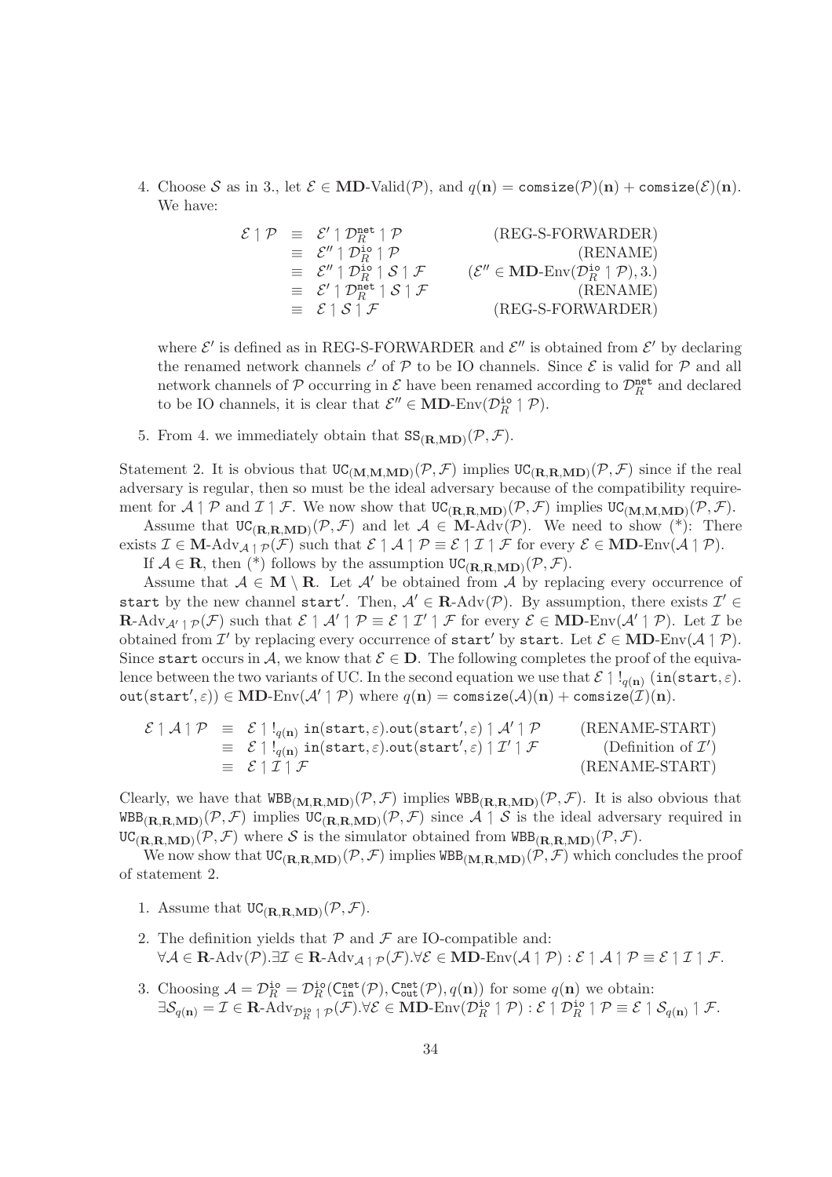4. Choose $\mathcal{S}$ as in 3., let $\mathcal{E} \in \mathbf{MD}\text{-Valid}(\mathcal{P})$, and $q(\mathbf{n}) = \mathtt{comsize}(\mathcal{P})(\mathbf{n}) + \mathtt{comsize}(\mathcal{E})(\mathbf{n})$. We have:

$$
\begin{array}{llr}
\mathcal{E} \upharpoonright \mathcal{P} & \equiv \ \mathcal{E}' \upharpoonright \mathcal{D}_R^{\mathtt{net}} \upharpoonright \mathcal{P} & \text{(REG-S-FORWARDER)} \\
& \equiv \ \mathcal{E}'' \upharpoonright \mathcal{D}_R^{\mathtt{io}} \upharpoonright \mathcal{P} & \text{(RENAME)} \\
& \equiv \ \mathcal{E}'' \upharpoonright \mathcal{D}_R^{\mathtt{io}} \upharpoonright \mathcal{S} \upharpoonright \mathcal{F} & (\mathcal{E}'' \in \mathbf{MD}\text{-Env}(\mathcal{D}_R^{\mathtt{io}} \upharpoonright \mathcal{P}), 3.) \\
& \equiv \ \mathcal{E}' \upharpoonright \mathcal{D}_R^{\mathtt{net}} \upharpoonright \mathcal{S} \upharpoonright \mathcal{F} & \text{(RENAME)} \\
& \equiv \ \mathcal{E} \upharpoonright \mathcal{S} \upharpoonright \mathcal{F} & \text{(REG-S-FORWARDER)}
\end{array}
$$

where $\mathcal{E}'$ is defined as in REG-S-FORWARDER and $\mathcal{E}''$ is obtained from $\mathcal{E}'$ by declaring the renamed network channels $c'$ of $\mathcal{P}$ to be IO channels. Since $\mathcal{E}$ is valid for $\mathcal{P}$ and all network channels of $\mathcal{P}$ occurring in $\mathcal{E}$ have been renamed according to $\mathcal{D}_R^{\mathtt{net}}$ and declared to be IO channels, it is clear that $\mathcal{E}'' \in \mathbf{MD}\text{-Env}(\mathcal{D}_R^{\mathtt{io}} \upharpoonright \mathcal{P})$.

5. From 4. we immediately obtain that $\mathtt{SS}_{(\mathbf{R},\mathbf{MD})}(\mathcal{P}, \mathcal{F})$.

Statement 2. It is obvious that $\mathtt{UC}_{(\mathbf{M},\mathbf{M},\mathbf{MD})}(\mathcal{P}, \mathcal{F})$ implies $\mathtt{UC}_{(\mathbf{R},\mathbf{R},\mathbf{MD})}(\mathcal{P}, \mathcal{F})$ since if the real adversary is regular, then so must be the ideal adversary because of the compatibility requirement for $\mathcal{A} \upharpoonright \mathcal{P}$ and $\mathcal{I} \upharpoonright \mathcal{F}$. We now show that $\mathtt{UC}_{(\mathbf{R},\mathbf{R},\mathbf{MD})}(\mathcal{P}, \mathcal{F})$ implies $\mathtt{UC}_{(\mathbf{M},\mathbf{M},\mathbf{MD})}(\mathcal{P}, \mathcal{F})$.

Assume that $\mathtt{UC}_{(\mathbf{R},\mathbf{R},\mathbf{MD})}(\mathcal{P}, \mathcal{F})$ and let $\mathcal{A} \in \mathbf{M}\text{-Adv}(\mathcal{P})$. We need to show (*): There exists $\mathcal{I} \in \mathbf{M}\text{-Adv}_{\mathcal{A} \upharpoonright \mathcal{P}}(\mathcal{F})$ such that $\mathcal{E} \upharpoonright \mathcal{A} \upharpoonright \mathcal{P} \equiv \mathcal{E} \upharpoonright \mathcal{I} \upharpoonright \mathcal{F}$ for every $\mathcal{E} \in \mathbf{MD}\text{-Env}(\mathcal{A} \upharpoonright \mathcal{P})$.

If $\mathcal{A} \in \mathbf{R}$, then (*) follows by the assumption $\mathtt{UC}_{(\mathbf{R},\mathbf{R},\mathbf{MD})}(\mathcal{P}, \mathcal{F})$.

Assume that $\mathcal{A} \in \mathbf{M} \setminus \mathbf{R}$. Let $\mathcal{A}'$ be obtained from $\mathcal{A}$ by replacing every occurrence of $\mathtt{start}$ by the new channel $\mathtt{start}'$. Then, $\mathcal{A}' \in \mathbf{R}\text{-Adv}(\mathcal{P})$. By assumption, there exists $\mathcal{I}' \in \mathbf{R}\text{-Adv}_{\mathcal{A}' \upharpoonright \mathcal{P}}(\mathcal{F})$ such that $\mathcal{E} \upharpoonright \mathcal{A}' \upharpoonright \mathcal{P} \equiv \mathcal{E} \upharpoonright \mathcal{I}' \upharpoonright \mathcal{F}$ for every $\mathcal{E} \in \mathbf{MD}\text{-Env}(\mathcal{A}' \upharpoonright \mathcal{P})$. Let $\mathcal{I}$ be obtained from $\mathcal{I}'$ by replacing every occurrence of $\mathtt{start}'$ by $\mathtt{start}$. Let $\mathcal{E} \in \mathbf{MD}\text{-Env}(\mathcal{A} \upharpoonright \mathcal{P})$. Since $\mathtt{start}$ occurs in $\mathcal{A}$, we know that $\mathcal{E} \in \mathbf{D}$. The following completes the proof of the equivalence between the two variants of UC. In the second equation we use that $\mathcal{E} \upharpoonright !_{q(\mathbf{n})}\ (\mathtt{in}(\mathtt{start}, \varepsilon).\mathtt{out}(\mathtt{start}', \varepsilon)) \in \mathbf{MD}\text{-Env}(\mathcal{A}' \upharpoonright \mathcal{P})$ where $q(\mathbf{n}) = \mathtt{comsize}(\mathcal{A})(\mathbf{n}) + \mathtt{comsize}(\mathcal{I})(\mathbf{n})$.

$$
\begin{array}{llr}
\mathcal{E} \upharpoonright \mathcal{A} \upharpoonright \mathcal{P} & \equiv \ \mathcal{E} \upharpoonright !_{q(\mathbf{n})}\ \mathtt{in}(\mathtt{start}, \varepsilon).\mathtt{out}(\mathtt{start}', \varepsilon) \upharpoonright \mathcal{A}' \upharpoonright \mathcal{P} & \text{(RENAME-START)} \\
& \equiv \ \mathcal{E} \upharpoonright !_{q(\mathbf{n})}\ \mathtt{in}(\mathtt{start}, \varepsilon).\mathtt{out}(\mathtt{start}', \varepsilon) \upharpoonright \mathcal{I}' \upharpoonright \mathcal{F} & \text{(Definition of } \mathcal{I}') \\
& \equiv \ \mathcal{E} \upharpoonright \mathcal{I} \upharpoonright \mathcal{F} & \text{(RENAME-START)}
\end{array}
$$

Clearly, we have that $\mathtt{WBB}_{(\mathbf{M},\mathbf{R},\mathbf{MD})}(\mathcal{P}, \mathcal{F})$ implies $\mathtt{WBB}_{(\mathbf{R},\mathbf{R},\mathbf{MD})}(\mathcal{P}, \mathcal{F})$. It is also obvious that $\mathtt{WBB}_{(\mathbf{R},\mathbf{R},\mathbf{MD})}(\mathcal{P}, \mathcal{F})$ implies $\mathtt{UC}_{(\mathbf{R},\mathbf{R},\mathbf{MD})}(\mathcal{P}, \mathcal{F})$ since $\mathcal{A} \upharpoonright \mathcal{S}$ is the ideal adversary required in $\mathtt{UC}_{(\mathbf{R},\mathbf{R},\mathbf{MD})}(\mathcal{P}, \mathcal{F})$ where $\mathcal{S}$ is the simulator obtained from $\mathtt{WBB}_{(\mathbf{R},\mathbf{R},\mathbf{MD})}(\mathcal{P}, \mathcal{F})$.

We now show that $\mathtt{UC}_{(\mathbf{R},\mathbf{R},\mathbf{MD})}(\mathcal{P}, \mathcal{F})$ implies $\mathtt{WBB}_{(\mathbf{M},\mathbf{R},\mathbf{MD})}(\mathcal{P}, \mathcal{F})$ which concludes the proof of statement 2.

1. Assume that $\mathtt{UC}_{(\mathbf{R},\mathbf{R},\mathbf{MD})}(\mathcal{P}, \mathcal{F})$.

2. The definition yields that $\mathcal{P}$ and $\mathcal{F}$ are IO-compatible and:
$\forall \mathcal{A} \in \mathbf{R}\text{-Adv}(\mathcal{P}).\exists \mathcal{I} \in \mathbf{R}\text{-Adv}_{\mathcal{A} \upharpoonright \mathcal{P}}(\mathcal{F}).\forall \mathcal{E} \in \mathbf{MD}\text{-Env}(\mathcal{A} \upharpoonright \mathcal{P}) : \mathcal{E} \upharpoonright \mathcal{A} \upharpoonright \mathcal{P} \equiv \mathcal{E} \upharpoonright \mathcal{I} \upharpoonright \mathcal{F}$.

3. Choosing $\mathcal{A} = \mathcal{D}_R^{\mathtt{io}} = \mathcal{D}_R^{\mathtt{io}}(\mathtt{C}_{\mathtt{in}}^{\mathtt{net}}(\mathcal{P}), \mathtt{C}_{\mathtt{out}}^{\mathtt{net}}(\mathcal{P}), q(\mathbf{n}))$ for some $q(\mathbf{n})$ we obtain:
$\exists \mathcal{S}_{q(\mathbf{n})} = \mathcal{I} \in \mathbf{R}\text{-Adv}_{\mathcal{D}_R^{\mathtt{io}} \upharpoonright \mathcal{P}}(\mathcal{F}).\forall \mathcal{E} \in \mathbf{MD}\text{-Env}(\mathcal{D}_R^{\mathtt{io}} \upharpoonright \mathcal{P}) : \mathcal{E} \upharpoonright \mathcal{D}_R^{\mathtt{io}} \upharpoonright \mathcal{P} \equiv \mathcal{E} \upharpoonright \mathcal{S}_{q(\mathbf{n})} \upharpoonright \mathcal{F}$.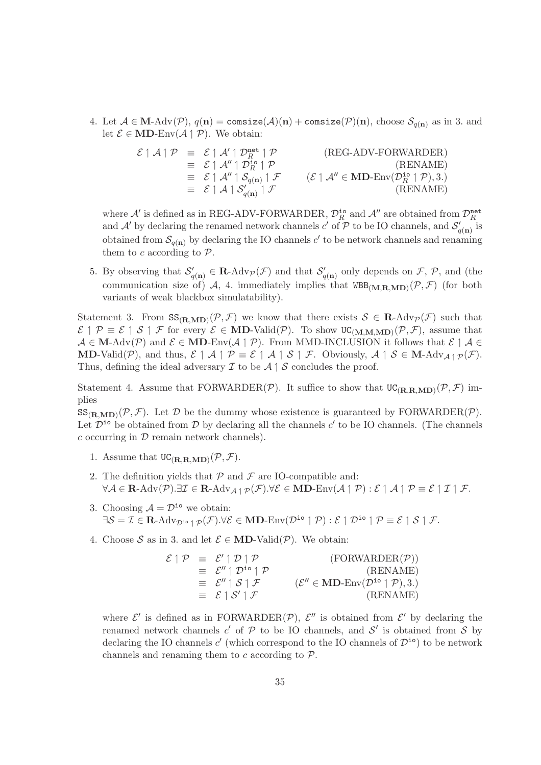4. Let $\mathcal{A} \in \mathbf{M}\text{-Adv}(\mathcal{P})$, $q(\mathbf{n}) = \mathtt{comsize}(\mathcal{A})(\mathbf{n}) + \mathtt{comsize}(\mathcal{P})(\mathbf{n})$, choose $\mathcal{S}_{q(\mathbf{n})}$ as in 3. and let $\mathcal{E} \in \mathbf{MD}\text{-Env}(\mathcal{A} \upharpoonright \mathcal{P})$. We obtain:

$$
\begin{array}{rcll}
\mathcal{E} \upharpoonright \mathcal{A} \upharpoonright \mathcal{P} & \equiv & \mathcal{E} \upharpoonright \mathcal{A}' \upharpoonright \mathcal{D}_R^{\mathtt{net}} \upharpoonright \mathcal{P} & \text{(REG-ADV-FORWARDER)} \\
& \equiv & \mathcal{E} \upharpoonright \mathcal{A}'' \upharpoonright \mathcal{D}_R^{\mathtt{io}} \upharpoonright \mathcal{P} & \text{(RENAME)} \\
& \equiv & \mathcal{E} \upharpoonright \mathcal{A}'' \upharpoonright \mathcal{S}_{q(\mathbf{n})} \upharpoonright \mathcal{F} & (\mathcal{E} \upharpoonright \mathcal{A}'' \in \mathbf{MD}\text{-Env}(\mathcal{D}_R^{\mathtt{io}} \upharpoonright \mathcal{P}), 3.) \\
& \equiv & \mathcal{E} \upharpoonright \mathcal{A} \upharpoonright \mathcal{S}'_{q(\mathbf{n})} \upharpoonright \mathcal{F} & \text{(RENAME)}
\end{array}
$$

where $\mathcal{A}'$ is defined as in REG-ADV-FORWARDER, $\mathcal{D}_R^{\mathtt{io}}$ and $\mathcal{A}''$ are obtained from $\mathcal{D}_R^{\mathtt{net}}$ and $\mathcal{A}'$ by declaring the renamed network channels $c'$ of $\mathcal{P}$ to be IO channels, and $\mathcal{S}'_{q(\mathbf{n})}$ is obtained from $\mathcal{S}_{q(\mathbf{n})}$ by declaring the IO channels $c'$ to be network channels and renaming them to $c$ according to $\mathcal{P}$.

5. By observing that $\mathcal{S}'_{q(\mathbf{n})} \in \mathbf{R}\text{-Adv}_{\mathcal{P}}(\mathcal{F})$ and that $\mathcal{S}'_{q(\mathbf{n})}$ only depends on $\mathcal{F}$, $\mathcal{P}$, and (the communication size of) $\mathcal{A}$, 4. immediately implies that $\mathtt{WBB}_{(\mathbf{M},\mathbf{R},\mathbf{MD})}(\mathcal{P}, \mathcal{F})$ (for both variants of weak blackbox simulatability).

Statement 3. From $\mathtt{SS}_{(\mathbf{R},\mathbf{MD})}(\mathcal{P}, \mathcal{F})$ we know that there exists $\mathcal{S} \in \mathbf{R}\text{-Adv}_{\mathcal{P}}(\mathcal{F})$ such that $\mathcal{E} \upharpoonright \mathcal{P} \equiv \mathcal{E} \upharpoonright \mathcal{S} \upharpoonright \mathcal{F}$ for every $\mathcal{E} \in \mathbf{MD}\text{-Valid}(\mathcal{P})$. To show $\mathtt{UC}_{(\mathbf{M},\mathbf{M},\mathbf{MD})}(\mathcal{P}, \mathcal{F})$, assume that $\mathcal{A} \in \mathbf{M}\text{-Adv}(\mathcal{P})$ and $\mathcal{E} \in \mathbf{MD}\text{-Env}(\mathcal{A} \upharpoonright \mathcal{P})$. From MMD-INCLUSION it follows that $\mathcal{E} \upharpoonright \mathcal{A} \in \mathbf{MD}\text{-Valid}(\mathcal{P})$, and thus, $\mathcal{E} \upharpoonright \mathcal{A} \upharpoonright \mathcal{P} \equiv \mathcal{E} \upharpoonright \mathcal{A} \upharpoonright \mathcal{S} \upharpoonright \mathcal{F}$. Obviously, $\mathcal{A} \upharpoonright \mathcal{S} \in \mathbf{M}\text{-Adv}_{\mathcal{A} \upharpoonright \mathcal{P}}(\mathcal{F})$. Thus, defining the ideal adversary $\mathcal{I}$ to be $\mathcal{A} \upharpoonright \mathcal{S}$ concludes the proof.

Statement 4. Assume that FORWARDER($\mathcal{P}$). It suffice to show that $\mathtt{UC}_{(\mathbf{R},\mathbf{R},\mathbf{MD})}(\mathcal{P}, \mathcal{F})$ implies
$\mathtt{SS}_{(\mathbf{R},\mathbf{MD})}(\mathcal{P}, \mathcal{F})$. Let $\mathcal{D}$ be the dummy whose existence is guaranteed by FORWARDER($\mathcal{P}$). Let $\mathcal{D}^{\mathtt{io}}$ be obtained from $\mathcal{D}$ by declaring all the channels $c'$ to be IO channels. (The channels $c$ occurring in $\mathcal{D}$ remain network channels).

1. Assume that $\mathtt{UC}_{(\mathbf{R},\mathbf{R},\mathbf{MD})}(\mathcal{P}, \mathcal{F})$.

2. The definition yields that $\mathcal{P}$ and $\mathcal{F}$ are IO-compatible and:
$\forall \mathcal{A} \in \mathbf{R}\text{-Adv}(\mathcal{P}). \exists \mathcal{I} \in \mathbf{R}\text{-Adv}_{\mathcal{A} \upharpoonright \mathcal{P}}(\mathcal{F}). \forall \mathcal{E} \in \mathbf{MD}\text{-Env}(\mathcal{A} \upharpoonright \mathcal{P}) : \mathcal{E} \upharpoonright \mathcal{A} \upharpoonright \mathcal{P} \equiv \mathcal{E} \upharpoonright \mathcal{I} \upharpoonright \mathcal{F}$.

3. Choosing $\mathcal{A} = \mathcal{D}^{\mathtt{io}}$ we obtain:
$\exists \mathcal{S} = \mathcal{I} \in \mathbf{R}\text{-Adv}_{\mathcal{D}^{\mathtt{io}} \upharpoonright \mathcal{P}}(\mathcal{F}). \forall \mathcal{E} \in \mathbf{MD}\text{-Env}(\mathcal{D}^{\mathtt{io}} \upharpoonright \mathcal{P}) : \mathcal{E} \upharpoonright \mathcal{D}^{\mathtt{io}} \upharpoonright \mathcal{P} \equiv \mathcal{E} \upharpoonright \mathcal{S} \upharpoonright \mathcal{F}$.

4. Choose $\mathcal{S}$ as in 3. and let $\mathcal{E} \in \mathbf{MD}\text{-Valid}(\mathcal{P})$. We obtain:

$$
\begin{array}{rcll}
\mathcal{E} \upharpoonright \mathcal{P} & \equiv & \mathcal{E}' \upharpoonright \mathcal{D} \upharpoonright \mathcal{P} & (\text{FORWARDER}(\mathcal{P})) \\
& \equiv & \mathcal{E}'' \upharpoonright \mathcal{D}^{\mathtt{io}} \upharpoonright \mathcal{P} & \text{(RENAME)} \\
& \equiv & \mathcal{E}'' \upharpoonright \mathcal{S} \upharpoonright \mathcal{F} & (\mathcal{E}'' \in \mathbf{MD}\text{-Env}(\mathcal{D}^{\mathtt{io}} \upharpoonright \mathcal{P}), 3.) \\
& \equiv & \mathcal{E} \upharpoonright \mathcal{S}' \upharpoonright \mathcal{F} & \text{(RENAME)}
\end{array}
$$

where $\mathcal{E}'$ is defined as in FORWARDER($\mathcal{P}$), $\mathcal{E}''$ is obtained from $\mathcal{E}'$ by declaring the renamed network channels $c'$ of $\mathcal{P}$ to be IO channels, and $\mathcal{S}'$ is obtained from $\mathcal{S}$ by declaring the IO channels $c'$ (which correspond to the IO channels of $\mathcal{D}^{\mathtt{io}}$) to be network channels and renaming them to $c$ according to $\mathcal{P}$.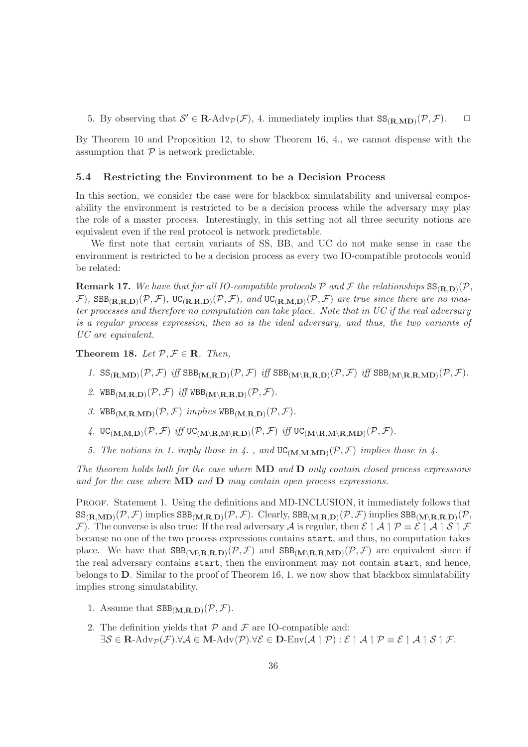5. By observing that $\mathcal{S}' \in \mathbf{R}\text{-Adv}_{\mathcal{P}}(\mathcal{F})$, 4. immediately implies that $\mathtt{SS}_{(\mathbf{R},\mathbf{MD})}(\mathcal{P},\mathcal{F})$. $\square$

By Theorem 10 and Proposition 12, to show Theorem 16, 4., we cannot dispense with the assumption that $\mathcal{P}$ is network predictable.

### 5.4 Restricting the Environment to be a Decision Process

In this section, we consider the case were for blackbox simulatability and universal composability the environment is restricted to be a decision process while the adversary may play the role of a master process. Interestingly, in this setting not all three security notions are equivalent even if the real protocol is network predictable.

We first note that certain variants of SS, BB, and UC do not make sense in case the environment is restricted to be a decision process as every two IO-compatible protocols would be related:

**Remark 17.** *We have that for all IO-compatible protocols $\mathcal{P}$ and $\mathcal{F}$ the relationships $\mathtt{SS}_{(\mathbf{R},\mathbf{D})}(\mathcal{P},\mathcal{F})$, $\mathtt{SBB}_{(\mathbf{R},\mathbf{R},\mathbf{D})}(\mathcal{P},\mathcal{F})$, $\mathtt{UC}_{(\mathbf{R},\mathbf{R},\mathbf{D})}(\mathcal{P},\mathcal{F})$, and $\mathtt{UC}_{(\mathbf{R},\mathbf{M},\mathbf{D})}(\mathcal{P},\mathcal{F})$ are true since there are no master processes and therefore no computation can take place. Note that in UC if the real adversary is a regular process expression, then so is the ideal adversary, and thus, the two variants of UC are equivalent.*

**Theorem 18.** *Let $\mathcal{P},\mathcal{F} \in \mathbf{R}$. Then,*

1. *$\mathtt{SS}_{(\mathbf{R},\mathbf{MD})}(\mathcal{P},\mathcal{F})$ iff $\mathtt{SBB}_{(\mathbf{M},\mathbf{R},\mathbf{D})}(\mathcal{P},\mathcal{F})$ iff $\mathtt{SBB}_{(\mathbf{M}\setminus\mathbf{R},\mathbf{R},\mathbf{D})}(\mathcal{P},\mathcal{F})$ iff $\mathtt{SBB}_{(\mathbf{M}\setminus\mathbf{R},\mathbf{R},\mathbf{MD})}(\mathcal{P},\mathcal{F})$.*
2. *$\mathtt{WBB}_{(\mathbf{M},\mathbf{R},\mathbf{D})}(\mathcal{P},\mathcal{F})$ iff $\mathtt{WBB}_{(\mathbf{M}\setminus\mathbf{R},\mathbf{R},\mathbf{D})}(\mathcal{P},\mathcal{F})$.*
3. *$\mathtt{WBB}_{(\mathbf{M},\mathbf{R},\mathbf{MD})}(\mathcal{P},\mathcal{F})$ implies $\mathtt{WBB}_{(\mathbf{M},\mathbf{R},\mathbf{D})}(\mathcal{P},\mathcal{F})$.*
4. *$\mathtt{UC}_{(\mathbf{M},\mathbf{M},\mathbf{D})}(\mathcal{P},\mathcal{F})$ iff $\mathtt{UC}_{(\mathbf{M}\setminus\mathbf{R},\mathbf{M}\setminus\mathbf{R},\mathbf{D})}(\mathcal{P},\mathcal{F})$ iff $\mathtt{UC}_{(\mathbf{M}\setminus\mathbf{R},\mathbf{M}\setminus\mathbf{R},\mathbf{MD})}(\mathcal{P},\mathcal{F})$.*
5. *The notions in 1. imply those in 4. , and $\mathtt{UC}_{(\mathbf{M},\mathbf{M},\mathbf{MD})}(\mathcal{P},\mathcal{F})$ implies those in 4.*

*The theorem holds both for the case where* **MD** *and* **D** *only contain closed process expressions and for the case where* **MD** *and* **D** *may contain open process expressions.*

Proof. Statement 1. Using the definitions and MD-INCLUSION, it immediately follows that $\mathtt{SS}_{(\mathbf{R},\mathbf{MD})}(\mathcal{P},\mathcal{F})$ implies $\mathtt{SBB}_{(\mathbf{M},\mathbf{R},\mathbf{D})}(\mathcal{P},\mathcal{F})$. Clearly, $\mathtt{SBB}_{(\mathbf{M},\mathbf{R},\mathbf{D})}(\mathcal{P},\mathcal{F})$ implies $\mathtt{SBB}_{(\mathbf{M}\setminus\mathbf{R},\mathbf{R},\mathbf{D})}(\mathcal{P},\mathcal{F})$. The converse is also true: If the real adversary $\mathcal{A}$ is regular, then $\mathcal{E} \upharpoonright \mathcal{A} \upharpoonright \mathcal{P} \equiv \mathcal{E} \upharpoonright \mathcal{A} \upharpoonright \mathcal{S} \upharpoonright \mathcal{F}$ because no one of the two process expressions contains `start`, and thus, no computation takes place. We have that $\mathtt{SBB}_{(\mathbf{M}\setminus\mathbf{R},\mathbf{R},\mathbf{D})}(\mathcal{P},\mathcal{F})$ and $\mathtt{SBB}_{(\mathbf{M}\setminus\mathbf{R},\mathbf{R},\mathbf{MD})}(\mathcal{P},\mathcal{F})$ are equivalent since if the real adversary contains `start`, then the environment may not contain `start`, and hence, belongs to **D**. Similar to the proof of Theorem 16, 1. we now show that blackbox simulatability implies strong simulatability.

1. Assume that $\mathtt{SBB}_{(\mathbf{M},\mathbf{R},\mathbf{D})}(\mathcal{P},\mathcal{F})$.
2. The definition yields that $\mathcal{P}$ and $\mathcal{F}$ are IO-compatible and:
$\exists \mathcal{S} \in \mathbf{R}\text{-Adv}_{\mathcal{P}}(\mathcal{F}). \forall \mathcal{A} \in \mathbf{M}\text{-Adv}(\mathcal{P}). \forall \mathcal{E} \in \mathbf{D}\text{-Env}(\mathcal{A} \upharpoonright \mathcal{P}) : \mathcal{E} \upharpoonright \mathcal{A} \upharpoonright \mathcal{P} \equiv \mathcal{E} \upharpoonright \mathcal{A} \upharpoonright \mathcal{S} \upharpoonright \mathcal{F}$.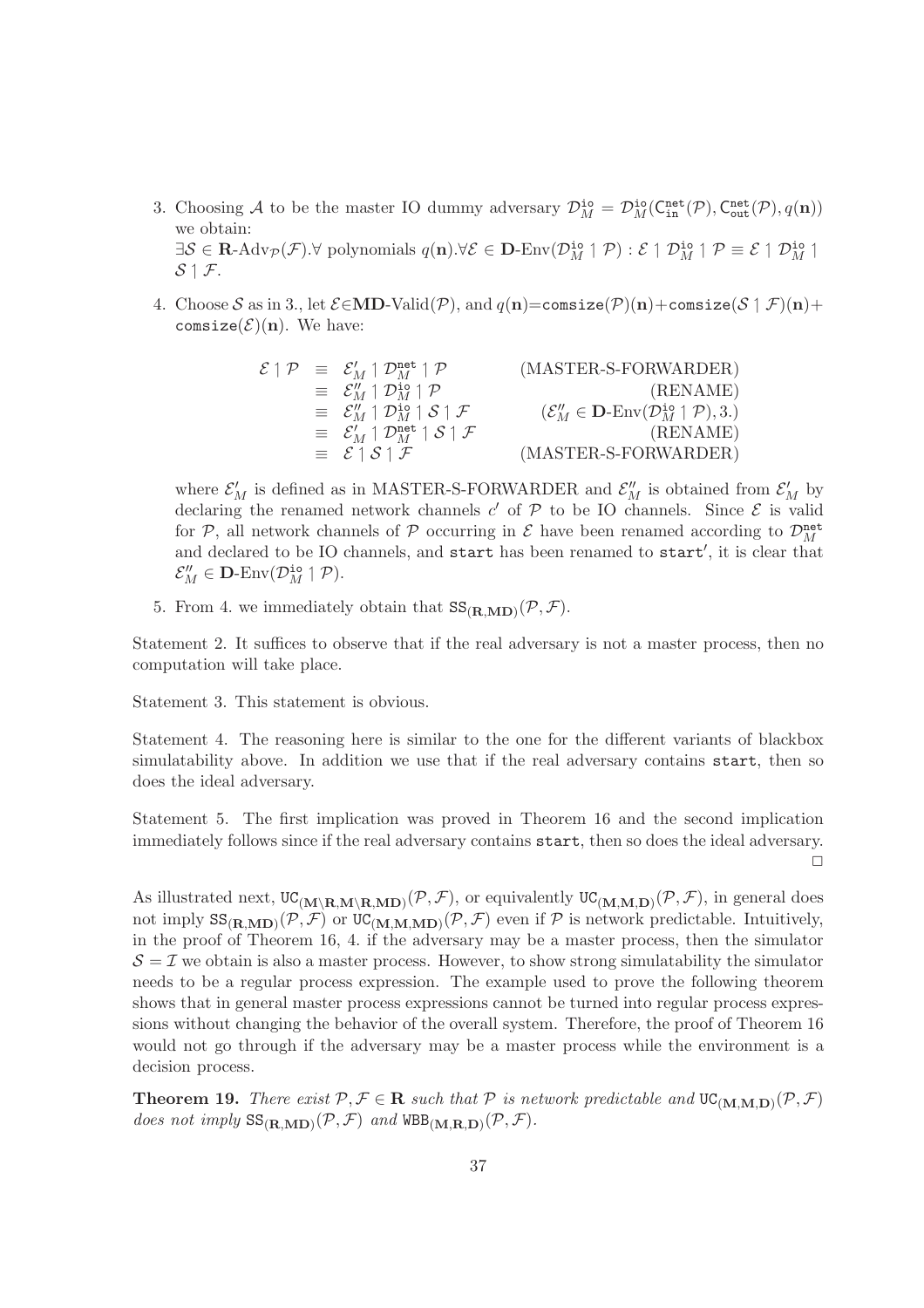3. Choosing $\mathcal{A}$ to be the master IO dummy adversary $\mathcal{D}_M^{\mathtt{io}} = \mathcal{D}_M^{\mathtt{io}}(\mathsf{C}_{\mathtt{in}}^{\mathtt{net}}(\mathcal{P}), \mathsf{C}_{\mathtt{out}}^{\mathtt{net}}(\mathcal{P}), q(\mathbf{n}))$ we obtain:
$\exists \mathcal{S} \in \mathbf{R}\text{-Adv}_{\mathcal{P}}(\mathcal{F}).\forall$ polynomials $q(\mathbf{n}).\forall \mathcal{E} \in \mathbf{D}\text{-Env}(\mathcal{D}_M^{\mathtt{io}} \upharpoonright \mathcal{P}) : \mathcal{E} \upharpoonright \mathcal{D}_M^{\mathtt{io}} \upharpoonright \mathcal{P} \equiv \mathcal{E} \upharpoonright \mathcal{D}_M^{\mathtt{io}} \upharpoonright \mathcal{S} \upharpoonright \mathcal{F}$.

4. Choose $\mathcal{S}$ as in 3., let $\mathcal{E}\in$**MD**-Valid$(\mathcal{P})$, and $q(\mathbf{n})=\mathtt{comsize}(\mathcal{P})(\mathbf{n})+\mathtt{comsize}(\mathcal{S} \upharpoonright \mathcal{F})(\mathbf{n})+\mathtt{comsize}(\mathcal{E})(\mathbf{n})$. We have:

$$
\begin{array}{rcll}
\mathcal{E} \upharpoonright \mathcal{P} & \equiv & \mathcal{E}'_M \upharpoonright \mathcal{D}_M^{\mathtt{net}} \upharpoonright \mathcal{P} & \text{(MASTER-S-FORWARDER)} \\
& \equiv & \mathcal{E}''_M \upharpoonright \mathcal{D}_M^{\mathtt{io}} \upharpoonright \mathcal{P} & \text{(RENAME)} \\
& \equiv & \mathcal{E}''_M \upharpoonright \mathcal{D}_M^{\mathtt{io}} \upharpoonright \mathcal{S} \upharpoonright \mathcal{F} & (\mathcal{E}''_M \in \mathbf{D}\text{-Env}(\mathcal{D}_M^{\mathtt{io}} \upharpoonright \mathcal{P}), 3.) \\
& \equiv & \mathcal{E}'_M \upharpoonright \mathcal{D}_M^{\mathtt{net}} \upharpoonright \mathcal{S} \upharpoonright \mathcal{F} & \text{(RENAME)} \\
& \equiv & \mathcal{E} \upharpoonright \mathcal{S} \upharpoonright \mathcal{F} & \text{(MASTER-S-FORWARDER)}
\end{array}
$$

where $\mathcal{E}'_M$ is defined as in MASTER-S-FORWARDER and $\mathcal{E}''_M$ is obtained from $\mathcal{E}'_M$ by declaring the renamed network channels $c'$ of $\mathcal{P}$ to be IO channels. Since $\mathcal{E}$ is valid for $\mathcal{P}$, all network channels of $\mathcal{P}$ occurring in $\mathcal{E}$ have been renamed according to $\mathcal{D}_M^{\mathtt{net}}$ and declared to be IO channels, and start has been renamed to start$'$, it is clear that $\mathcal{E}''_M \in \mathbf{D}\text{-Env}(\mathcal{D}_M^{\mathtt{io}} \upharpoonright \mathcal{P})$.

5. From 4. we immediately obtain that $\mathtt{SS}_{(\mathbf{R},\mathbf{MD})}(\mathcal{P}, \mathcal{F})$.

Statement 2. It suffices to observe that if the real adversary is not a master process, then no computation will take place.

Statement 3. This statement is obvious.

Statement 4. The reasoning here is similar to the one for the different variants of blackbox simulatability above. In addition we use that if the real adversary contains start, then so does the ideal adversary.

Statement 5. The first implication was proved in Theorem 16 and the second implication immediately follows since if the real adversary contains start, then so does the ideal adversary. □

As illustrated next, $\mathtt{UC}_{(\mathbf{M}\backslash\mathbf{R},\mathbf{M}\backslash\mathbf{R},\mathbf{MD})}(\mathcal{P}, \mathcal{F})$, or equivalently $\mathtt{UC}_{(\mathbf{M},\mathbf{M},\mathbf{D})}(\mathcal{P}, \mathcal{F})$, in general does not imply $\mathtt{SS}_{(\mathbf{R},\mathbf{MD})}(\mathcal{P}, \mathcal{F})$ or $\mathtt{UC}_{(\mathbf{M},\mathbf{M},\mathbf{MD})}(\mathcal{P}, \mathcal{F})$ even if $\mathcal{P}$ is network predictable. Intuitively, in the proof of Theorem 16, 4. if the adversary may be a master process, then the simulator $\mathcal{S} = \mathcal{I}$ we obtain is also a master process. However, to show strong simulatability the simulator needs to be a regular process expression. The example used to prove the following theorem shows that in general master process expressions cannot be turned into regular process expressions without changing the behavior of the overall system. Therefore, the proof of Theorem 16 would not go through if the adversary may be a master process while the environment is a decision process.

**Theorem 19.** *There exist $\mathcal{P}, \mathcal{F} \in \mathbf{R}$ such that $\mathcal{P}$ is network predictable and $\mathtt{UC}_{(\mathbf{M},\mathbf{M},\mathbf{D})}(\mathcal{P}, \mathcal{F})$ does not imply $\mathtt{SS}_{(\mathbf{R},\mathbf{MD})}(\mathcal{P}, \mathcal{F})$ and $\mathtt{WBB}_{(\mathbf{M},\mathbf{R},\mathbf{D})}(\mathcal{P}, \mathcal{F})$.*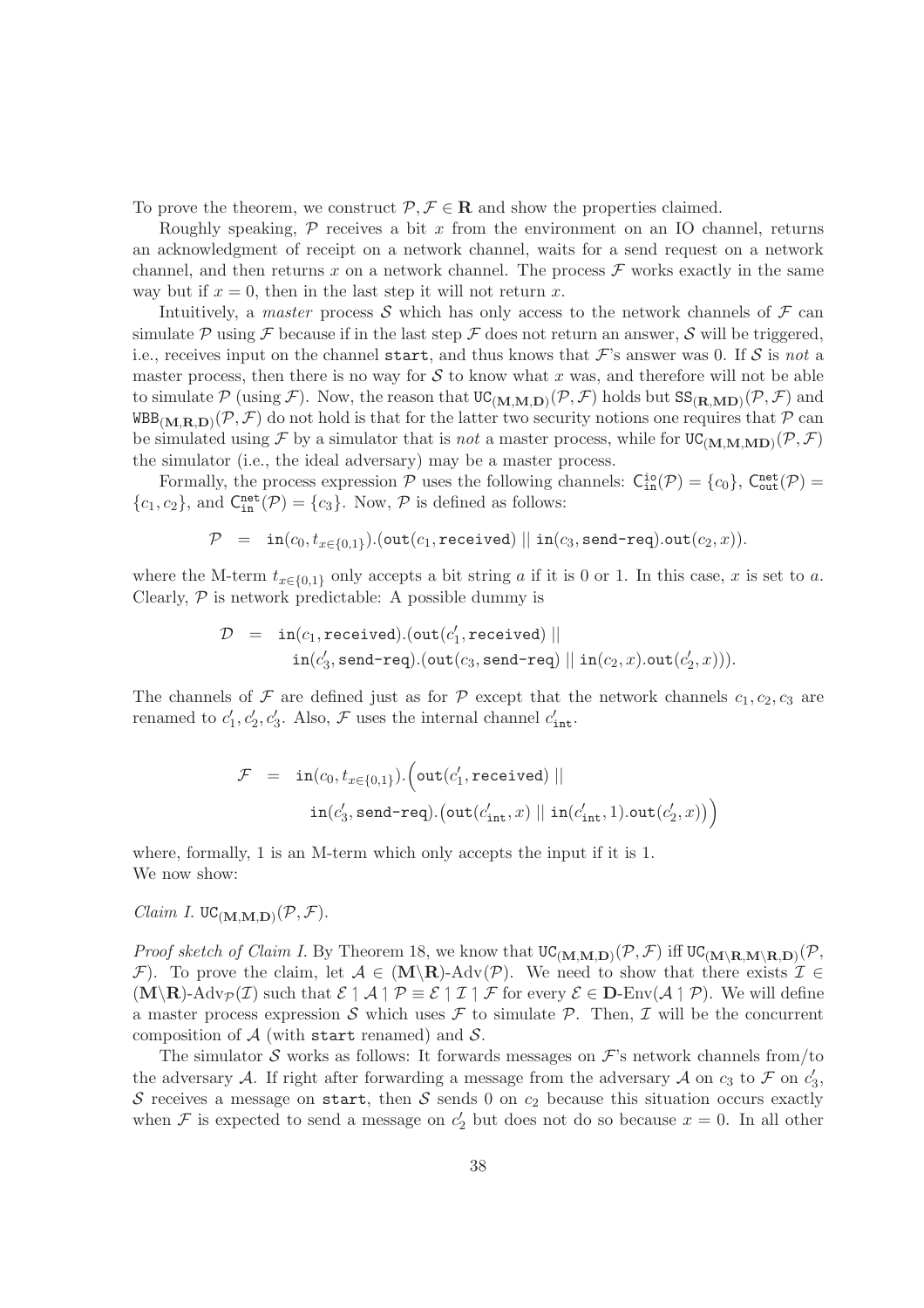To prove the theorem, we construct $\mathcal{P}, \mathcal{F} \in \mathbf{R}$ and show the properties claimed.

Roughly speaking, $\mathcal{P}$ receives a bit $x$ from the environment on an IO channel, returns an acknowledgment of receipt on a network channel, waits for a send request on a network channel, and then returns $x$ on a network channel. The process $\mathcal{F}$ works exactly in the same way but if $x = 0$, then in the last step it will not return $x$.

Intuitively, a *master* process $\mathcal{S}$ which has only access to the network channels of $\mathcal{F}$ can simulate $\mathcal{P}$ using $\mathcal{F}$ because if in the last step $\mathcal{F}$ does not return an answer, $\mathcal{S}$ will be triggered, i.e., receives input on the channel start, and thus knows that $\mathcal{F}$'s answer was 0. If $\mathcal{S}$ is *not* a master process, then there is no way for $\mathcal{S}$ to know what $x$ was, and therefore will not be able to simulate $\mathcal{P}$ (using $\mathcal{F}$). Now, the reason that $\mathtt{UC}_{(\mathbf{M},\mathbf{M},\mathbf{D})}(\mathcal{P}, \mathcal{F})$ holds but $\mathtt{SS}_{(\mathbf{R},\mathbf{MD})}(\mathcal{P}, \mathcal{F})$ and $\mathtt{WBB}_{(\mathbf{M},\mathbf{R},\mathbf{D})}(\mathcal{P}, \mathcal{F})$ do not hold is that for the latter two security notions one requires that $\mathcal{P}$ can be simulated using $\mathcal{F}$ by a simulator that is *not* a master process, while for $\mathtt{UC}_{(\mathbf{M},\mathbf{M},\mathbf{MD})}(\mathcal{P}, \mathcal{F})$ the simulator (i.e., the ideal adversary) may be a master process.

Formally, the process expression $\mathcal{P}$ uses the following channels: $\mathsf{C}^{\mathtt{io}}_{\mathtt{in}}(\mathcal{P}) = \{c_0\}$, $\mathsf{C}^{\mathtt{net}}_{\mathtt{out}}(\mathcal{P}) = \{c_1, c_2\}$, and $\mathsf{C}^{\mathtt{net}}_{\mathtt{in}}(\mathcal{P}) = \{c_3\}$. Now, $\mathcal{P}$ is defined as follows:

$$\mathcal{P} \;=\; \mathtt{in}(c_0, t_{x\in\{0,1\}}).(\mathtt{out}(c_1, \mathtt{received}) \;||\; \mathtt{in}(c_3, \mathtt{send\text{-}req}).\mathtt{out}(c_2, x)).$$

where the M-term $t_{x\in\{0,1\}}$ only accepts a bit string $a$ if it is 0 or 1. In this case, $x$ is set to $a$. Clearly, $\mathcal{P}$ is network predictable: A possible dummy is

$$\begin{aligned}\mathcal{D} \;=\; & \mathtt{in}(c_1, \mathtt{received}).(\mathtt{out}(c'_1, \mathtt{received}) \;|| \\ & \quad \mathtt{in}(c'_3, \mathtt{send\text{-}req}).(\mathtt{out}(c_3, \mathtt{send\text{-}req}) \;||\; \mathtt{in}(c_2, x).\mathtt{out}(c'_2, x))).\end{aligned}$$

The channels of $\mathcal{F}$ are defined just as for $\mathcal{P}$ except that the network channels $c_1, c_2, c_3$ are renamed to $c'_1, c'_2, c'_3$. Also, $\mathcal{F}$ uses the internal channel $c'_{\mathtt{int}}$.

$$\begin{aligned}\mathcal{F} \;=\; & \mathtt{in}(c_0, t_{x\in\{0,1\}}).\Big(\mathtt{out}(c'_1, \mathtt{received}) \;|| \\ & \quad \mathtt{in}(c'_3, \mathtt{send\text{-}req}).\big(\mathtt{out}(c'_{\mathtt{int}}, x) \;||\; \mathtt{in}(c'_{\mathtt{int}}, 1).\mathtt{out}(c'_2, x)\big)\Big)\end{aligned}$$

where, formally, 1 is an M-term which only accepts the input if it is 1.
We now show:

*Claim I.* $\mathtt{UC}_{(\mathbf{M},\mathbf{M},\mathbf{D})}(\mathcal{P}, \mathcal{F})$.

*Proof sketch of Claim I.* By Theorem 18, we know that $\mathtt{UC}_{(\mathbf{M},\mathbf{M},\mathbf{D})}(\mathcal{P}, \mathcal{F})$ iff $\mathtt{UC}_{(\mathbf{M}\backslash\mathbf{R},\mathbf{M}\backslash\mathbf{R},\mathbf{D})}(\mathcal{P}, \mathcal{F})$. To prove the claim, let $\mathcal{A} \in (\mathbf{M}\backslash\mathbf{R})\text{-Adv}(\mathcal{P})$. We need to show that there exists $\mathcal{I} \in (\mathbf{M}\backslash\mathbf{R})\text{-Adv}_{\mathcal{P}}(\mathcal{I})$ such that $\mathcal{E} \upharpoonright \mathcal{A} \upharpoonright \mathcal{P} \equiv \mathcal{E} \upharpoonright \mathcal{I} \upharpoonright \mathcal{F}$ for every $\mathcal{E} \in \mathbf{D}\text{-Env}(\mathcal{A} \upharpoonright \mathcal{P})$. We will define a master process expression $\mathcal{S}$ which uses $\mathcal{F}$ to simulate $\mathcal{P}$. Then, $\mathcal{I}$ will be the concurrent composition of $\mathcal{A}$ (with start renamed) and $\mathcal{S}$.

The simulator $\mathcal{S}$ works as follows: It forwards messages on $\mathcal{F}$'s network channels from/to the adversary $\mathcal{A}$. If right after forwarding a message from the adversary $\mathcal{A}$ on $c_3$ to $\mathcal{F}$ on $c'_3$, $\mathcal{S}$ receives a message on start, then $\mathcal{S}$ sends 0 on $c_2$ because this situation occurs exactly when $\mathcal{F}$ is expected to send a message on $c'_2$ but does not do so because $x = 0$. In all other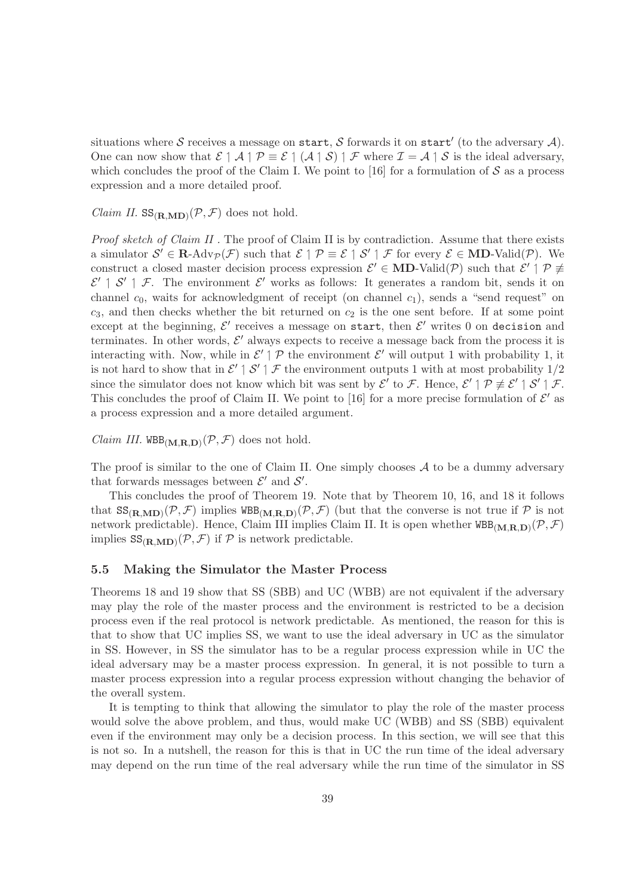situations where $\mathcal{S}$ receives a message on $\texttt{start}$, $\mathcal{S}$ forwards it on $\texttt{start}'$ (to the adversary $\mathcal{A}$). One can now show that $\mathcal{E} \upharpoonleft \mathcal{A} \upharpoonleft \mathcal{P} \equiv \mathcal{E} \upharpoonleft (\mathcal{A} \upharpoonleft \mathcal{S}) \upharpoonleft \mathcal{F}$ where $\mathcal{I} = \mathcal{A} \upharpoonleft \mathcal{S}$ is the ideal adversary, which concludes the proof of the Claim I. We point to [16] for a formulation of $\mathcal{S}$ as a process expression and a more detailed proof.

*Claim II.* $\texttt{SS}_{(\mathbf{R},\mathbf{MD})}(\mathcal{P},\mathcal{F})$ does not hold.

*Proof sketch of Claim II .* The proof of Claim II is by contradiction. Assume that there exists a simulator $\mathcal{S}' \in \mathbf{R}\text{-Adv}_{\mathcal{P}}(\mathcal{F})$ such that $\mathcal{E} \upharpoonleft \mathcal{P} \equiv \mathcal{E} \upharpoonleft \mathcal{S}' \upharpoonleft \mathcal{F}$ for every $\mathcal{E} \in \mathbf{MD}\text{-Valid}(\mathcal{P})$. We construct a closed master decision process expression $\mathcal{E}' \in \mathbf{MD}\text{-Valid}(\mathcal{P})$ such that $\mathcal{E}' \upharpoonleft \mathcal{P} \not\equiv \mathcal{E}' \upharpoonleft \mathcal{S}' \upharpoonleft \mathcal{F}$. The environment $\mathcal{E}'$ works as follows: It generates a random bit, sends it on channel $c_0$, waits for acknowledgment of receipt (on channel $c_1$), sends a "send request" on $c_3$, and then checks whether the bit returned on $c_2$ is the one sent before. If at some point except at the beginning, $\mathcal{E}'$ receives a message on $\texttt{start}$, then $\mathcal{E}'$ writes 0 on $\texttt{decision}$ and terminates. In other words, $\mathcal{E}'$ always expects to receive a message back from the process it is interacting with. Now, while in $\mathcal{E}' \upharpoonleft \mathcal{P}$ the environment $\mathcal{E}'$ will output 1 with probability 1, it is not hard to show that in $\mathcal{E}' \upharpoonleft \mathcal{S}' \upharpoonleft \mathcal{F}$ the environment outputs 1 with at most probability $1/2$ since the simulator does not know which bit was sent by $\mathcal{E}'$ to $\mathcal{F}$. Hence, $\mathcal{E}' \upharpoonleft \mathcal{P} \not\equiv \mathcal{E}' \upharpoonleft \mathcal{S}' \upharpoonleft \mathcal{F}$. This concludes the proof of Claim II. We point to [16] for a more precise formulation of $\mathcal{E}'$ as a process expression and a more detailed argument.

*Claim III.* $\texttt{WBB}_{(\mathbf{M},\mathbf{R},\mathbf{D})}(\mathcal{P},\mathcal{F})$ does not hold.

The proof is similar to the one of Claim II. One simply chooses $\mathcal{A}$ to be a dummy adversary that forwards messages between $\mathcal{E}'$ and $\mathcal{S}'$.

This concludes the proof of Theorem 19. Note that by Theorem 10, 16, and 18 it follows that $\texttt{SS}_{(\mathbf{R},\mathbf{MD})}(\mathcal{P},\mathcal{F})$ implies $\texttt{WBB}_{(\mathbf{M},\mathbf{R},\mathbf{D})}(\mathcal{P},\mathcal{F})$ (but that the converse is not true if $\mathcal{P}$ is not network predictable). Hence, Claim III implies Claim II. It is open whether $\texttt{WBB}_{(\mathbf{M},\mathbf{R},\mathbf{D})}(\mathcal{P},\mathcal{F})$ implies $\texttt{SS}_{(\mathbf{R},\mathbf{MD})}(\mathcal{P},\mathcal{F})$ if $\mathcal{P}$ is network predictable.

### 5.5 Making the Simulator the Master Process

Theorems 18 and 19 show that SS (SBB) and UC (WBB) are not equivalent if the adversary may play the role of the master process and the environment is restricted to be a decision process even if the real protocol is network predictable. As mentioned, the reason for this is that to show that UC implies SS, we want to use the ideal adversary in UC as the simulator in SS. However, in SS the simulator has to be a regular process expression while in UC the ideal adversary may be a master process expression. In general, it is not possible to turn a master process expression into a regular process expression without changing the behavior of the overall system.

It is tempting to think that allowing the simulator to play the role of the master process would solve the above problem, and thus, would make UC (WBB) and SS (SBB) equivalent even if the environment may only be a decision process. In this section, we will see that this is not so. In a nutshell, the reason for this is that in UC the run time of the ideal adversary may depend on the run time of the real adversary while the run time of the simulator in SS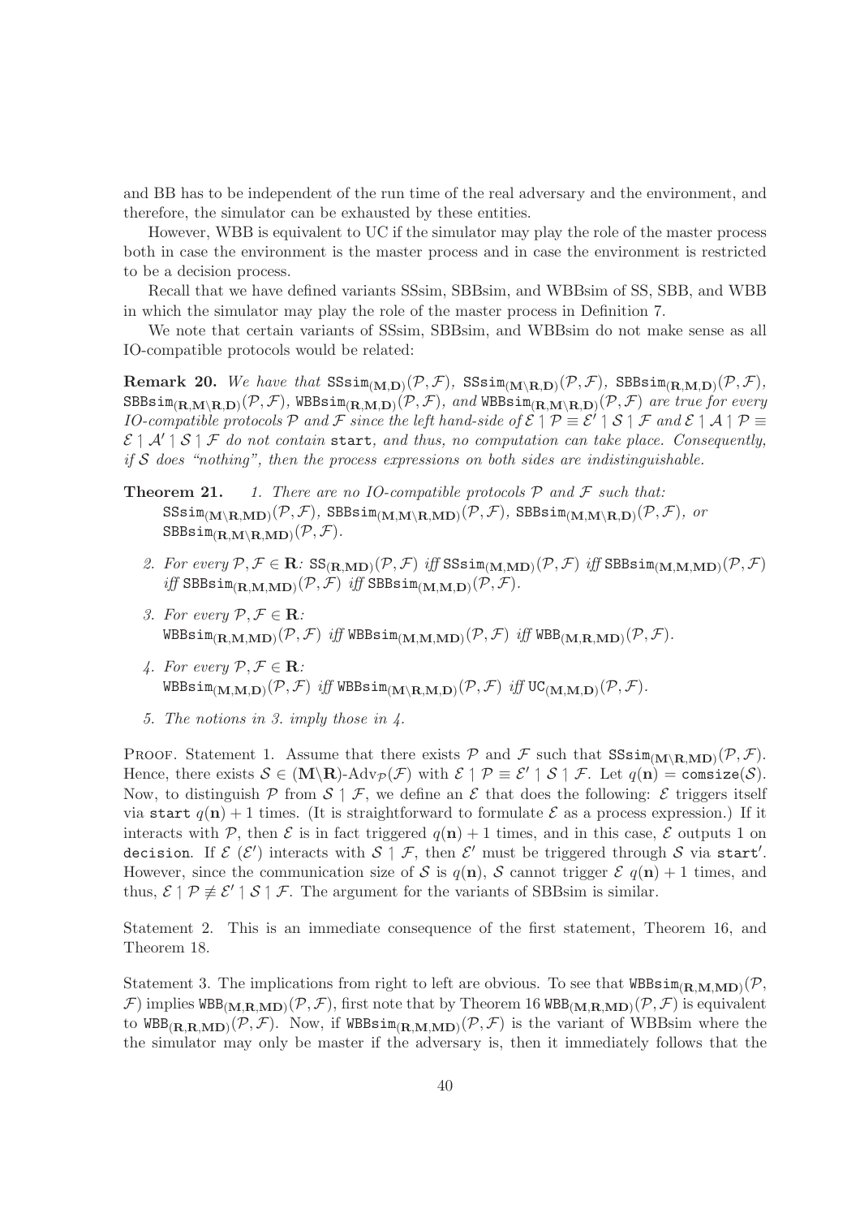and BB has to be independent of the run time of the real adversary and the environment, and therefore, the simulator can be exhausted by these entities.

However, WBB is equivalent to UC if the simulator may play the role of the master process both in case the environment is the master process and in case the environment is restricted to be a decision process.

Recall that we have defined variants SSsim, SBBsim, and WBBsim of SS, SBB, and WBB in which the simulator may play the role of the master process in Definition 7.

We note that certain variants of SSsim, SBBsim, and WBBsim do not make sense as all IO-compatible protocols would be related:

**Remark 20.** *We have that* $\mathtt{SSsim}_{(\mathbf{M},\mathbf{D})}(\mathcal{P},\mathcal{F})$*,* $\mathtt{SSsim}_{(\mathbf{M}\setminus\mathbf{R},\mathbf{D})}(\mathcal{P},\mathcal{F})$*,* $\mathtt{SBBsim}_{(\mathbf{R},\mathbf{M},\mathbf{D})}(\mathcal{P},\mathcal{F})$*,* $\mathtt{SBBsim}_{(\mathbf{R},\mathbf{M}\setminus\mathbf{R},\mathbf{D})}(\mathcal{P},\mathcal{F})$*,* $\mathtt{WBBsim}_{(\mathbf{R},\mathbf{M},\mathbf{D})}(\mathcal{P},\mathcal{F})$*, and* $\mathtt{WBBsim}_{(\mathbf{R},\mathbf{M}\setminus\mathbf{R},\mathbf{D})}(\mathcal{P},\mathcal{F})$ *are true for every IO-compatible protocols* $\mathcal{P}$ *and* $\mathcal{F}$ *since the left hand-side of* $\mathcal{E}\upharpoonright\mathcal{P}\equiv\mathcal{E}'\upharpoonright\mathcal{S}\upharpoonright\mathcal{F}$ *and* $\mathcal{E}\upharpoonright\mathcal{A}\upharpoonright\mathcal{P}\equiv\mathcal{E}\upharpoonright\mathcal{A}'\upharpoonright\mathcal{S}\upharpoonright\mathcal{F}$ *do not contain* `start`*, and thus, no computation can take place. Consequently, if* $\mathcal{S}$ *does "nothing", then the process expressions on both sides are indistinguishable.*

**Theorem 21.**

1. *There are no IO-compatible protocols* $\mathcal{P}$ *and* $\mathcal{F}$ *such that:* $\mathtt{SSsim}_{(\mathbf{M}\setminus\mathbf{R},\mathbf{MD})}(\mathcal{P},\mathcal{F})$*,* $\mathtt{SBBsim}_{(\mathbf{M},\mathbf{M}\setminus\mathbf{R},\mathbf{MD})}(\mathcal{P},\mathcal{F})$*,* $\mathtt{SBBsim}_{(\mathbf{M},\mathbf{M}\setminus\mathbf{R},\mathbf{D})}(\mathcal{P},\mathcal{F})$*, or* $\mathtt{SBBsim}_{(\mathbf{R},\mathbf{M}\setminus\mathbf{R},\mathbf{MD})}(\mathcal{P},\mathcal{F})$*.*
2. *For every* $\mathcal{P},\mathcal{F}\in\mathbf{R}$*:* $\mathtt{SS}_{(\mathbf{R},\mathbf{MD})}(\mathcal{P},\mathcal{F})$ *iff* $\mathtt{SSsim}_{(\mathbf{M},\mathbf{MD})}(\mathcal{P},\mathcal{F})$ *iff* $\mathtt{SBBsim}_{(\mathbf{M},\mathbf{M},\mathbf{MD})}(\mathcal{P},\mathcal{F})$ *iff* $\mathtt{SBBsim}_{(\mathbf{R},\mathbf{M},\mathbf{MD})}(\mathcal{P},\mathcal{F})$ *iff* $\mathtt{SBBsim}_{(\mathbf{M},\mathbf{M},\mathbf{D})}(\mathcal{P},\mathcal{F})$*.*
3. *For every* $\mathcal{P},\mathcal{F}\in\mathbf{R}$*:* $\mathtt{WBBsim}_{(\mathbf{R},\mathbf{M},\mathbf{MD})}(\mathcal{P},\mathcal{F})$ *iff* $\mathtt{WBBsim}_{(\mathbf{M},\mathbf{M},\mathbf{MD})}(\mathcal{P},\mathcal{F})$ *iff* $\mathtt{WBB}_{(\mathbf{M},\mathbf{R},\mathbf{MD})}(\mathcal{P},\mathcal{F})$*.*
4. *For every* $\mathcal{P},\mathcal{F}\in\mathbf{R}$*:* $\mathtt{WBBsim}_{(\mathbf{M},\mathbf{M},\mathbf{D})}(\mathcal{P},\mathcal{F})$ *iff* $\mathtt{WBBsim}_{(\mathbf{M}\setminus\mathbf{R},\mathbf{M},\mathbf{D})}(\mathcal{P},\mathcal{F})$ *iff* $\mathtt{UC}_{(\mathbf{M},\mathbf{M},\mathbf{D})}(\mathcal{P},\mathcal{F})$*.*
5. *The notions in 3. imply those in 4.*

Proof. Statement 1. Assume that there exists $\mathcal{P}$ and $\mathcal{F}$ such that $\mathtt{SSsim}_{(\mathbf{M}\setminus\mathbf{R},\mathbf{MD})}(\mathcal{P},\mathcal{F})$. Hence, there exists $\mathcal{S}\in(\mathbf{M}\setminus\mathbf{R})\text{-Adv}_{\mathcal{P}}(\mathcal{F})$ with $\mathcal{E}\upharpoonright\mathcal{P}\equiv\mathcal{E}'\upharpoonright\mathcal{S}\upharpoonright\mathcal{F}$. Let $q(\mathbf{n})=\mathtt{comsize}(\mathcal{S})$. Now, to distinguish $\mathcal{P}$ from $\mathcal{S}\upharpoonright\mathcal{F}$, we define an $\mathcal{E}$ that does the following: $\mathcal{E}$ triggers itself via `start` $q(\mathbf{n})+1$ times. (It is straightforward to formulate $\mathcal{E}$ as a process expression.) If it interacts with $\mathcal{P}$, then $\mathcal{E}$ is in fact triggered $q(\mathbf{n})+1$ times, and in this case, $\mathcal{E}$ outputs 1 on `decision`. If $\mathcal{E}$ ($\mathcal{E}'$) interacts with $\mathcal{S}\upharpoonright\mathcal{F}$, then $\mathcal{E}'$ must be triggered through $\mathcal{S}$ via `start'`. However, since the communication size of $\mathcal{S}$ is $q(\mathbf{n})$, $\mathcal{S}$ cannot trigger $\mathcal{E}$ $q(\mathbf{n})+1$ times, and thus, $\mathcal{E}\upharpoonright\mathcal{P}\not\equiv\mathcal{E}'\upharpoonright\mathcal{S}\upharpoonright\mathcal{F}$. The argument for the variants of SBBsim is similar.

Statement 2. This is an immediate consequence of the first statement, Theorem 16, and Theorem 18.

Statement 3. The implications from right to left are obvious. To see that $\mathtt{WBBsim}_{(\mathbf{R},\mathbf{M},\mathbf{MD})}(\mathcal{P},\mathcal{F})$ implies $\mathtt{WBB}_{(\mathbf{M},\mathbf{R},\mathbf{MD})}(\mathcal{P},\mathcal{F})$, first note that by Theorem 16 $\mathtt{WBB}_{(\mathbf{M},\mathbf{R},\mathbf{MD})}(\mathcal{P},\mathcal{F})$ is equivalent to $\mathtt{WBB}_{(\mathbf{R},\mathbf{R},\mathbf{MD})}(\mathcal{P},\mathcal{F})$. Now, if $\mathtt{WBBsim}_{(\mathbf{R},\mathbf{M},\mathbf{MD})}(\mathcal{P},\mathcal{F})$ is the variant of WBBsim where the the simulator may only be master if the adversary is, then it immediately follows that the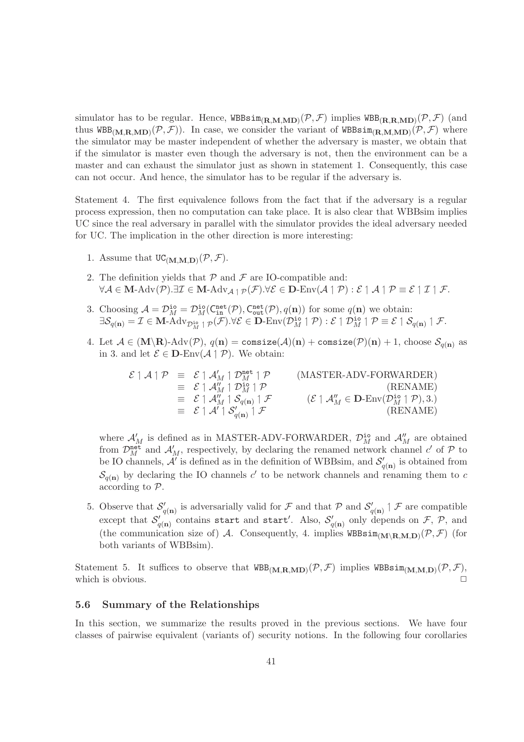simulator has to be regular. Hence, $\texttt{WBBsim}_{(\mathbf{R},\mathbf{M},\mathbf{MD})}(\mathcal{P},\mathcal{F})$ implies $\texttt{WBB}_{(\mathbf{R},\mathbf{R},\mathbf{MD})}(\mathcal{P},\mathcal{F})$ (and thus $\texttt{WBB}_{(\mathbf{M},\mathbf{R},\mathbf{MD})}(\mathcal{P},\mathcal{F})$). In case, we consider the variant of $\texttt{WBBsim}_{(\mathbf{R},\mathbf{M},\mathbf{MD})}(\mathcal{P},\mathcal{F})$ where the simulator may be master independent of whether the adversary is master, we obtain that if the simulator is master even though the adversary is not, then the environment can be a master and can exhaust the simulator just as shown in statement 1. Consequently, this case can not occur. And hence, the simulator has to be regular if the adversary is.

Statement 4. The first equivalence follows from the fact that if the adversary is a regular process expression, then no computation can take place. It is also clear that WBBsim implies UC since the real adversary in parallel with the simulator provides the ideal adversary needed for UC. The implication in the other direction is more interesting:

1. Assume that $\texttt{UC}_{(\mathbf{M},\mathbf{M},\mathbf{D})}(\mathcal{P},\mathcal{F})$.
2. The definition yields that $\mathcal{P}$ and $\mathcal{F}$ are IO-compatible and: $\forall \mathcal{A} \in \mathbf{M}\text{-Adv}(\mathcal{P}).\exists \mathcal{I} \in \mathbf{M}\text{-Adv}_{\mathcal{A} \upharpoonright \mathcal{P}}(\mathcal{F}).\forall \mathcal{E} \in \mathbf{D}\text{-Env}(\mathcal{A} \upharpoonright \mathcal{P}) : \mathcal{E} \upharpoonright \mathcal{A} \upharpoonright \mathcal{P} \equiv \mathcal{E} \upharpoonright \mathcal{I} \upharpoonright \mathcal{F}$.
3. Choosing $\mathcal{A} = \mathcal{D}^{\texttt{io}}_M = \mathcal{D}^{\texttt{io}}_M(\mathsf{C}^{\texttt{net}}_{\texttt{in}}(\mathcal{P}), \mathsf{C}^{\texttt{net}}_{\texttt{out}}(\mathcal{P}), q(\mathbf{n}))$ for some $q(\mathbf{n})$ we obtain: $\exists \mathcal{S}_{q(\mathbf{n})} = \mathcal{I} \in \mathbf{M}\text{-Adv}_{\mathcal{D}^{\texttt{io}}_M \upharpoonright \mathcal{P}}(\mathcal{F}).\forall \mathcal{E} \in \mathbf{D}\text{-Env}(\mathcal{D}^{\texttt{io}}_M \upharpoonright \mathcal{P}) : \mathcal{E} \upharpoonright \mathcal{D}^{\texttt{io}}_M \upharpoonright \mathcal{P} \equiv \mathcal{E} \upharpoonright \mathcal{S}_{q(\mathbf{n})} \upharpoonright \mathcal{F}$.
4. Let $\mathcal{A} \in (\mathbf{M}\backslash\mathbf{R})\text{-Adv}(\mathcal{P})$, $q(\mathbf{n}) = \texttt{comsize}(\mathcal{A})(\mathbf{n}) + \texttt{comsize}(\mathcal{P})(\mathbf{n}) + 1$, choose $\mathcal{S}_{q(\mathbf{n})}$ as in 3. and let $\mathcal{E} \in \mathbf{D}\text{-Env}(\mathcal{A} \upharpoonright \mathcal{P})$. We obtain:

$$\begin{array}{rcll}
\mathcal{E} \upharpoonright \mathcal{A} \upharpoonright \mathcal{P} & \equiv & \mathcal{E} \upharpoonright \mathcal{A}'_M \upharpoonright \mathcal{D}^{\texttt{net}}_M \upharpoonright \mathcal{P} & \text{(MASTER-ADV-FORWARDER)} \\
& \equiv & \mathcal{E} \upharpoonright \mathcal{A}''_M \upharpoonright \mathcal{D}^{\texttt{io}}_M \upharpoonright \mathcal{P} & \text{(RENAME)} \\
& \equiv & \mathcal{E} \upharpoonright \mathcal{A}''_M \upharpoonright \mathcal{S}_{q(\mathbf{n})} \upharpoonright \mathcal{F} & (\mathcal{E} \upharpoonright \mathcal{A}''_M \in \mathbf{D}\text{-Env}(\mathcal{D}^{\texttt{io}}_M \upharpoonright \mathcal{P}), 3.) \\
& \equiv & \mathcal{E} \upharpoonright \mathcal{A}' \upharpoonright \mathcal{S}'_{q(\mathbf{n})} \upharpoonright \mathcal{F} & \text{(RENAME)}
\end{array}$$

   where $\mathcal{A}'_M$ is defined as in MASTER-ADV-FORWARDER, $\mathcal{D}^{\texttt{io}}_M$ and $\mathcal{A}''_M$ are obtained from $\mathcal{D}^{\texttt{net}}_M$ and $\mathcal{A}'_M$, respectively, by declaring the renamed network channel $c'$ of $\mathcal{P}$ to be IO channels, $\mathcal{A}'$ is defined as in the definition of WBBsim, and $\mathcal{S}'_{q(\mathbf{n})}$ is obtained from $\mathcal{S}_{q(\mathbf{n})}$ by declaring the IO channels $c'$ to be network channels and renaming them to $c$ according to $\mathcal{P}$.

5. Observe that $\mathcal{S}'_{q(\mathbf{n})}$ is adversarially valid for $\mathcal{F}$ and that $\mathcal{P}$ and $\mathcal{S}'_{q(\mathbf{n})} \upharpoonright \mathcal{F}$ are compatible except that $\mathcal{S}'_{q(\mathbf{n})}$ contains $\texttt{start}$ and $\texttt{start}'$. Also, $\mathcal{S}'_{q(\mathbf{n})}$ only depends on $\mathcal{F}$, $\mathcal{P}$, and (the communication size of) $\mathcal{A}$. Consequently, 4. implies $\texttt{WBBsim}_{(\mathbf{M}\backslash\mathbf{R},\mathbf{M},\mathbf{D})}(\mathcal{P},\mathcal{F})$ (for both variants of WBBsim).

Statement 5. It suffices to observe that $\texttt{WBB}_{(\mathbf{M},\mathbf{R},\mathbf{MD})}(\mathcal{P},\mathcal{F})$ implies $\texttt{WBBsim}_{(\mathbf{M},\mathbf{M},\mathbf{D})}(\mathcal{P},\mathcal{F})$, which is obvious. □

### 5.6 Summary of the Relationships

In this section, we summarize the results proved in the previous sections. We have four classes of pairwise equivalent (variants of) security notions. In the following four corollaries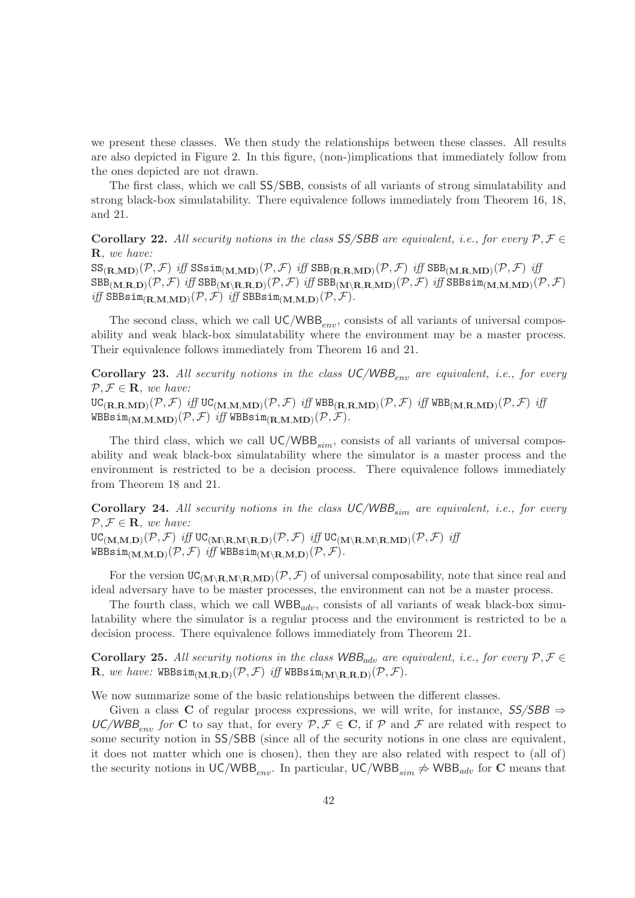we present these classes. We then study the relationships between these classes. All results are also depicted in Figure 2. In this figure, (non-)implications that immediately follow from the ones depicted are not drawn.

The first class, which we call SS/SBB, consists of all variants of strong simulatability and strong black-box simulatability. There equivalence follows immediately from Theorem 16, 18, and 21.

**Corollary 22.** *All security notions in the class SS/SBB are equivalent, i.e., for every $\mathcal{P}, \mathcal{F} \in \mathbf{R}$, we have:*
$\mathtt{SS}_{(\mathbf{R},\mathbf{MD})}(\mathcal{P},\mathcal{F})$ *iff* $\mathtt{SSsim}_{(\mathbf{M},\mathbf{MD})}(\mathcal{P},\mathcal{F})$ *iff* $\mathtt{SBB}_{(\mathbf{R},\mathbf{R},\mathbf{MD})}(\mathcal{P},\mathcal{F})$ *iff* $\mathtt{SBB}_{(\mathbf{M},\mathbf{R},\mathbf{MD})}(\mathcal{P},\mathcal{F})$ *iff* $\mathtt{SBB}_{(\mathbf{M},\mathbf{R},\mathbf{D})}(\mathcal{P},\mathcal{F})$ *iff* $\mathtt{SBB}_{(\mathbf{M}\backslash\mathbf{R},\mathbf{R},\mathbf{D})}(\mathcal{P},\mathcal{F})$ *iff* $\mathtt{SBB}_{(\mathbf{M}\backslash\mathbf{R},\mathbf{R},\mathbf{MD})}(\mathcal{P},\mathcal{F})$ *iff* $\mathtt{SBBsim}_{(\mathbf{M},\mathbf{M},\mathbf{MD})}(\mathcal{P},\mathcal{F})$ *iff* $\mathtt{SBBsim}_{(\mathbf{R},\mathbf{M},\mathbf{MD})}(\mathcal{P},\mathcal{F})$ *iff* $\mathtt{SBBsim}_{(\mathbf{M},\mathbf{M},\mathbf{D})}(\mathcal{P},\mathcal{F})$.

The second class, which we call UC/WBB$_{env}$, consists of all variants of universal composability and weak black-box simulatability where the environment may be a master process. Their equivalence follows immediately from Theorem 16 and 21.

**Corollary 23.** *All security notions in the class UC/WBB$_{env}$ are equivalent, i.e., for every $\mathcal{P}, \mathcal{F} \in \mathbf{R}$, we have:*
$\mathtt{UC}_{(\mathbf{R},\mathbf{R},\mathbf{MD})}(\mathcal{P},\mathcal{F})$ *iff* $\mathtt{UC}_{(\mathbf{M},\mathbf{M},\mathbf{MD})}(\mathcal{P},\mathcal{F})$ *iff* $\mathtt{WBB}_{(\mathbf{R},\mathbf{R},\mathbf{MD})}(\mathcal{P},\mathcal{F})$ *iff* $\mathtt{WBB}_{(\mathbf{M},\mathbf{R},\mathbf{MD})}(\mathcal{P},\mathcal{F})$ *iff* $\mathtt{WBBsim}_{(\mathbf{M},\mathbf{M},\mathbf{MD})}(\mathcal{P},\mathcal{F})$ *iff* $\mathtt{WBBsim}_{(\mathbf{R},\mathbf{M},\mathbf{MD})}(\mathcal{P},\mathcal{F})$.

The third class, which we call UC/WBB$_{sim}$, consists of all variants of universal composability and weak black-box simulatability where the simulator is a master process and the environment is restricted to be a decision process. There equivalence follows immediately from Theorem 18 and 21.

**Corollary 24.** *All security notions in the class UC/WBB$_{sim}$ are equivalent, i.e., for every $\mathcal{P}, \mathcal{F} \in \mathbf{R}$, we have:*
$\mathtt{UC}_{(\mathbf{M},\mathbf{M},\mathbf{D})}(\mathcal{P},\mathcal{F})$ *iff* $\mathtt{UC}_{(\mathbf{M}\backslash\mathbf{R},\mathbf{M}\backslash\mathbf{R},\mathbf{D})}(\mathcal{P},\mathcal{F})$ *iff* $\mathtt{UC}_{(\mathbf{M}\backslash\mathbf{R},\mathbf{M}\backslash\mathbf{R},\mathbf{MD})}(\mathcal{P},\mathcal{F})$ *iff* $\mathtt{WBBsim}_{(\mathbf{M},\mathbf{M},\mathbf{D})}(\mathcal{P},\mathcal{F})$ *iff* $\mathtt{WBBsim}_{(\mathbf{M}\backslash\mathbf{R},\mathbf{M},\mathbf{D})}(\mathcal{P},\mathcal{F})$.

For the version $\mathtt{UC}_{(\mathbf{M}\backslash\mathbf{R},\mathbf{M}\backslash\mathbf{R},\mathbf{MD})}(\mathcal{P},\mathcal{F})$ of universal composability, note that since real and ideal adversary have to be master processes, the environment can not be a master process.

The fourth class, which we call WBB$_{adv}$, consists of all variants of weak black-box simulatability where the simulator is a regular process and the environment is restricted to be a decision process. There equivalence follows immediately from Theorem 21.

**Corollary 25.** *All security notions in the class WBB$_{adv}$ are equivalent, i.e., for every $\mathcal{P}, \mathcal{F} \in \mathbf{R}$, we have:* $\mathtt{WBBsim}_{(\mathbf{M},\mathbf{R},\mathbf{D})}(\mathcal{P},\mathcal{F})$ *iff* $\mathtt{WBBsim}_{(\mathbf{M}\backslash\mathbf{R},\mathbf{R},\mathbf{D})}(\mathcal{P},\mathcal{F})$.

We now summarize some of the basic relationships between the different classes.

Given a class $\mathbf{C}$ of regular process expressions, we will write, for instance, *SS/SBB $\Rightarrow$ UC/WBB$_{env}$ for* $\mathbf{C}$ to say that, for every $\mathcal{P}, \mathcal{F} \in \mathbf{C}$, if $\mathcal{P}$ and $\mathcal{F}$ are related with respect to some security notion in SS/SBB (since all of the security notions in one class are equivalent, it does not matter which one is chosen), then they are also related with respect to (all of) the security notions in UC/WBB$_{env}$. In particular, UC/WBB$_{sim}$ $\not\Rightarrow$ WBB$_{adv}$ for $\mathbf{C}$ means that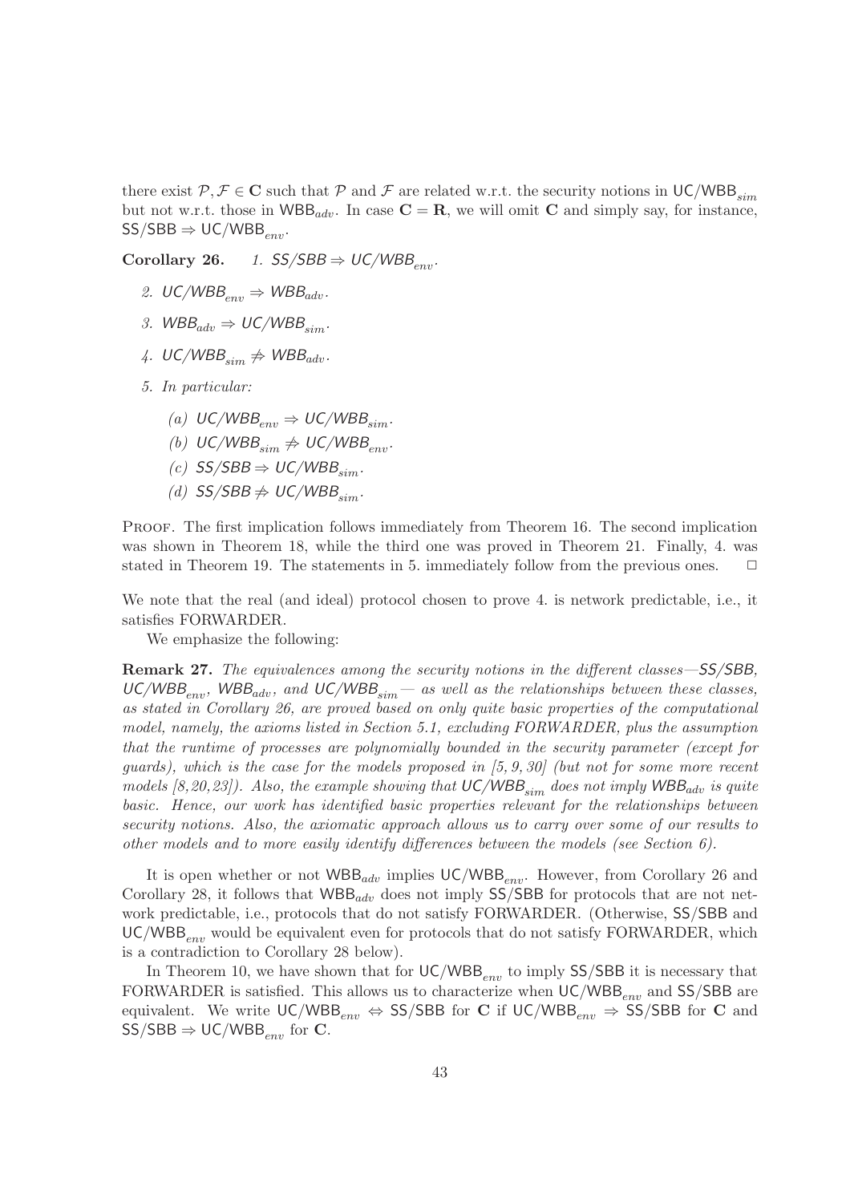there exist $\mathcal{P}, \mathcal{F} \in \mathbf{C}$ such that $\mathcal{P}$ and $\mathcal{F}$ are related w.r.t. the security notions in $\mathsf{UC/WBB}_{sim}$ but not w.r.t. those in $\mathsf{WBB}_{adv}$. In case $\mathbf{C} = \mathbf{R}$, we will omit $\mathbf{C}$ and simply say, for instance, $\mathsf{SS/SBB} \Rightarrow \mathsf{UC/WBB}_{env}$.

**Corollary 26.**

1. *$\mathsf{SS/SBB} \Rightarrow \mathsf{UC/WBB}_{env}$.*
2. *$\mathsf{UC/WBB}_{env} \Rightarrow \mathsf{WBB}_{adv}$.*
3. *$\mathsf{WBB}_{adv} \Rightarrow \mathsf{UC/WBB}_{sim}$.*
4. *$\mathsf{UC/WBB}_{sim} \not\Rightarrow \mathsf{WBB}_{adv}$.*
5. *In particular:*
   - *(a) $\mathsf{UC/WBB}_{env} \Rightarrow \mathsf{UC/WBB}_{sim}$.*
   - *(b) $\mathsf{UC/WBB}_{sim} \not\Rightarrow \mathsf{UC/WBB}_{env}$.*
   - *(c) $\mathsf{SS/SBB} \Rightarrow \mathsf{UC/WBB}_{sim}$.*
   - *(d) $\mathsf{SS/SBB} \not\Rightarrow \mathsf{UC/WBB}_{sim}$.*

PROOF. The first implication follows immediately from Theorem 16. The second implication was shown in Theorem 18, while the third one was proved in Theorem 21. Finally, 4. was stated in Theorem 19. The statements in 5. immediately follow from the previous ones. □

We note that the real (and ideal) protocol chosen to prove 4. is network predictable, i.e., it satisfies FORWARDER.

We emphasize the following:

**Remark 27.** *The equivalences among the security notions in the different classes—$\mathsf{SS/SBB}$, $\mathsf{UC/WBB}_{env}$, $\mathsf{WBB}_{adv}$, and $\mathsf{UC/WBB}_{sim}$— as well as the relationships between these classes, as stated in Corollary 26, are proved based on only quite basic properties of the computational model, namely, the axioms listed in Section 5.1, excluding FORWARDER, plus the assumption that the runtime of processes are polynomially bounded in the security parameter (except for guards), which is the case for the models proposed in [5, 9, 30] (but not for some more recent models [8, 20, 23]). Also, the example showing that $\mathsf{UC/WBB}_{sim}$ does not imply $\mathsf{WBB}_{adv}$ is quite basic. Hence, our work has identified basic properties relevant for the relationships between security notions. Also, the axiomatic approach allows us to carry over some of our results to other models and to more easily identify differences between the models (see Section 6).*

It is open whether or not $\mathsf{WBB}_{adv}$ implies $\mathsf{UC/WBB}_{env}$. However, from Corollary 26 and Corollary 28, it follows that $\mathsf{WBB}_{adv}$ does not imply $\mathsf{SS/SBB}$ for protocols that are not network predictable, i.e., protocols that do not satisfy FORWARDER. (Otherwise, $\mathsf{SS/SBB}$ and $\mathsf{UC/WBB}_{env}$ would be equivalent even for protocols that do not satisfy FORWARDER, which is a contradiction to Corollary 28 below).

In Theorem 10, we have shown that for $\mathsf{UC/WBB}_{env}$ to imply $\mathsf{SS/SBB}$ it is necessary that FORWARDER is satisfied. This allows us to characterize when $\mathsf{UC/WBB}_{env}$ and $\mathsf{SS/SBB}$ are equivalent. We write $\mathsf{UC/WBB}_{env} \Leftrightarrow \mathsf{SS/SBB}$ for $\mathbf{C}$ if $\mathsf{UC/WBB}_{env} \Rightarrow \mathsf{SS/SBB}$ for $\mathbf{C}$ and $\mathsf{SS/SBB} \Rightarrow \mathsf{UC/WBB}_{env}$ for $\mathbf{C}$.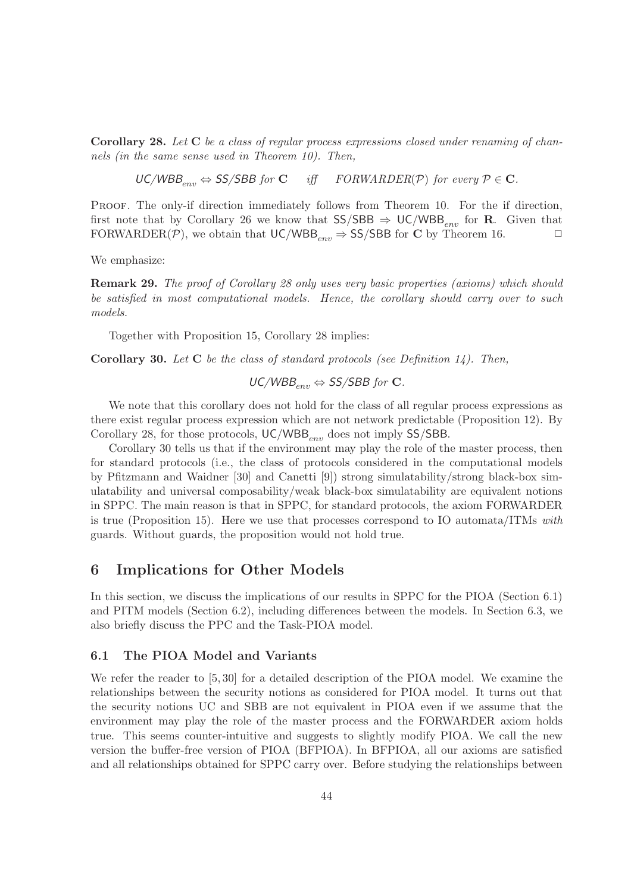**Corollary 28.** *Let* $\mathbf{C}$ *be a class of regular process expressions closed under renaming of channels (in the same sense used in Theorem 10). Then,*

$$\mathsf{UC/WBB}_{env} \Leftrightarrow \mathsf{SS/SBB} \text{ for } \mathbf{C} \quad \text{iff} \quad \text{FORWARDER}(\mathcal{P}) \text{ for every } \mathcal{P} \in \mathbf{C}.$$

Proof. The only-if direction immediately follows from Theorem 10. For the if direction, first note that by Corollary 26 we know that $\mathsf{SS/SBB} \Rightarrow \mathsf{UC/WBB}_{env}$ for $\mathbf{R}$. Given that FORWARDER($\mathcal{P}$), we obtain that $\mathsf{UC/WBB}_{env} \Rightarrow \mathsf{SS/SBB}$ for $\mathbf{C}$ by Theorem 16. □

We emphasize:

**Remark 29.** *The proof of Corollary 28 only uses very basic properties (axioms) which should be satisfied in most computational models. Hence, the corollary should carry over to such models.*

Together with Proposition 15, Corollary 28 implies:

**Corollary 30.** *Let* $\mathbf{C}$ *be the class of standard protocols (see Definition 14). Then,*

$$\mathsf{UC/WBB}_{env} \Leftrightarrow \mathsf{SS/SBB} \text{ for } \mathbf{C}.$$

We note that this corollary does not hold for the class of all regular process expressions as there exist regular process expression which are not network predictable (Proposition 12). By Corollary 28, for those protocols, $\mathsf{UC/WBB}_{env}$ does not imply $\mathsf{SS/SBB}$.

Corollary 30 tells us that if the environment may play the role of the master process, then for standard protocols (i.e., the class of protocols considered in the computational models by Pfitzmann and Waidner [30] and Canetti [9]) strong simulatability/strong black-box simulatability and universal composability/weak black-box simulatability are equivalent notions in SPPC. The main reason is that in SPPC, for standard protocols, the axiom FORWARDER is true (Proposition 15). Here we use that processes correspond to IO automata/ITMs *with* guards. Without guards, the proposition would not hold true.

# 6 Implications for Other Models

In this section, we discuss the implications of our results in SPPC for the PIOA (Section 6.1) and PITM models (Section 6.2), including differences between the models. In Section 6.3, we also briefly discuss the PPC and the Task-PIOA model.

## 6.1 The PIOA Model and Variants

We refer the reader to [5, 30] for a detailed description of the PIOA model. We examine the relationships between the security notions as considered for PIOA model. It turns out that the security notions UC and SBB are not equivalent in PIOA even if we assume that the environment may play the role of the master process and the FORWARDER axiom holds true. This seems counter-intuitive and suggests to slightly modify PIOA. We call the new version the buffer-free version of PIOA (BFPIOA). In BFPIOA, all our axioms are satisfied and all relationships obtained for SPPC carry over. Before studying the relationships between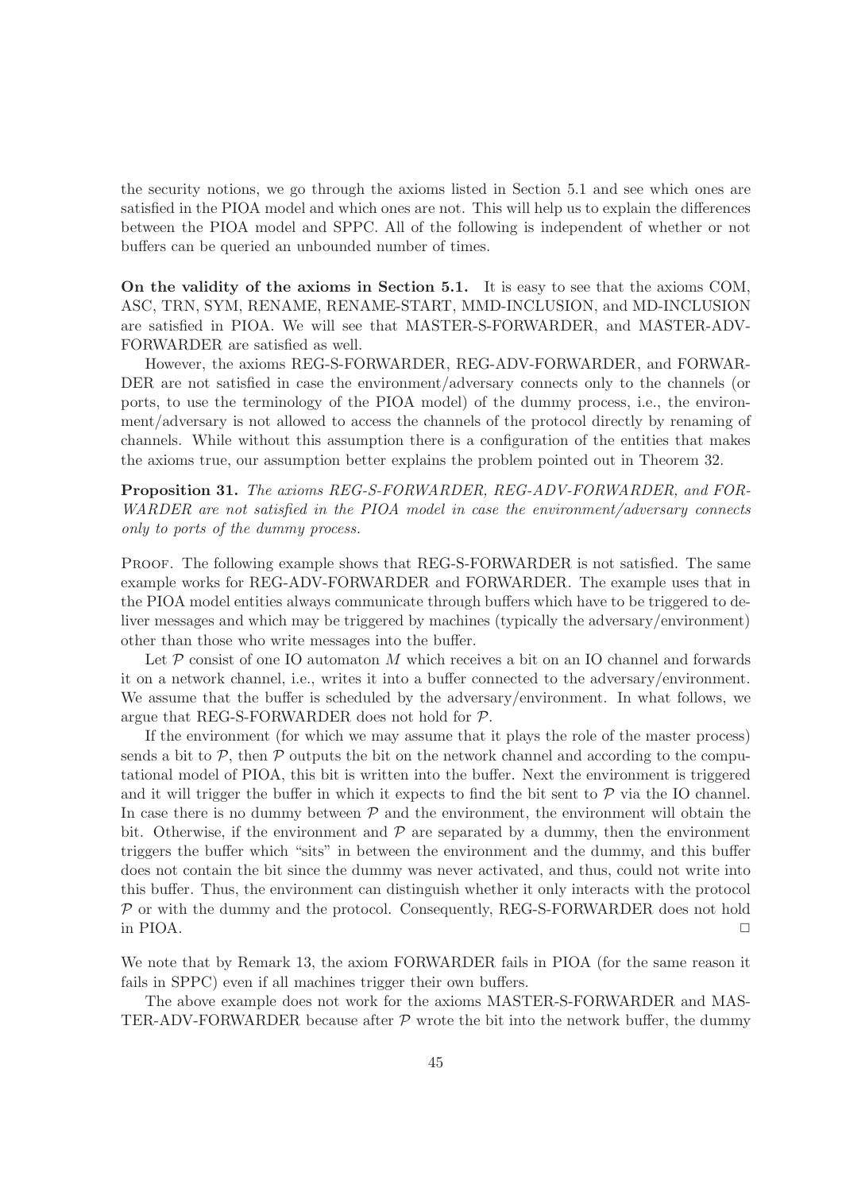the security notions, we go through the axioms listed in Section 5.1 and see which ones are satisfied in the PIOA model and which ones are not. This will help us to explain the differences between the PIOA model and SPPC. All of the following is independent of whether or not buffers can be queried an unbounded number of times.

**On the validity of the axioms in Section 5.1.** It is easy to see that the axioms COM, ASC, TRN, SYM, RENAME, RENAME-START, MMD-INCLUSION, and MD-INCLUSION are satisfied in PIOA. We will see that MASTER-S-FORWARDER, and MASTER-ADV-FORWARDER are satisfied as well.

However, the axioms REG-S-FORWARDER, REG-ADV-FORWARDER, and FORWARDER are not satisfied in case the environment/adversary connects only to the channels (or ports, to use the terminology of the PIOA model) of the dummy process, i.e., the environment/adversary is not allowed to access the channels of the protocol directly by renaming of channels. While without this assumption there is a configuration of the entities that makes the axioms true, our assumption better explains the problem pointed out in Theorem 32.

**Proposition 31.** *The axioms REG-S-FORWARDER, REG-ADV-FORWARDER, and FORWARDER are not satisfied in the PIOA model in case the environment/adversary connects only to ports of the dummy process.*

Proof. The following example shows that REG-S-FORWARDER is not satisfied. The same example works for REG-ADV-FORWARDER and FORWARDER. The example uses that in the PIOA model entities always communicate through buffers which have to be triggered to deliver messages and which may be triggered by machines (typically the adversary/environment) other than those who write messages into the buffer.

Let $\mathcal{P}$ consist of one IO automaton $M$ which receives a bit on an IO channel and forwards it on a network channel, i.e., writes it into a buffer connected to the adversary/environment. We assume that the buffer is scheduled by the adversary/environment. In what follows, we argue that REG-S-FORWARDER does not hold for $\mathcal{P}$.

If the environment (for which we may assume that it plays the role of the master process) sends a bit to $\mathcal{P}$, then $\mathcal{P}$ outputs the bit on the network channel and according to the computational model of PIOA, this bit is written into the buffer. Next the environment is triggered and it will trigger the buffer in which it expects to find the bit sent to $\mathcal{P}$ via the IO channel. In case there is no dummy between $\mathcal{P}$ and the environment, the environment will obtain the bit. Otherwise, if the environment and $\mathcal{P}$ are separated by a dummy, then the environment triggers the buffer which "sits" in between the environment and the dummy, and this buffer does not contain the bit since the dummy was never activated, and thus, could not write into this buffer. Thus, the environment can distinguish whether it only interacts with the protocol $\mathcal{P}$ or with the dummy and the protocol. Consequently, REG-S-FORWARDER does not hold in PIOA. □

We note that by Remark 13, the axiom FORWARDER fails in PIOA (for the same reason it fails in SPPC) even if all machines trigger their own buffers.

The above example does not work for the axioms MASTER-S-FORWARDER and MASTER-ADV-FORWARDER because after $\mathcal{P}$ wrote the bit into the network buffer, the dummy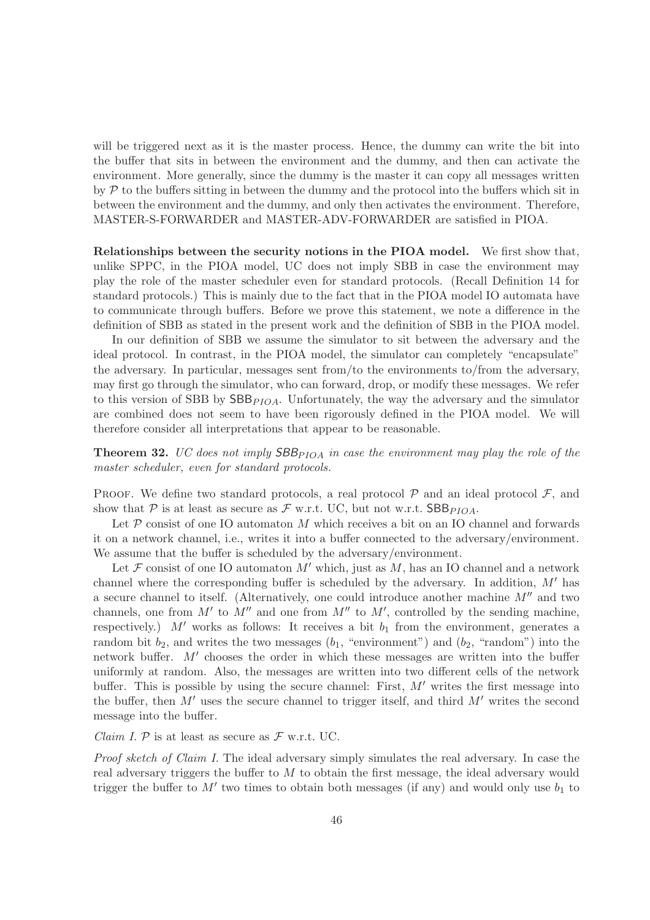will be triggered next as it is the master process. Hence, the dummy can write the bit into the buffer that sits in between the environment and the dummy, and then can activate the environment. More generally, since the dummy is the master it can copy all messages written by $\mathcal{P}$ to the buffers sitting in between the dummy and the protocol into the buffers which sit in between the environment and the dummy, and only then activates the environment. Therefore, MASTER-S-FORWARDER and MASTER-ADV-FORWARDER are satisfied in PIOA.

**Relationships between the security notions in the PIOA model.** We first show that, unlike SPPC, in the PIOA model, UC does not imply SBB in case the environment may play the role of the master scheduler even for standard protocols. (Recall Definition 14 for standard protocols.) This is mainly due to the fact that in the PIOA model IO automata have to communicate through buffers. Before we prove this statement, we note a difference in the definition of SBB as stated in the present work and the definition of SBB in the PIOA model.

In our definition of SBB we assume the simulator to sit between the adversary and the ideal protocol. In contrast, in the PIOA model, the simulator can completely "encapsulate" the adversary. In particular, messages sent from/to the environments to/from the adversary, may first go through the simulator, who can forward, drop, or modify these messages. We refer to this version of SBB by $\mathsf{SBB}_{PIOA}$. Unfortunately, the way the adversary and the simulator are combined does not seem to have been rigorously defined in the PIOA model. We will therefore consider all interpretations that appear to be reasonable.

**Theorem 32.** *UC does not imply $\mathsf{SBB}_{PIOA}$ in case the environment may play the role of the master scheduler, even for standard protocols.*

Proof. We define two standard protocols, a real protocol $\mathcal{P}$ and an ideal protocol $\mathcal{F}$, and show that $\mathcal{P}$ is at least as secure as $\mathcal{F}$ w.r.t. UC, but not w.r.t. $\mathsf{SBB}_{PIOA}$.

Let $\mathcal{P}$ consist of one IO automaton $M$ which receives a bit on an IO channel and forwards it on a network channel, i.e., writes it into a buffer connected to the adversary/environment. We assume that the buffer is scheduled by the adversary/environment.

Let $\mathcal{F}$ consist of one IO automaton $M'$ which, just as $M$, has an IO channel and a network channel where the corresponding buffer is scheduled by the adversary. In addition, $M'$ has a secure channel to itself. (Alternatively, one could introduce another machine $M''$ and two channels, one from $M'$ to $M''$ and one from $M''$ to $M'$, controlled by the sending machine, respectively.) $M'$ works as follows: It receives a bit $b_1$ from the environment, generates a random bit $b_2$, and writes the two messages ($b_1$, "environment") and ($b_2$, "random") into the network buffer. $M'$ chooses the order in which these messages are written into the buffer uniformly at random. Also, the messages are written into two different cells of the network buffer. This is possible by using the secure channel: First, $M'$ writes the first message into the buffer, then $M'$ uses the secure channel to trigger itself, and third $M'$ writes the second message into the buffer.

*Claim I.* $\mathcal{P}$ is at least as secure as $\mathcal{F}$ w.r.t. UC.

*Proof sketch of Claim I.* The ideal adversary simply simulates the real adversary. In case the real adversary triggers the buffer to $M$ to obtain the first message, the ideal adversary would trigger the buffer to $M'$ two times to obtain both messages (if any) and would only use $b_1$ to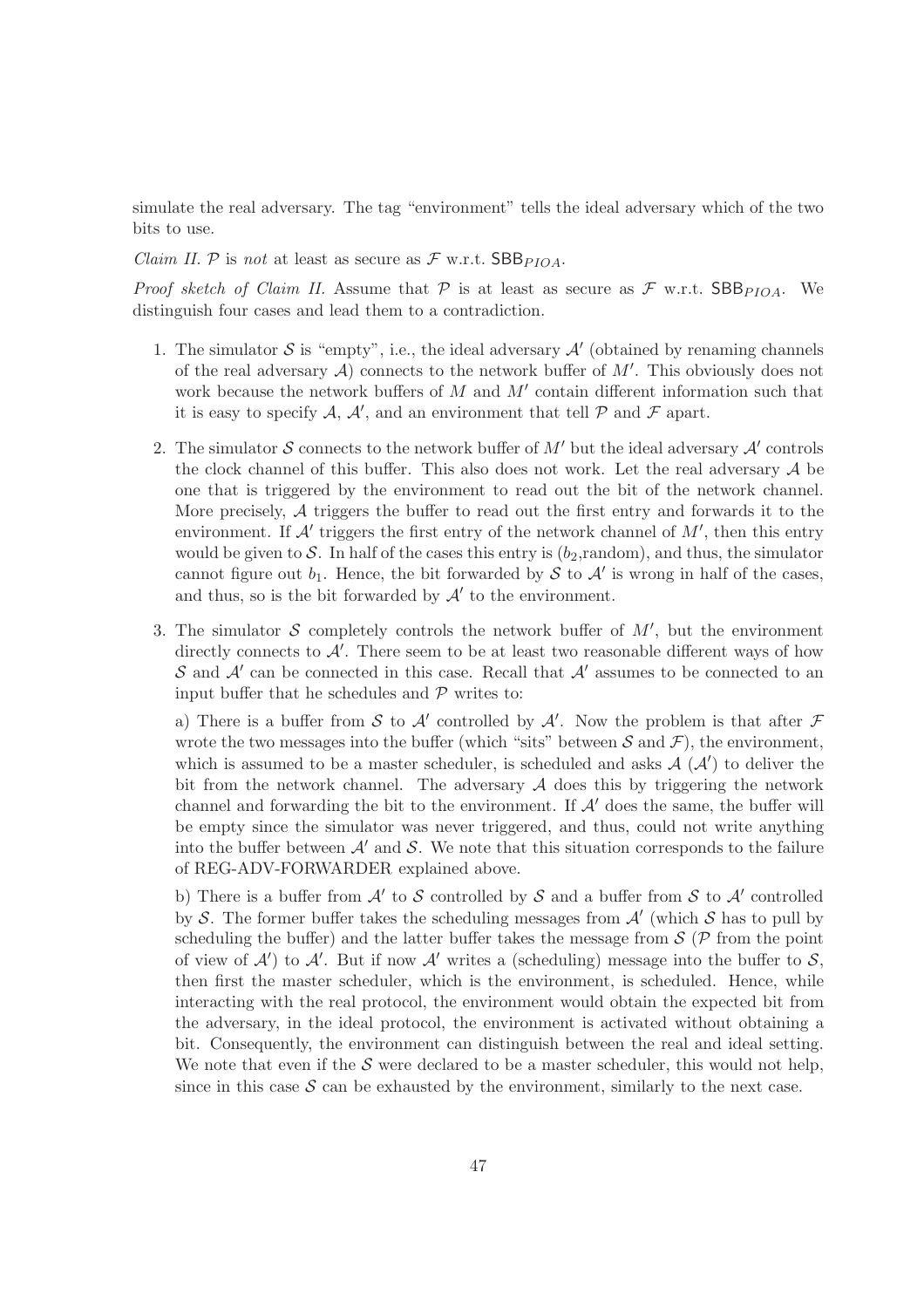simulate the real adversary. The tag "environment" tells the ideal adversary which of the two bits to use.

*Claim II.* $\mathcal{P}$ is *not* at least as secure as $\mathcal{F}$ w.r.t. $\mathsf{SBB}_{PIOA}$.

*Proof sketch of Claim II.* Assume that $\mathcal{P}$ is at least as secure as $\mathcal{F}$ w.r.t. $\mathsf{SBB}_{PIOA}$. We distinguish four cases and lead them to a contradiction.

1. The simulator $\mathcal{S}$ is "empty", i.e., the ideal adversary $\mathcal{A}'$ (obtained by renaming channels of the real adversary $\mathcal{A}$) connects to the network buffer of $M'$. This obviously does not work because the network buffers of $M$ and $M'$ contain different information such that it is easy to specify $\mathcal{A}$, $\mathcal{A}'$, and an environment that tell $\mathcal{P}$ and $\mathcal{F}$ apart.

2. The simulator $\mathcal{S}$ connects to the network buffer of $M'$ but the ideal adversary $\mathcal{A}'$ controls the clock channel of this buffer. This also does not work. Let the real adversary $\mathcal{A}$ be one that is triggered by the environment to read out the bit of the network channel. More precisely, $\mathcal{A}$ triggers the buffer to read out the first entry and forwards it to the environment. If $\mathcal{A}'$ triggers the first entry of the network channel of $M'$, then this entry would be given to $\mathcal{S}$. In half of the cases this entry is ($b_2$,random), and thus, the simulator cannot figure out $b_1$. Hence, the bit forwarded by $\mathcal{S}$ to $\mathcal{A}'$ is wrong in half of the cases, and thus, so is the bit forwarded by $\mathcal{A}'$ to the environment.

3. The simulator $\mathcal{S}$ completely controls the network buffer of $M'$, but the environment directly connects to $\mathcal{A}'$. There seem to be at least two reasonable different ways of how $\mathcal{S}$ and $\mathcal{A}'$ can be connected in this case. Recall that $\mathcal{A}'$ assumes to be connected to an input buffer that he schedules and $\mathcal{P}$ writes to:

   a) There is a buffer from $\mathcal{S}$ to $\mathcal{A}'$ controlled by $\mathcal{A}'$. Now the problem is that after $\mathcal{F}$ wrote the two messages into the buffer (which "sits" between $\mathcal{S}$ and $\mathcal{F}$), the environment, which is assumed to be a master scheduler, is scheduled and asks $\mathcal{A}$ ($\mathcal{A}'$) to deliver the bit from the network channel. The adversary $\mathcal{A}$ does this by triggering the network channel and forwarding the bit to the environment. If $\mathcal{A}'$ does the same, the buffer will be empty since the simulator was never triggered, and thus, could not write anything into the buffer between $\mathcal{A}'$ and $\mathcal{S}$. We note that this situation corresponds to the failure of REG-ADV-FORWARDER explained above.

   b) There is a buffer from $\mathcal{A}'$ to $\mathcal{S}$ controlled by $\mathcal{S}$ and a buffer from $\mathcal{S}$ to $\mathcal{A}'$ controlled by $\mathcal{S}$. The former buffer takes the scheduling messages from $\mathcal{A}'$ (which $\mathcal{S}$ has to pull by scheduling the buffer) and the latter buffer takes the message from $\mathcal{S}$ ($\mathcal{P}$ from the point of view of $\mathcal{A}'$) to $\mathcal{A}'$. But if now $\mathcal{A}'$ writes a (scheduling) message into the buffer to $\mathcal{S}$, then first the master scheduler, which is the environment, is scheduled. Hence, while interacting with the real protocol, the environment would obtain the expected bit from the adversary, in the ideal protocol, the environment is activated without obtaining a bit. Consequently, the environment can distinguish between the real and ideal setting. We note that even if the $\mathcal{S}$ were declared to be a master scheduler, this would not help, since in this case $\mathcal{S}$ can be exhausted by the environment, similarly to the next case.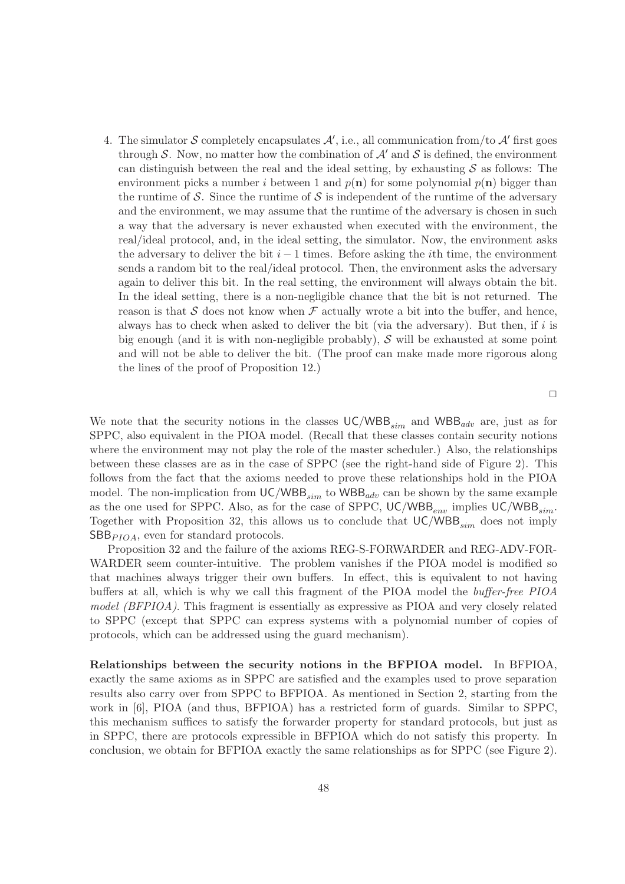4. The simulator $\mathcal{S}$ completely encapsulates $\mathcal{A}'$, i.e., all communication from/to $\mathcal{A}'$ first goes through $\mathcal{S}$. Now, no matter how the combination of $\mathcal{A}'$ and $\mathcal{S}$ is defined, the environment can distinguish between the real and the ideal setting, by exhausting $\mathcal{S}$ as follows: The environment picks a number $i$ between 1 and $p(\mathbf{n})$ for some polynomial $p(\mathbf{n})$ bigger than the runtime of $\mathcal{S}$. Since the runtime of $\mathcal{S}$ is independent of the runtime of the adversary and the environment, we may assume that the runtime of the adversary is chosen in such a way that the adversary is never exhausted when executed with the environment, the real/ideal protocol, and, in the ideal setting, the simulator. Now, the environment asks the adversary to deliver the bit $i-1$ times. Before asking the $i$th time, the environment sends a random bit to the real/ideal protocol. Then, the environment asks the adversary again to deliver this bit. In the real setting, the environment will always obtain the bit. In the ideal setting, there is a non-negligible chance that the bit is not returned. The reason is that $\mathcal{S}$ does not know when $\mathcal{F}$ actually wrote a bit into the buffer, and hence, always has to check when asked to deliver the bit (via the adversary). But then, if $i$ is big enough (and it is with non-negligible probably), $\mathcal{S}$ will be exhausted at some point and will not be able to deliver the bit. (The proof can make made more rigorous along the lines of the proof of Proposition 12.)

□

We note that the security notions in the classes $\mathsf{UC/WBB}_{sim}$ and $\mathsf{WBB}_{adv}$ are, just as for SPPC, also equivalent in the PIOA model. (Recall that these classes contain security notions where the environment may not play the role of the master scheduler.) Also, the relationships between these classes are as in the case of SPPC (see the right-hand side of Figure 2). This follows from the fact that the axioms needed to prove these relationships hold in the PIOA model. The non-implication from $\mathsf{UC/WBB}_{sim}$ to $\mathsf{WBB}_{adv}$ can be shown by the same example as the one used for SPPC. Also, as for the case of SPPC, $\mathsf{UC/WBB}_{env}$ implies $\mathsf{UC/WBB}_{sim}$. Together with Proposition 32, this allows us to conclude that $\mathsf{UC/WBB}_{sim}$ does not imply $\mathsf{SBB}_{PIOA}$, even for standard protocols.

Proposition 32 and the failure of the axioms REG-S-FORWARDER and REG-ADV-FORWARDER seem counter-intuitive. The problem vanishes if the PIOA model is modified so that machines always trigger their own buffers. In effect, this is equivalent to not having buffers at all, which is why we call this fragment of the PIOA model the *buffer-free PIOA model (BFPIOA)*. This fragment is essentially as expressive as PIOA and very closely related to SPPC (except that SPPC can express systems with a polynomial number of copies of protocols, which can be addressed using the guard mechanism).

**Relationships between the security notions in the BFPIOA model.** In BFPIOA, exactly the same axioms as in SPPC are satisfied and the examples used to prove separation results also carry over from SPPC to BFPIOA. As mentioned in Section 2, starting from the work in [6], PIOA (and thus, BFPIOA) has a restricted form of guards. Similar to SPPC, this mechanism suffices to satisfy the forwarder property for standard protocols, but just as in SPPC, there are protocols expressible in BFPIOA which do not satisfy this property. In conclusion, we obtain for BFPIOA exactly the same relationships as for SPPC (see Figure 2).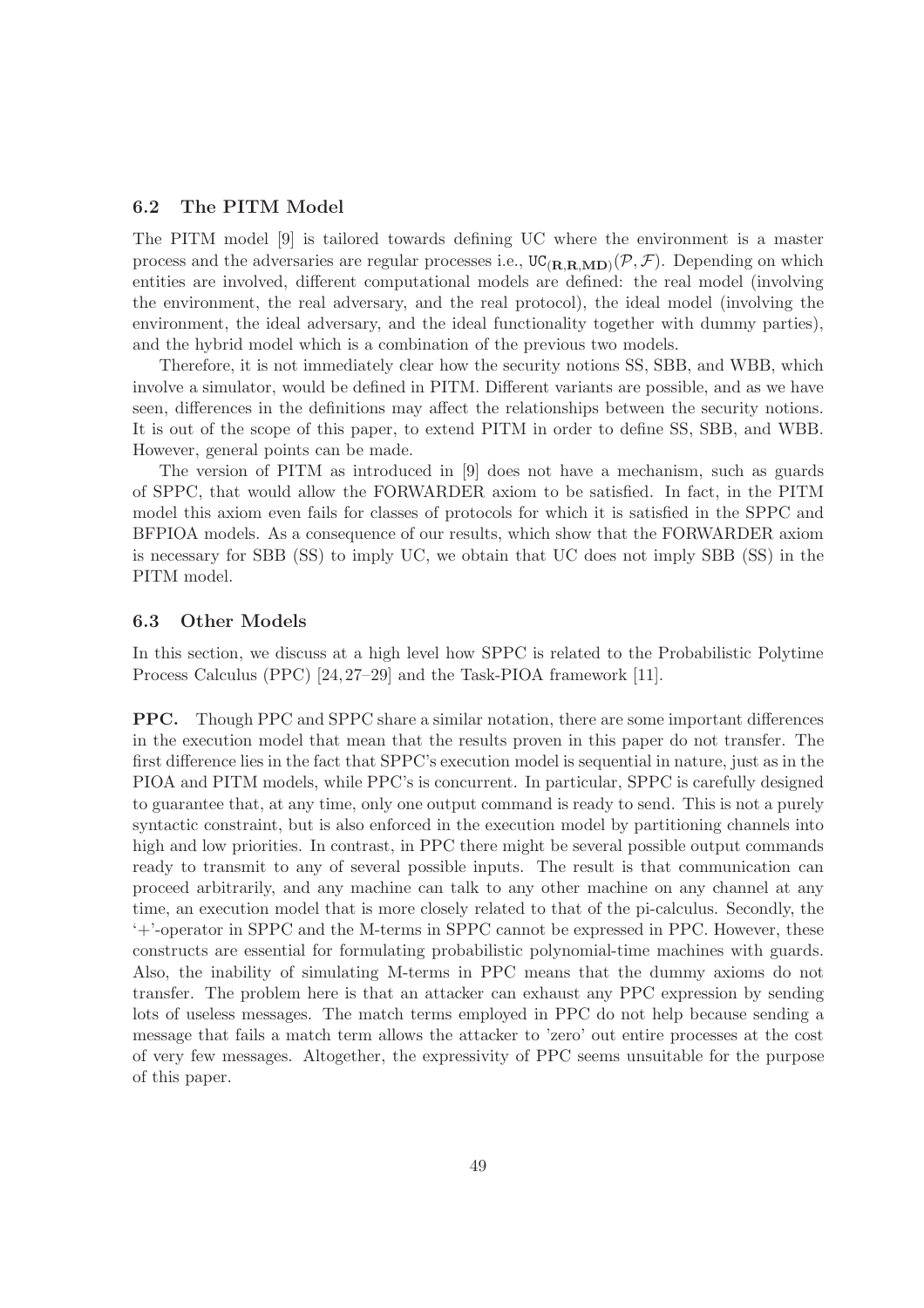### 6.2 The PITM Model

The PITM model [9] is tailored towards defining UC where the environment is a master process and the adversaries are regular processes i.e., $\mathtt{UC}_{(\mathbf{R},\mathbf{R},\mathbf{MD})}(\mathcal{P},\mathcal{F})$. Depending on which entities are involved, different computational models are defined: the real model (involving the environment, the real adversary, and the real protocol), the ideal model (involving the environment, the ideal adversary, and the ideal functionality together with dummy parties), and the hybrid model which is a combination of the previous two models.

Therefore, it is not immediately clear how the security notions SS, SBB, and WBB, which involve a simulator, would be defined in PITM. Different variants are possible, and as we have seen, differences in the definitions may affect the relationships between the security notions. It is out of the scope of this paper, to extend PITM in order to define SS, SBB, and WBB. However, general points can be made.

The version of PITM as introduced in [9] does not have a mechanism, such as guards of SPPC, that would allow the FORWARDER axiom to be satisfied. In fact, in the PITM model this axiom even fails for classes of protocols for which it is satisfied in the SPPC and BFPIOA models. As a consequence of our results, which show that the FORWARDER axiom is necessary for SBB (SS) to imply UC, we obtain that UC does not imply SBB (SS) in the PITM model.

### 6.3 Other Models

In this section, we discuss at a high level how SPPC is related to the Probabilistic Polytime Process Calculus (PPC) [24, 27–29] and the Task-PIOA framework [11].

**PPC.** Though PPC and SPPC share a similar notation, there are some important differences in the execution model that mean that the results proven in this paper do not transfer. The first difference lies in the fact that SPPC's execution model is sequential in nature, just as in the PIOA and PITM models, while PPC's is concurrent. In particular, SPPC is carefully designed to guarantee that, at any time, only one output command is ready to send. This is not a purely syntactic constraint, but is also enforced in the execution model by partitioning channels into high and low priorities. In contrast, in PPC there might be several possible output commands ready to transmit to any of several possible inputs. The result is that communication can proceed arbitrarily, and any machine can talk to any other machine on any channel at any time, an execution model that is more closely related to that of the pi-calculus. Secondly, the '+'-operator in SPPC and the M-terms in SPPC cannot be expressed in PPC. However, these constructs are essential for formulating probabilistic polynomial-time machines with guards. Also, the inability of simulating M-terms in PPC means that the dummy axioms do not transfer. The problem here is that an attacker can exhaust any PPC expression by sending lots of useless messages. The match terms employed in PPC do not help because sending a message that fails a match term allows the attacker to 'zero' out entire processes at the cost of very few messages. Altogether, the expressivity of PPC seems unsuitable for the purpose of this paper.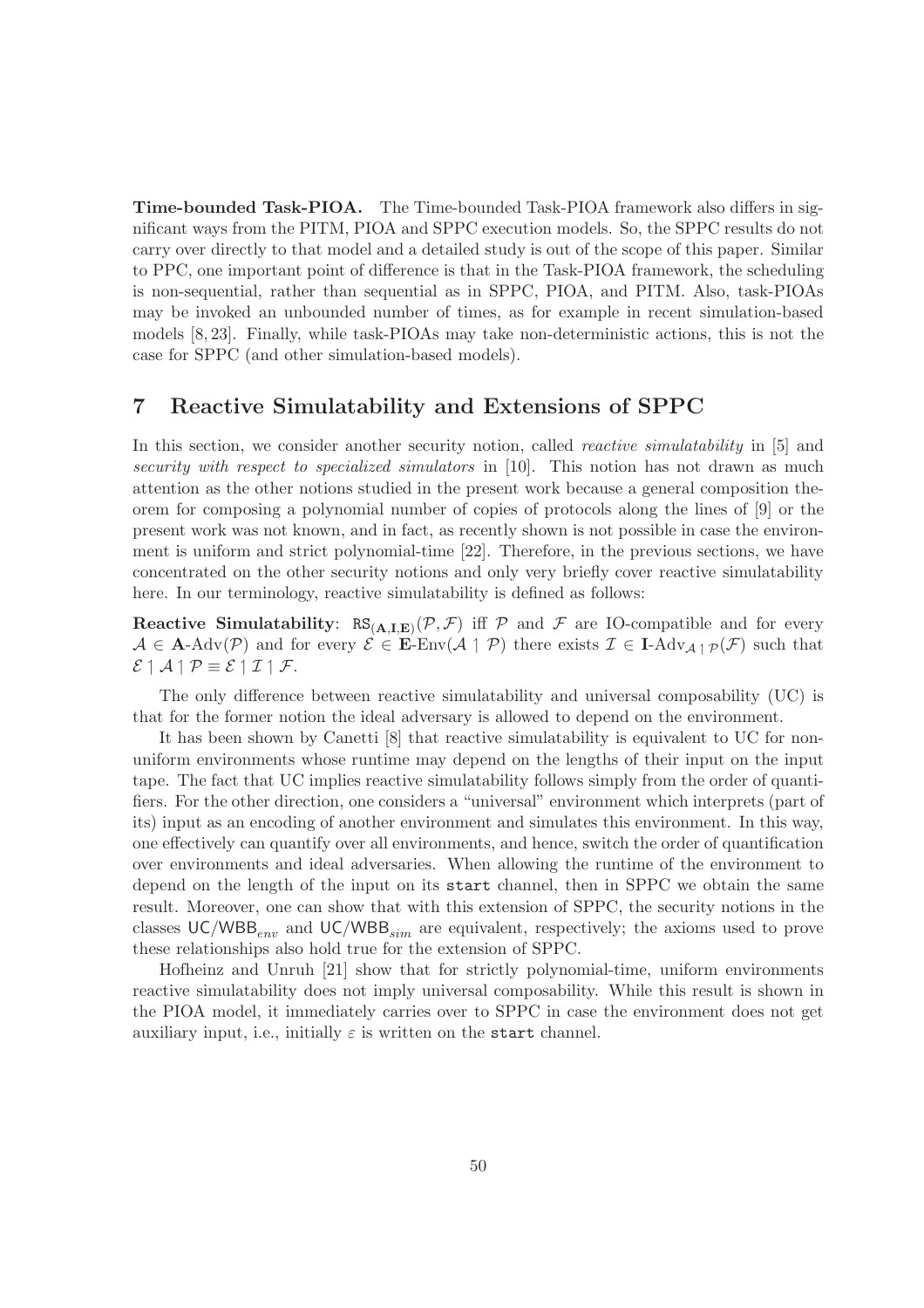**Time-bounded Task-PIOA.** The Time-bounded Task-PIOA framework also differs in significant ways from the PITM, PIOA and SPPC execution models. So, the SPPC results do not carry over directly to that model and a detailed study is out of the scope of this paper. Similar to PPC, one important point of difference is that in the Task-PIOA framework, the scheduling is non-sequential, rather than sequential as in SPPC, PIOA, and PITM. Also, task-PIOAs may be invoked an unbounded number of times, as for example in recent simulation-based models [8, 23]. Finally, while task-PIOAs may take non-deterministic actions, this is not the case for SPPC (and other simulation-based models).

## 7 Reactive Simulatability and Extensions of SPPC

In this section, we consider another security notion, called *reactive simulatability* in [5] and *security with respect to specialized simulators* in [10]. This notion has not drawn as much attention as the other notions studied in the present work because a general composition theorem for composing a polynomial number of copies of protocols along the lines of [9] or the present work was not known, and in fact, as recently shown is not possible in case the environment is uniform and strict polynomial-time [22]. Therefore, in the previous sections, we have concentrated on the other security notions and only very briefly cover reactive simulatability here. In our terminology, reactive simulatability is defined as follows:

**Reactive Simulatability**: $\mathtt{RS}_{(\mathbf{A},\mathbf{I},\mathbf{E})}(\mathcal{P},\mathcal{F})$ iff $\mathcal{P}$ and $\mathcal{F}$ are IO-compatible and for every $\mathcal{A} \in \mathbf{A}\text{-Adv}(\mathcal{P})$ and for every $\mathcal{E} \in \mathbf{E}\text{-Env}(\mathcal{A} \upharpoonleft \mathcal{P})$ there exists $\mathcal{I} \in \mathbf{I}\text{-Adv}_{\mathcal{A} \upharpoonleft \mathcal{P}}(\mathcal{F})$ such that $\mathcal{E} \upharpoonleft \mathcal{A} \upharpoonleft \mathcal{P} \equiv \mathcal{E} \upharpoonleft \mathcal{I} \upharpoonleft \mathcal{F}$.

The only difference between reactive simulatability and universal composability (UC) is that for the former notion the ideal adversary is allowed to depend on the environment.

It has been shown by Canetti [8] that reactive simulatability is equivalent to UC for non-uniform environments whose runtime may depend on the lengths of their input on the input tape. The fact that UC implies reactive simulatability follows simply from the order of quantifiers. For the other direction, one considers a "universal" environment which interprets (part of its) input as an encoding of another environment and simulates this environment. In this way, one effectively can quantify over all environments, and hence, switch the order of quantification over environments and ideal adversaries. When allowing the runtime of the environment to depend on the length of the input on its `start` channel, then in SPPC we obtain the same result. Moreover, one can show that with this extension of SPPC, the security notions in the classes $\mathsf{UC}/\mathsf{WBB}_{env}$ and $\mathsf{UC}/\mathsf{WBB}_{sim}$ are equivalent, respectively; the axioms used to prove these relationships also hold true for the extension of SPPC.

Hofheinz and Unruh [21] show that for strictly polynomial-time, uniform environments reactive simulatability does not imply universal composability. While this result is shown in the PIOA model, it immediately carries over to SPPC in case the environment does not get auxiliary input, i.e., initially $\varepsilon$ is written on the `start` channel.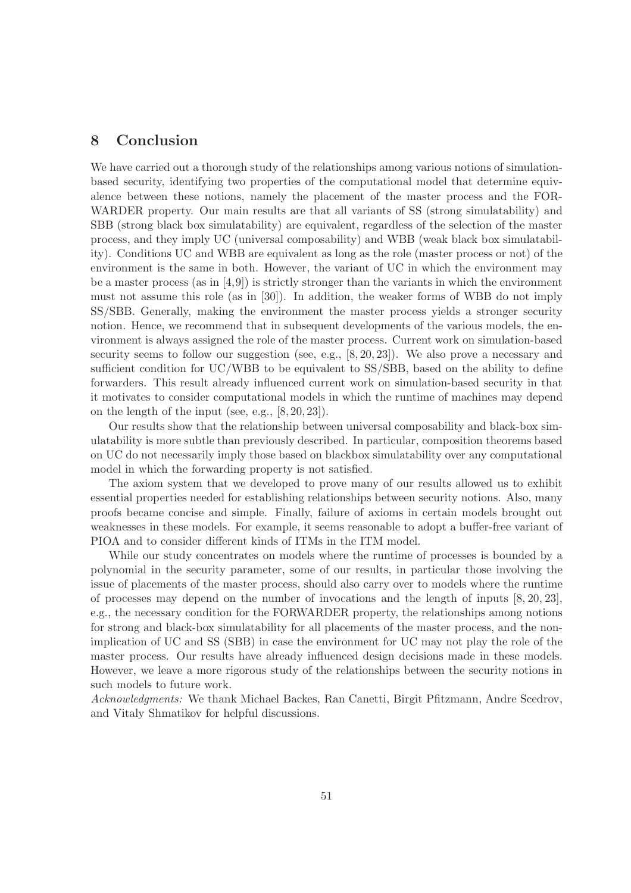## 8 Conclusion

We have carried out a thorough study of the relationships among various notions of simulation-based security, identifying two properties of the computational model that determine equivalence between these notions, namely the placement of the master process and the FORWARDER property. Our main results are that all variants of SS (strong simulatability) and SBB (strong black box simulatability) are equivalent, regardless of the selection of the master process, and they imply UC (universal composability) and WBB (weak black box simulatability). Conditions UC and WBB are equivalent as long as the role (master process or not) of the environment is the same in both. However, the variant of UC in which the environment may be a master process (as in [4,9]) is strictly stronger than the variants in which the environment must not assume this role (as in [30]). In addition, the weaker forms of WBB do not imply SS/SBB. Generally, making the environment the master process yields a stronger security notion. Hence, we recommend that in subsequent developments of the various models, the environment is always assigned the role of the master process. Current work on simulation-based security seems to follow our suggestion (see, e.g., [8, 20, 23]). We also prove a necessary and sufficient condition for UC/WBB to be equivalent to SS/SBB, based on the ability to define forwarders. This result already influenced current work on simulation-based security in that it motivates to consider computational models in which the runtime of machines may depend on the length of the input (see, e.g., [8, 20, 23]).

Our results show that the relationship between universal composability and black-box simulatability is more subtle than previously described. In particular, composition theorems based on UC do not necessarily imply those based on blackbox simulatability over any computational model in which the forwarding property is not satisfied.

The axiom system that we developed to prove many of our results allowed us to exhibit essential properties needed for establishing relationships between security notions. Also, many proofs became concise and simple. Finally, failure of axioms in certain models brought out weaknesses in these models. For example, it seems reasonable to adopt a buffer-free variant of PIOA and to consider different kinds of ITMs in the ITM model.

While our study concentrates on models where the runtime of processes is bounded by a polynomial in the security parameter, some of our results, in particular those involving the issue of placements of the master process, should also carry over to models where the runtime of processes may depend on the number of invocations and the length of inputs [8, 20, 23], e.g., the necessary condition for the FORWARDER property, the relationships among notions for strong and black-box simulatability for all placements of the master process, and the non-implication of UC and SS (SBB) in case the environment for UC may not play the role of the master process. Our results have already influenced design decisions made in these models. However, we leave a more rigorous study of the relationships between the security notions in such models to future work.

*Acknowledgments:* We thank Michael Backes, Ran Canetti, Birgit Pfitzmann, Andre Scedrov, and Vitaly Shmatikov for helpful discussions.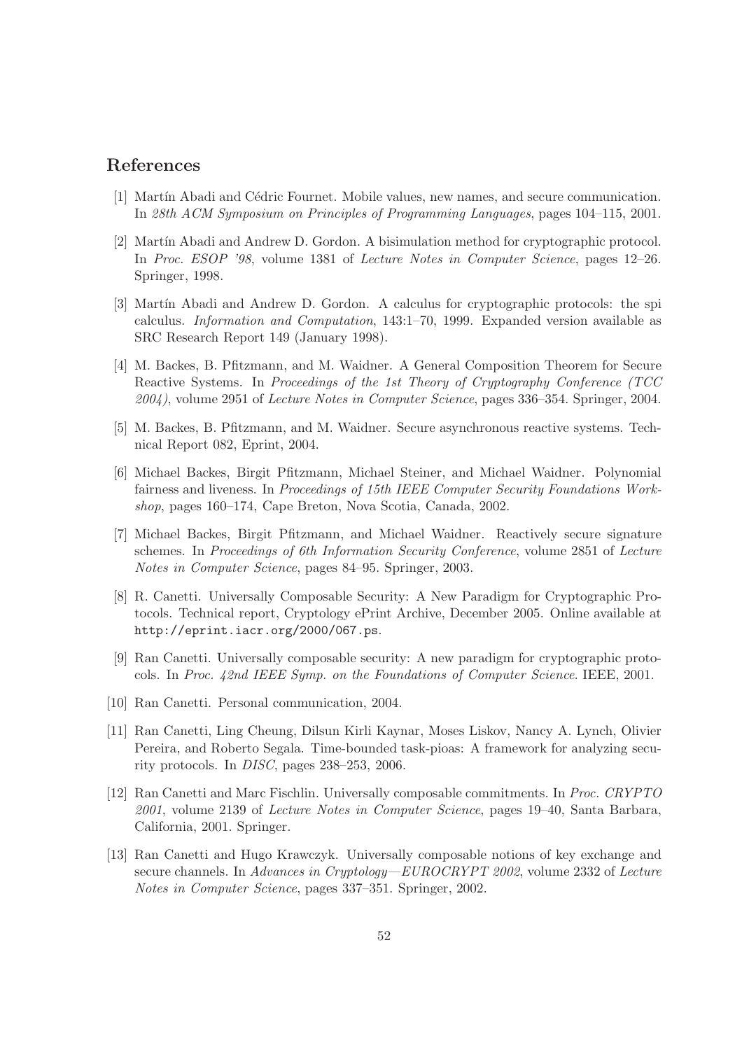## References

[1] Martín Abadi and Cédric Fournet. Mobile values, new names, and secure communication. In *28th ACM Symposium on Principles of Programming Languages*, pages 104–115, 2001.

[2] Martín Abadi and Andrew D. Gordon. A bisimulation method for cryptographic protocol. In *Proc. ESOP '98*, volume 1381 of *Lecture Notes in Computer Science*, pages 12–26. Springer, 1998.

[3] Martín Abadi and Andrew D. Gordon. A calculus for cryptographic protocols: the spi calculus. *Information and Computation*, 143:1–70, 1999. Expanded version available as SRC Research Report 149 (January 1998).

[4] M. Backes, B. Pfitzmann, and M. Waidner. A General Composition Theorem for Secure Reactive Systems. In *Proceedings of the 1st Theory of Cryptography Conference (TCC 2004)*, volume 2951 of *Lecture Notes in Computer Science*, pages 336–354. Springer, 2004.

[5] M. Backes, B. Pfitzmann, and M. Waidner. Secure asynchronous reactive systems. Technical Report 082, Eprint, 2004.

[6] Michael Backes, Birgit Pfitzmann, Michael Steiner, and Michael Waidner. Polynomial fairness and liveness. In *Proceedings of 15th IEEE Computer Security Foundations Workshop*, pages 160–174, Cape Breton, Nova Scotia, Canada, 2002.

[7] Michael Backes, Birgit Pfitzmann, and Michael Waidner. Reactively secure signature schemes. In *Proceedings of 6th Information Security Conference*, volume 2851 of *Lecture Notes in Computer Science*, pages 84–95. Springer, 2003.

[8] R. Canetti. Universally Composable Security: A New Paradigm for Cryptographic Protocols. Technical report, Cryptology ePrint Archive, December 2005. Online available at `http://eprint.iacr.org/2000/067.ps`.

[9] Ran Canetti. Universally composable security: A new paradigm for cryptographic protocols. In *Proc. 42nd IEEE Symp. on the Foundations of Computer Science*. IEEE, 2001.

[10] Ran Canetti. Personal communication, 2004.

[11] Ran Canetti, Ling Cheung, Dilsun Kirli Kaynar, Moses Liskov, Nancy A. Lynch, Olivier Pereira, and Roberto Segala. Time-bounded task-pioas: A framework for analyzing security protocols. In *DISC*, pages 238–253, 2006.

[12] Ran Canetti and Marc Fischlin. Universally composable commitments. In *Proc. CRYPTO 2001*, volume 2139 of *Lecture Notes in Computer Science*, pages 19–40, Santa Barbara, California, 2001. Springer.

[13] Ran Canetti and Hugo Krawczyk. Universally composable notions of key exchange and secure channels. In *Advances in Cryptology—EUROCRYPT 2002*, volume 2332 of *Lecture Notes in Computer Science*, pages 337–351. Springer, 2002.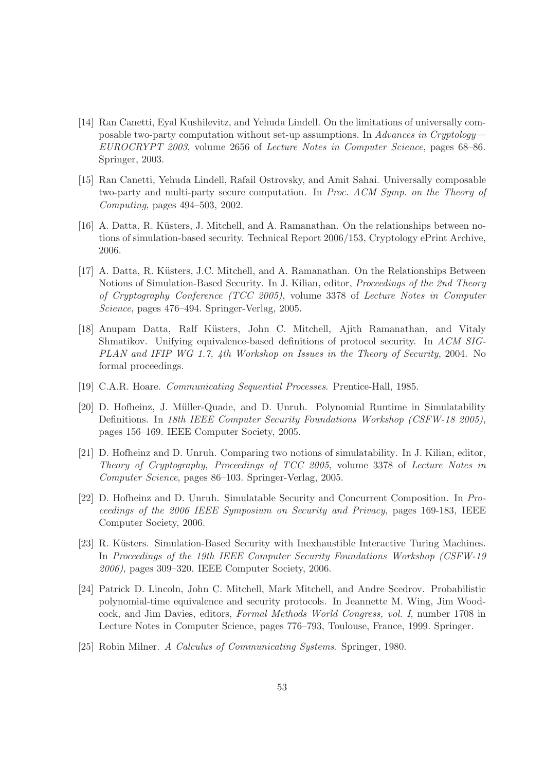[14] Ran Canetti, Eyal Kushilevitz, and Yehuda Lindell. On the limitations of universally composable two-party computation without set-up assumptions. In *Advances in Cryptology—EUROCRYPT 2003*, volume 2656 of *Lecture Notes in Computer Science*, pages 68–86. Springer, 2003.

[15] Ran Canetti, Yehuda Lindell, Rafail Ostrovsky, and Amit Sahai. Universally composable two-party and multi-party secure computation. In *Proc. ACM Symp. on the Theory of Computing*, pages 494–503, 2002.

[16] A. Datta, R. Küsters, J. Mitchell, and A. Ramanathan. On the relationships between notions of simulation-based security. Technical Report 2006/153, Cryptology ePrint Archive, 2006.

[17] A. Datta, R. Küsters, J.C. Mitchell, and A. Ramanathan. On the Relationships Between Notions of Simulation-Based Security. In J. Kilian, editor, *Proceedings of the 2nd Theory of Cryptography Conference (TCC 2005)*, volume 3378 of *Lecture Notes in Computer Science*, pages 476–494. Springer-Verlag, 2005.

[18] Anupam Datta, Ralf Küsters, John C. Mitchell, Ajith Ramanathan, and Vitaly Shmatikov. Unifying equivalence-based definitions of protocol security. In *ACM SIGPLAN and IFIP WG 1.7, 4th Workshop on Issues in the Theory of Security*, 2004. No formal proceedings.

[19] C.A.R. Hoare. *Communicating Sequential Processes*. Prentice-Hall, 1985.

[20] D. Hofheinz, J. Müller-Quade, and D. Unruh. Polynomial Runtime in Simulatability Definitions. In *18th IEEE Computer Security Foundations Workshop (CSFW-18 2005)*, pages 156–169. IEEE Computer Society, 2005.

[21] D. Hofheinz and D. Unruh. Comparing two notions of simulatability. In J. Kilian, editor, *Theory of Cryptography, Proceedings of TCC 2005*, volume 3378 of *Lecture Notes in Computer Science*, pages 86–103. Springer-Verlag, 2005.

[22] D. Hofheinz and D. Unruh. Simulatable Security and Concurrent Composition. In *Proceedings of the 2006 IEEE Symposium on Security and Privacy*, pages 169-183, IEEE Computer Society, 2006.

[23] R. Küsters. Simulation-Based Security with Inexhaustible Interactive Turing Machines. In *Proceedings of the 19th IEEE Computer Security Foundations Workshop (CSFW-19 2006)*, pages 309–320. IEEE Computer Society, 2006.

[24] Patrick D. Lincoln, John C. Mitchell, Mark Mitchell, and Andre Scedrov. Probabilistic polynomial-time equivalence and security protocols. In Jeannette M. Wing, Jim Woodcock, and Jim Davies, editors, *Formal Methods World Congress, vol. I*, number 1708 in Lecture Notes in Computer Science, pages 776–793, Toulouse, France, 1999. Springer.

[25] Robin Milner. *A Calculus of Communicating Systems*. Springer, 1980.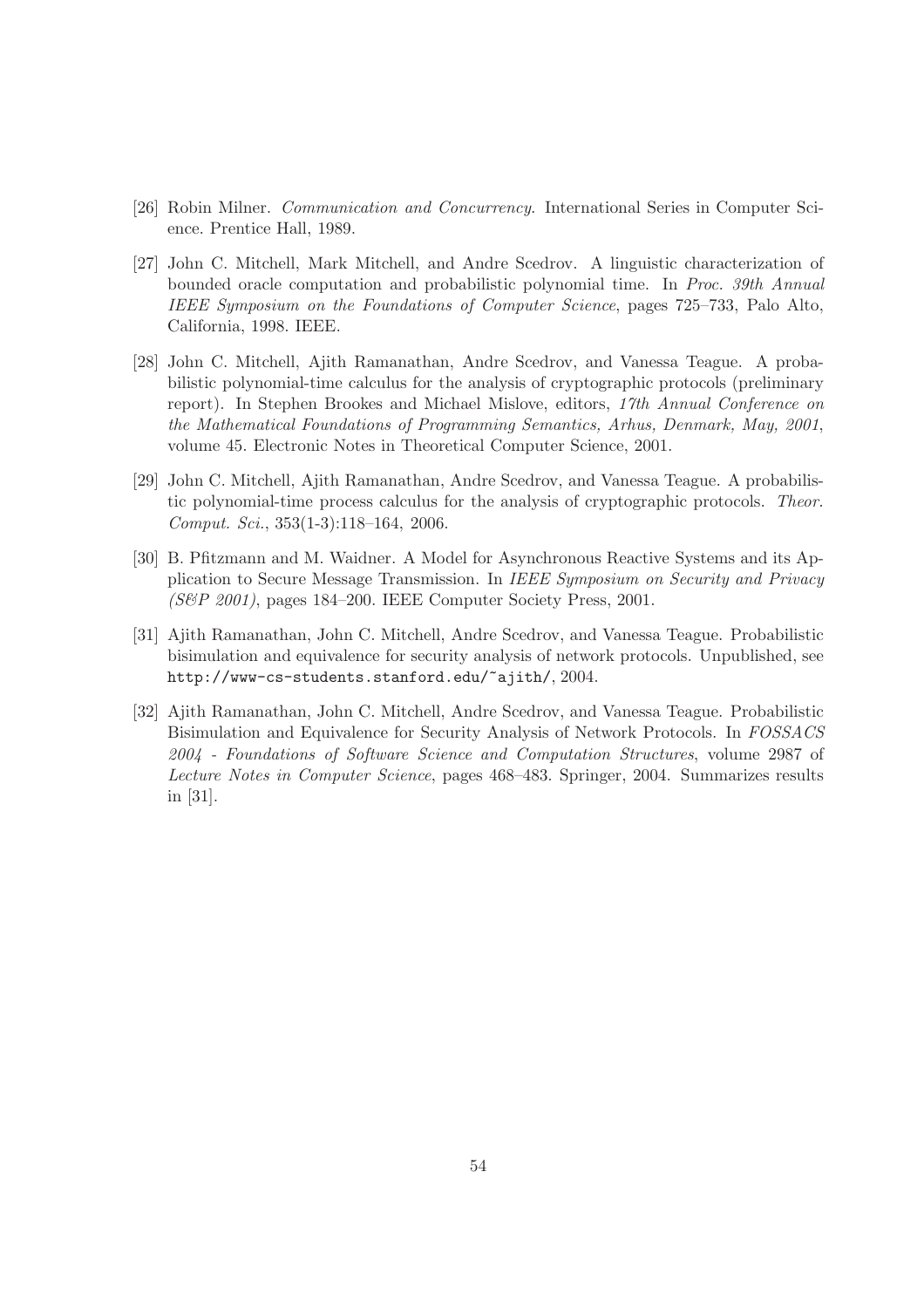[26] Robin Milner. *Communication and Concurrency*. International Series in Computer Science. Prentice Hall, 1989.

[27] John C. Mitchell, Mark Mitchell, and Andre Scedrov. A linguistic characterization of bounded oracle computation and probabilistic polynomial time. In *Proc. 39th Annual IEEE Symposium on the Foundations of Computer Science*, pages 725–733, Palo Alto, California, 1998. IEEE.

[28] John C. Mitchell, Ajith Ramanathan, Andre Scedrov, and Vanessa Teague. A probabilistic polynomial-time calculus for the analysis of cryptographic protocols (preliminary report). In Stephen Brookes and Michael Mislove, editors, *17th Annual Conference on the Mathematical Foundations of Programming Semantics, Arhus, Denmark, May, 2001*, volume 45. Electronic Notes in Theoretical Computer Science, 2001.

[29] John C. Mitchell, Ajith Ramanathan, Andre Scedrov, and Vanessa Teague. A probabilistic polynomial-time process calculus for the analysis of cryptographic protocols. *Theor. Comput. Sci.*, 353(1-3):118–164, 2006.

[30] B. Pfitzmann and M. Waidner. A Model for Asynchronous Reactive Systems and its Application to Secure Message Transmission. In *IEEE Symposium on Security and Privacy (S&P 2001)*, pages 184–200. IEEE Computer Society Press, 2001.

[31] Ajith Ramanathan, John C. Mitchell, Andre Scedrov, and Vanessa Teague. Probabilistic bisimulation and equivalence for security analysis of network protocols. Unpublished, see `http://www-cs-students.stanford.edu/~ajith/`, 2004.

[32] Ajith Ramanathan, John C. Mitchell, Andre Scedrov, and Vanessa Teague. Probabilistic Bisimulation and Equivalence for Security Analysis of Network Protocols. In *FOSSACS 2004 - Foundations of Software Science and Computation Structures*, volume 2987 of *Lecture Notes in Computer Science*, pages 468–483. Springer, 2004. Summarizes results in [31].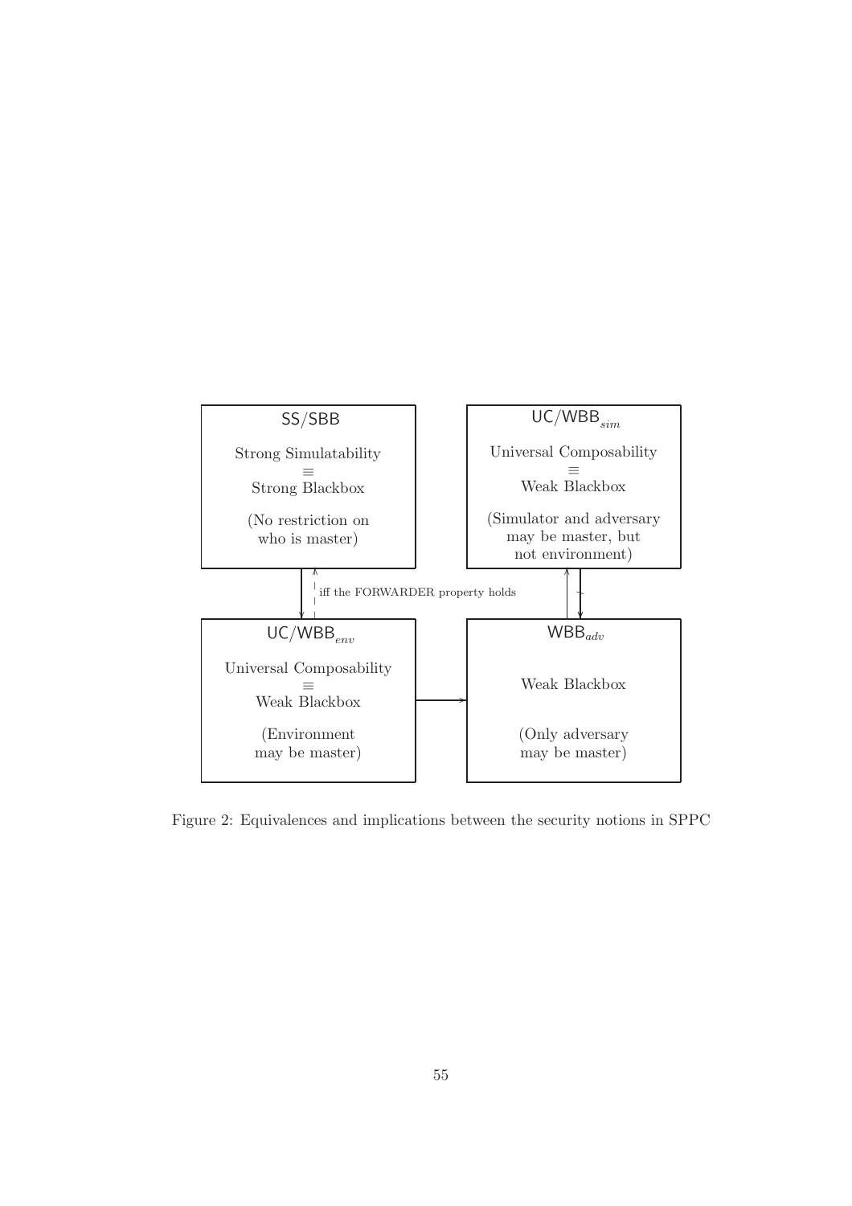SS/SBB

Strong Simulatability
≡
Strong Blackbox

(No restriction on who is master)

UC/WBB$_{sim}$

Universal Composability
≡
Weak Blackbox

(Simulator and adversary may be master, but not environment)

iff the FORWARDER property holds

UC/WBB$_{env}$

Universal Composability
≡
Weak Blackbox

(Environment may be master)

WBB$_{adv}$

Weak Blackbox

(Only adversary may be master)

Figure 2: Equivalences and implications between the security notions in SPPC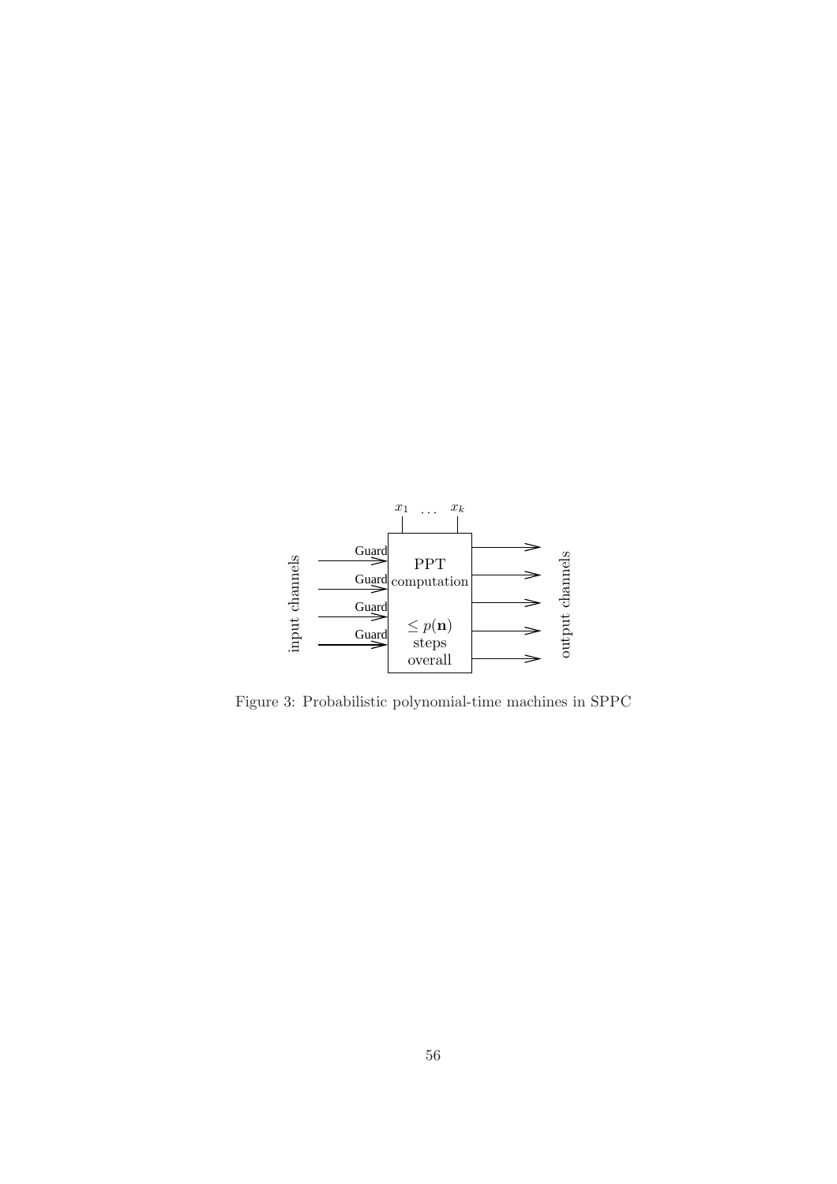$x_1$ ... $x_k$

input channels

Guard

Guard

Guard

Guard

PPT computation

$\leq p(\mathbf{n})$ steps overall

output channels

Figure 3: Probabilistic polynomial-time machines in SPPC